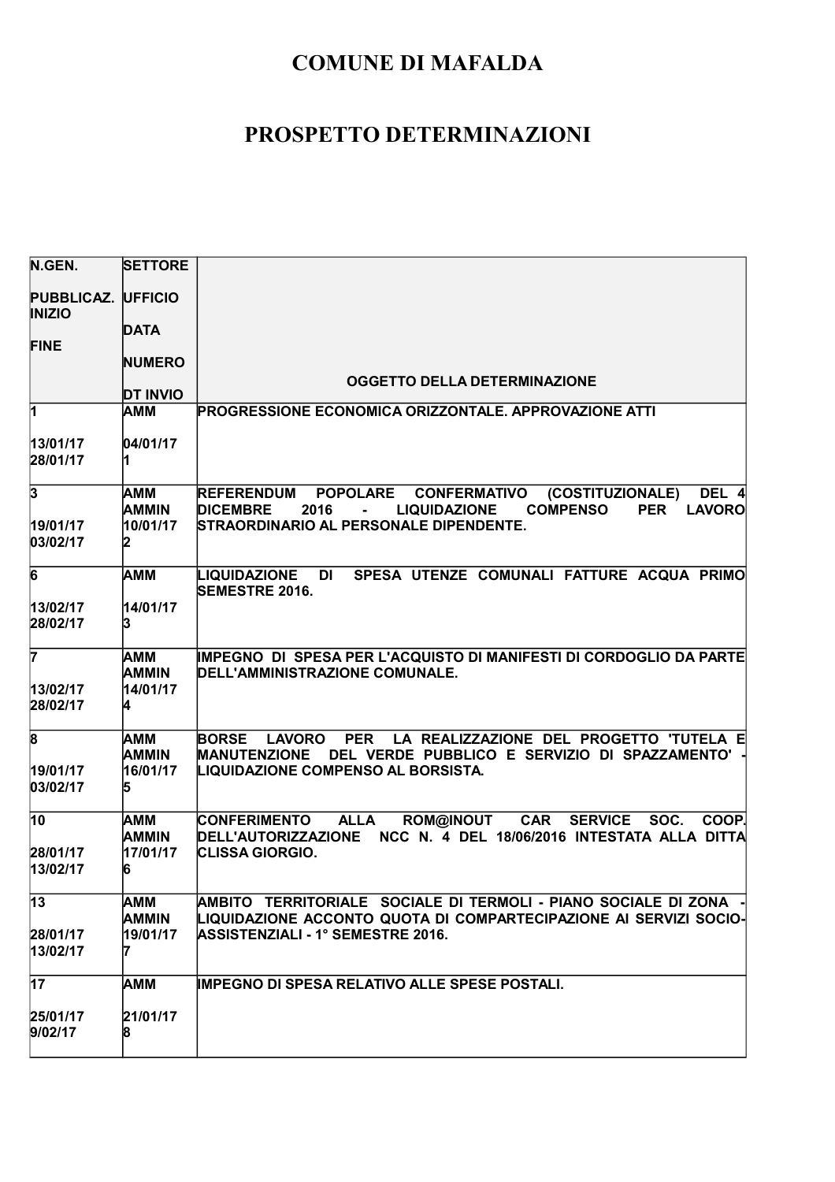# COMUNE DI MAFALDA

# PROSPETTO DETERMINAZIONI

| N.GEN.<br><br>PUBBLICAZ. INIZIO<br><br>FINE | SETTORE<br><br>UFFICIO<br><br>DATA<br><br>NUMERO<br><br>DT INVIO | OGGETTO DELLA DETERMINAZIONE |
|---|---|---|
| 1<br><br>13/01/17<br>28/01/17 | AMM<br><br>04/01/17<br>1 | PROGRESSIONE ECONOMICA ORIZZONTALE. APPROVAZIONE ATTI |
| 3<br><br>19/01/17<br>03/02/17 | AMM<br>AMMIN<br>10/01/17<br>2 | REFERENDUM POPOLARE CONFERMATIVO (COSTITUZIONALE) DEL 4 DICEMBRE 2016 - LIQUIDAZIONE COMPENSO PER LAVORO STRAORDINARIO AL PERSONALE DIPENDENTE. |
| 6<br><br>13/02/17<br>28/02/17 | AMM<br><br>14/01/17<br>3 | LIQUIDAZIONE DI SPESA UTENZE COMUNALI FATTURE ACQUA PRIMO SEMESTRE 2016. |
| 7<br><br>13/02/17<br>28/02/17 | AMM<br>AMMIN<br>14/01/17<br>4 | IMPEGNO DI SPESA PER L'ACQUISTO DI MANIFESTI DI CORDOGLIO DA PARTE DELL'AMMINISTRAZIONE COMUNALE. |
| 8<br><br>19/01/17<br>03/02/17 | AMM<br>AMMIN<br>16/01/17<br>5 | BORSE LAVORO PER LA REALIZZAZIONE DEL PROGETTO 'TUTELA E MANUTENZIONE DEL VERDE PUBBLICO E SERVIZIO DI SPAZZAMENTO' - LIQUIDAZIONE COMPENSO AL BORSISTA. |
| 10<br><br>28/01/17<br>13/02/17 | AMM<br>AMMIN<br>17/01/17<br>6 | CONFERIMENTO ALLA ROM@INOUT CAR SERVICE SOC. COOP. DELL'AUTORIZZAZIONE NCC N. 4 DEL 18/06/2016 INTESTATA ALLA DITTA CLISSA GIORGIO. |
| 13<br><br>28/01/17<br>13/02/17 | AMM<br>AMMIN<br>19/01/17<br>7 | AMBITO TERRITORIALE SOCIALE DI TERMOLI - PIANO SOCIALE DI ZONA - LIQUIDAZIONE ACCONTO QUOTA DI COMPARTECIPAZIONE AI SERVIZI SOCIO-ASSISTENZIALI - 1° SEMESTRE 2016. |
| 17<br><br>25/01/17<br>9/02/17 | AMM<br><br>21/01/17<br>8 | IMPEGNO DI SPESA RELATIVO ALLE SPESE POSTALI. |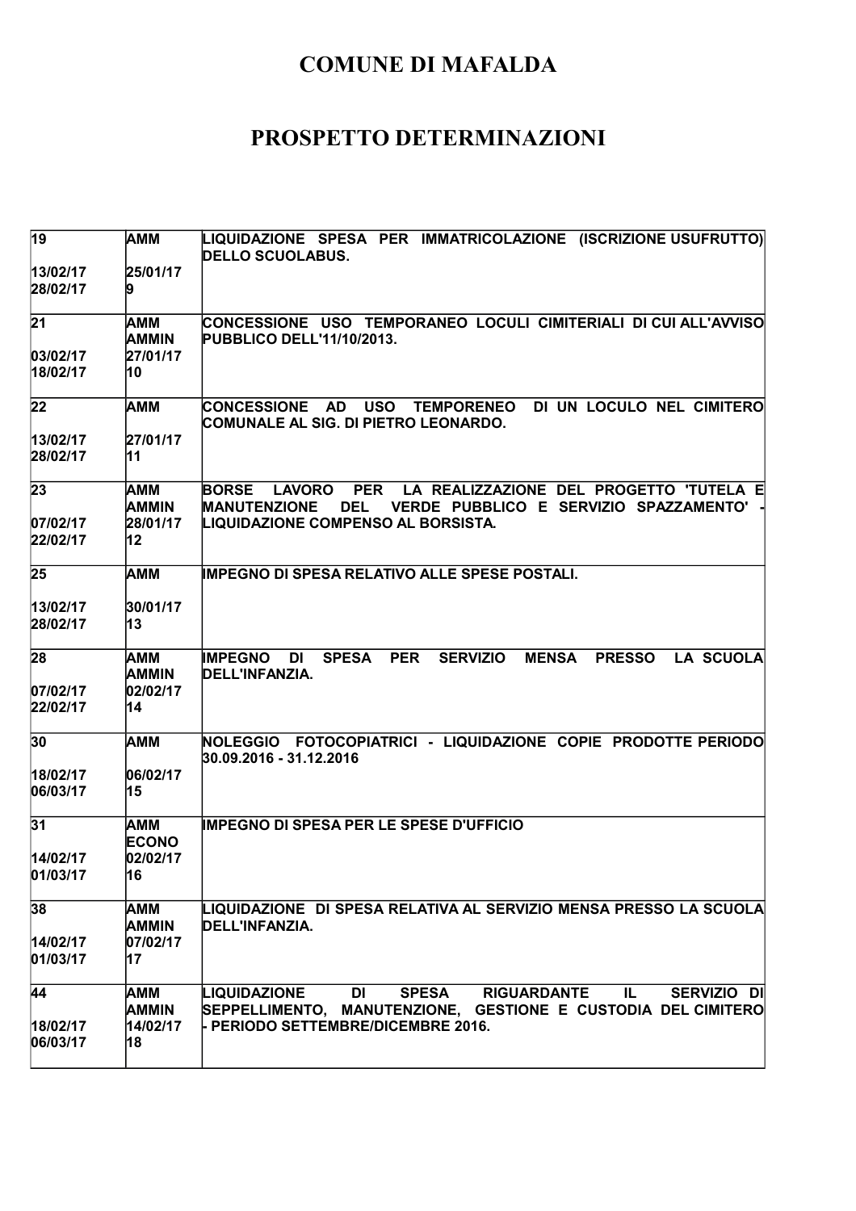# COMUNE DI MAFALDA

# PROSPETTO DETERMINAZIONI

| | | |
|---|---|---|
| 19<br><br>13/02/17<br>28/02/17 | AMM<br><br>25/01/17<br>9 | LIQUIDAZIONE SPESA PER IMMATRICOLAZIONE (ISCRIZIONE USUFRUTTO) DELLO SCUOLABUS. |
| 21<br><br>03/02/17<br>18/02/17 | AMM<br>AMMIN<br>27/01/17<br>10 | CONCESSIONE USO TEMPORANEO LOCULI CIMITERIALI DI CUI ALL'AVVISO PUBBLICO DELL'11/10/2013. |
| 22<br><br>13/02/17<br>28/02/17 | AMM<br><br>27/01/17<br>11 | CONCESSIONE AD USO TEMPORENEO DI UN LOCULO NEL CIMITERO COMUNALE AL SIG. DI PIETRO LEONARDO. |
| 23<br><br>07/02/17<br>22/02/17 | AMM<br>AMMIN<br>28/01/17<br>12 | BORSE LAVORO PER LA REALIZZAZIONE DEL PROGETTO 'TUTELA E MANUTENZIONE DEL VERDE PUBBLICO E SERVIZIO SPAZZAMENTO' - LIQUIDAZIONE COMPENSO AL BORSISTA. |
| 25<br><br>13/02/17<br>28/02/17 | AMM<br><br>30/01/17<br>13 | IMPEGNO DI SPESA RELATIVO ALLE SPESE POSTALI. |
| 28<br><br>07/02/17<br>22/02/17 | AMM<br>AMMIN<br>02/02/17<br>14 | IMPEGNO DI SPESA PER SERVIZIO MENSA PRESSO LA SCUOLA DELL'INFANZIA. |
| 30<br><br>18/02/17<br>06/03/17 | AMM<br><br>06/02/17<br>15 | NOLEGGIO FOTOCOPIATRICI - LIQUIDAZIONE COPIE PRODOTTE PERIODO 30.09.2016 - 31.12.2016 |
| 31<br><br>14/02/17<br>01/03/17 | AMM<br>ECONO<br>02/02/17<br>16 | IMPEGNO DI SPESA PER LE SPESE D'UFFICIO |
| 38<br><br>14/02/17<br>01/03/17 | AMM<br>AMMIN<br>07/02/17<br>17 | LIQUIDAZIONE DI SPESA RELATIVA AL SERVIZIO MENSA PRESSO LA SCUOLA DELL'INFANZIA. |
| 44<br><br>18/02/17<br>06/03/17 | AMM<br>AMMIN<br>14/02/17<br>18 | LIQUIDAZIONE DI SPESA RIGUARDANTE IL SERVIZIO DI SEPPELLIMENTO, MANUTENZIONE, GESTIONE E CUSTODIA DEL CIMITERO - PERIODO SETTEMBRE/DICEMBRE 2016. |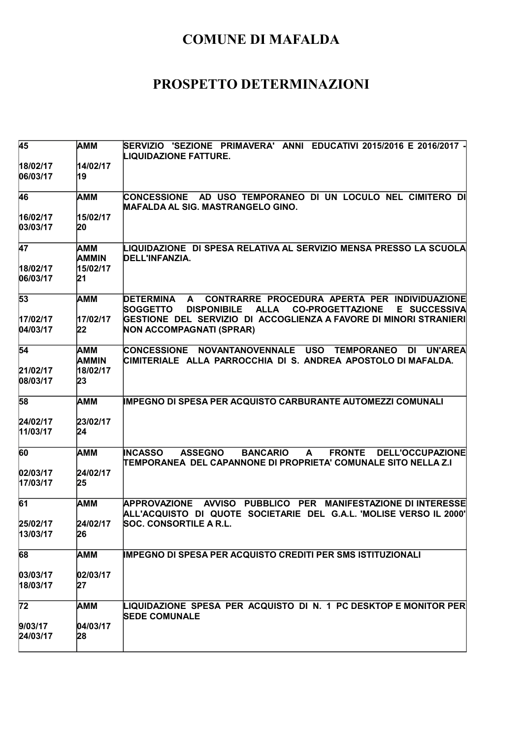# COMUNE DI MAFALDA

# PROSPETTO DETERMINAZIONI

| | | |
|---|---|---|
| 45<br><br>18/02/17<br>06/03/17 | AMM<br><br>14/02/17<br>19 | SERVIZIO 'SEZIONE PRIMAVERA' ANNI EDUCATIVI 2015/2016 E 2016/2017 - LIQUIDAZIONE FATTURE. |
| 46<br><br>16/02/17<br>03/03/17 | AMM<br><br>15/02/17<br>20 | CONCESSIONE AD USO TEMPORANEO DI UN LOCULO NEL CIMITERO DI MAFALDA AL SIG. MASTRANGELO GINO. |
| 47<br><br>18/02/17<br>06/03/17 | AMM<br>AMMIN<br>15/02/17<br>21 | LIQUIDAZIONE DI SPESA RELATIVA AL SERVIZIO MENSA PRESSO LA SCUOLA DELL'INFANZIA. |
| 53<br><br>17/02/17<br>04/03/17 | AMM<br><br>17/02/17<br>22 | DETERMINA A CONTRARRE PROCEDURA APERTA PER INDIVIDUAZIONE SOGGETTO DISPONIBILE ALLA CO-PROGETTAZIONE E SUCCESSIVA GESTIONE DEL SERVIZIO DI ACCOGLIENZA A FAVORE DI MINORI STRANIERI NON ACCOMPAGNATI (SPRAR) |
| 54<br><br>21/02/17<br>08/03/17 | AMM<br>AMMIN<br>18/02/17<br>23 | CONCESSIONE NOVANTANOVENNALE USO TEMPORANEO DI UN'AREA CIMITERIALE ALLA PARROCCHIA DI S. ANDREA APOSTOLO DI MAFALDA. |
| 58<br><br>24/02/17<br>11/03/17 | AMM<br><br>23/02/17<br>24 | IMPEGNO DI SPESA PER ACQUISTO CARBURANTE AUTOMEZZI COMUNALI |
| 60<br><br>02/03/17<br>17/03/17 | AMM<br><br>24/02/17<br>25 | INCASSO ASSEGNO BANCARIO A FRONTE DELL'OCCUPAZIONE TEMPORANEA DEL CAPANNONE DI PROPRIETA' COMUNALE SITO NELLA Z.I |
| 61<br><br>25/02/17<br>13/03/17 | AMM<br><br>24/02/17<br>26 | APPROVAZIONE AVVISO PUBBLICO PER MANIFESTAZIONE DI INTERESSE ALL'ACQUISTO DI QUOTE SOCIETARIE DEL G.A.L. 'MOLISE VERSO IL 2000' SOC. CONSORTILE A R.L. |
| 68<br><br>03/03/17<br>18/03/17 | AMM<br><br>02/03/17<br>27 | IMPEGNO DI SPESA PER ACQUISTO CREDITI PER SMS ISTITUZIONALI |
| 72<br><br>9/03/17<br>24/03/17 | AMM<br><br>04/03/17<br>28 | LIQUIDAZIONE SPESA PER ACQUISTO DI N. 1 PC DESKTOP E MONITOR PER SEDE COMUNALE |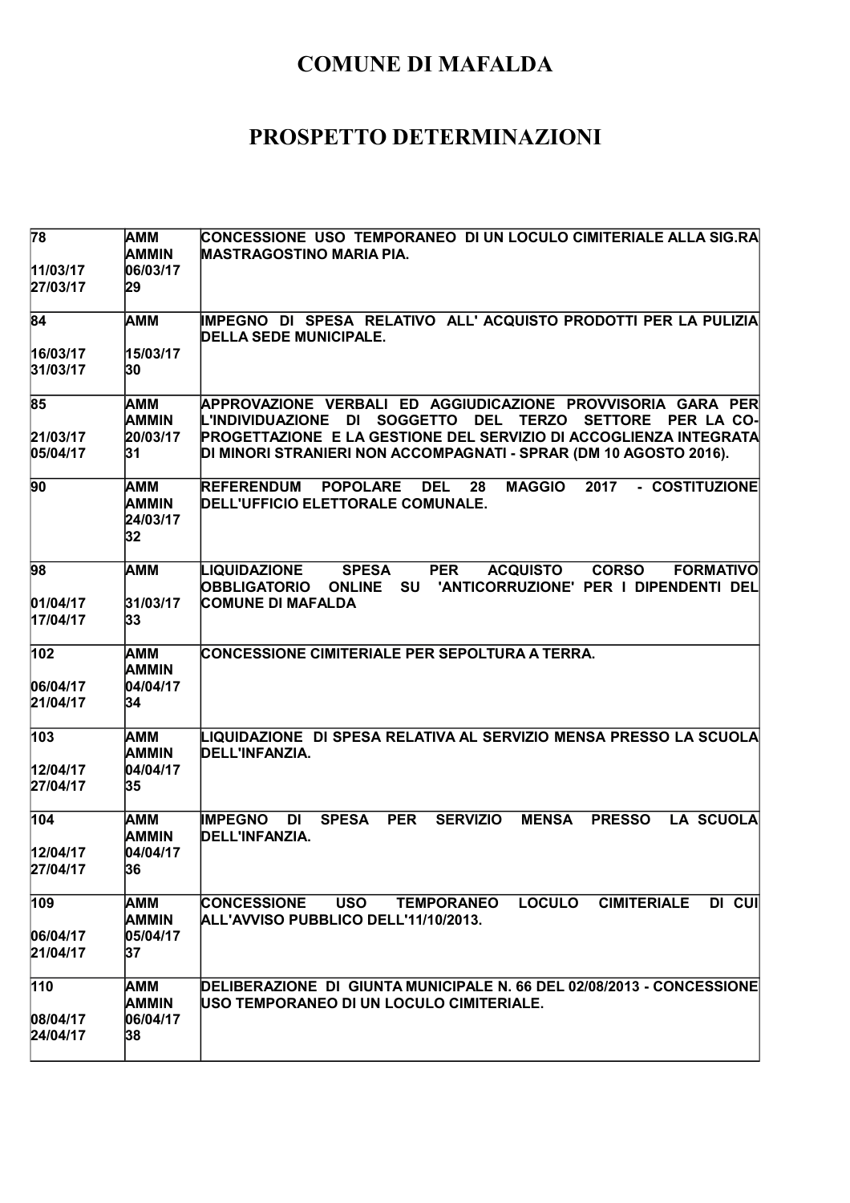# COMUNE DI MAFALDA

# PROSPETTO DETERMINAZIONI

| | | |
|---|---|---|
| 78<br><br>11/03/17<br>27/03/17 | AMM<br>AMMIN<br>06/03/17<br>29 | CONCESSIONE USO TEMPORANEO DI UN LOCULO CIMITERIALE ALLA SIG.RA MASTRAGOSTINO MARIA PIA. |
| 84<br><br>16/03/17<br>31/03/17 | AMM<br><br>15/03/17<br>30 | IMPEGNO DI SPESA RELATIVO ALL' ACQUISTO PRODOTTI PER LA PULIZIA DELLA SEDE MUNICIPALE. |
| 85<br><br>21/03/17<br>05/04/17 | AMM<br>AMMIN<br>20/03/17<br>31 | APPROVAZIONE VERBALI ED AGGIUDICAZIONE PROVVISORIA GARA PER L'INDIVIDUAZIONE DI SOGGETTO DEL TERZO SETTORE PER LA CO-PROGETTAZIONE E LA GESTIONE DEL SERVIZIO DI ACCOGLIENZA INTEGRATA DI MINORI STRANIERI NON ACCOMPAGNATI - SPRAR (DM 10 AGOSTO 2016). |
| 90 | AMM<br>AMMIN<br>24/03/17<br>32 | REFERENDUM POPOLARE DEL 28 MAGGIO 2017 - COSTITUZIONE DELL'UFFICIO ELETTORALE COMUNALE. |
| 98<br><br>01/04/17<br>17/04/17 | AMM<br><br>31/03/17<br>33 | LIQUIDAZIONE SPESA PER ACQUISTO CORSO FORMATIVO OBBLIGATORIO ONLINE SU 'ANTICORRUZIONE' PER I DIPENDENTI DEL COMUNE DI MAFALDA |
| 102<br><br>06/04/17<br>21/04/17 | AMM<br>AMMIN<br>04/04/17<br>34 | CONCESSIONE CIMITERIALE PER SEPOLTURA A TERRA. |
| 103<br><br>12/04/17<br>27/04/17 | AMM<br>AMMIN<br>04/04/17<br>35 | LIQUIDAZIONE DI SPESA RELATIVA AL SERVIZIO MENSA PRESSO LA SCUOLA DELL'INFANZIA. |
| 104<br><br>12/04/17<br>27/04/17 | AMM<br>AMMIN<br>04/04/17<br>36 | IMPEGNO DI SPESA PER SERVIZIO MENSA PRESSO LA SCUOLA DELL'INFANZIA. |
| 109<br><br>06/04/17<br>21/04/17 | AMM<br>AMMIN<br>05/04/17<br>37 | CONCESSIONE USO TEMPORANEO LOCULO CIMITERIALE DI CUI ALL'AVVISO PUBBLICO DELL'11/10/2013. |
| 110<br><br>08/04/17<br>24/04/17 | AMM<br>AMMIN<br>06/04/17<br>38 | DELIBERAZIONE DI GIUNTA MUNICIPALE N. 66 DEL 02/08/2013 - CONCESSIONE USO TEMPORANEO DI UN LOCULO CIMITERIALE. |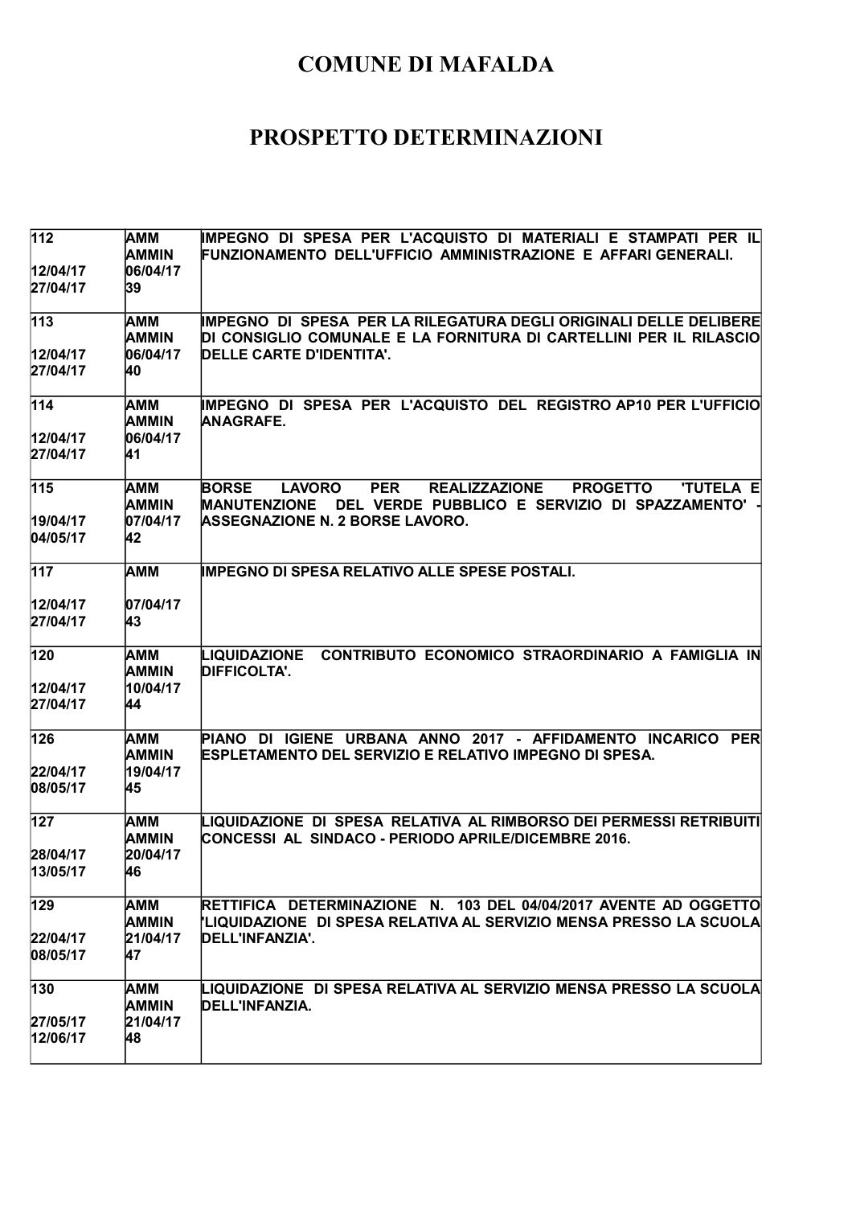# COMUNE DI MAFALDA

# PROSPETTO DETERMINAZIONI

| | | |
|---|---|---|
| 112<br><br>12/04/17<br>27/04/17 | AMM<br>AMMIN<br>06/04/17<br>39 | IMPEGNO DI SPESA PER L'ACQUISTO DI MATERIALI E STAMPATI PER IL FUNZIONAMENTO DELL'UFFICIO AMMINISTRAZIONE E AFFARI GENERALI. |
| 113<br><br>12/04/17<br>27/04/17 | AMM<br>AMMIN<br>06/04/17<br>40 | IMPEGNO DI SPESA PER LA RILEGATURA DEGLI ORIGINALI DELLE DELIBERE DI CONSIGLIO COMUNALE E LA FORNITURA DI CARTELLINI PER IL RILASCIO DELLE CARTE D'IDENTITA'. |
| 114<br><br>12/04/17<br>27/04/17 | AMM<br>AMMIN<br>06/04/17<br>41 | IMPEGNO DI SPESA PER L'ACQUISTO DEL REGISTRO AP10 PER L'UFFICIO ANAGRAFE. |
| 115<br><br>19/04/17<br>04/05/17 | AMM<br>AMMIN<br>07/04/17<br>42 | BORSE LAVORO PER REALIZZAZIONE PROGETTO 'TUTELA E MANUTENZIONE DEL VERDE PUBBLICO E SERVIZIO DI SPAZZAMENTO' - ASSEGNAZIONE N. 2 BORSE LAVORO. |
| 117<br><br>12/04/17<br>27/04/17 | AMM<br><br>07/04/17<br>43 | IMPEGNO DI SPESA RELATIVO ALLE SPESE POSTALI. |
| 120<br><br>12/04/17<br>27/04/17 | AMM<br>AMMIN<br>10/04/17<br>44 | LIQUIDAZIONE CONTRIBUTO ECONOMICO STRAORDINARIO A FAMIGLIA IN DIFFICOLTA'. |
| 126<br><br>22/04/17<br>08/05/17 | AMM<br>AMMIN<br>19/04/17<br>45 | PIANO DI IGIENE URBANA ANNO 2017 - AFFIDAMENTO INCARICO PER ESPLETAMENTO DEL SERVIZIO E RELATIVO IMPEGNO DI SPESA. |
| 127<br><br>28/04/17<br>13/05/17 | AMM<br>AMMIN<br>20/04/17<br>46 | LIQUIDAZIONE DI SPESA RELATIVA AL RIMBORSO DEI PERMESSI RETRIBUITI CONCESSI AL SINDACO - PERIODO APRILE/DICEMBRE 2016. |
| 129<br><br>22/04/17<br>08/05/17 | AMM<br>AMMIN<br>21/04/17<br>47 | RETTIFICA DETERMINAZIONE N. 103 DEL 04/04/2017 AVENTE AD OGGETTO 'LIQUIDAZIONE DI SPESA RELATIVA AL SERVIZIO MENSA PRESSO LA SCUOLA DELL'INFANZIA'. |
| 130<br><br>27/05/17<br>12/06/17 | AMM<br>AMMIN<br>21/04/17<br>48 | LIQUIDAZIONE DI SPESA RELATIVA AL SERVIZIO MENSA PRESSO LA SCUOLA DELL'INFANZIA. |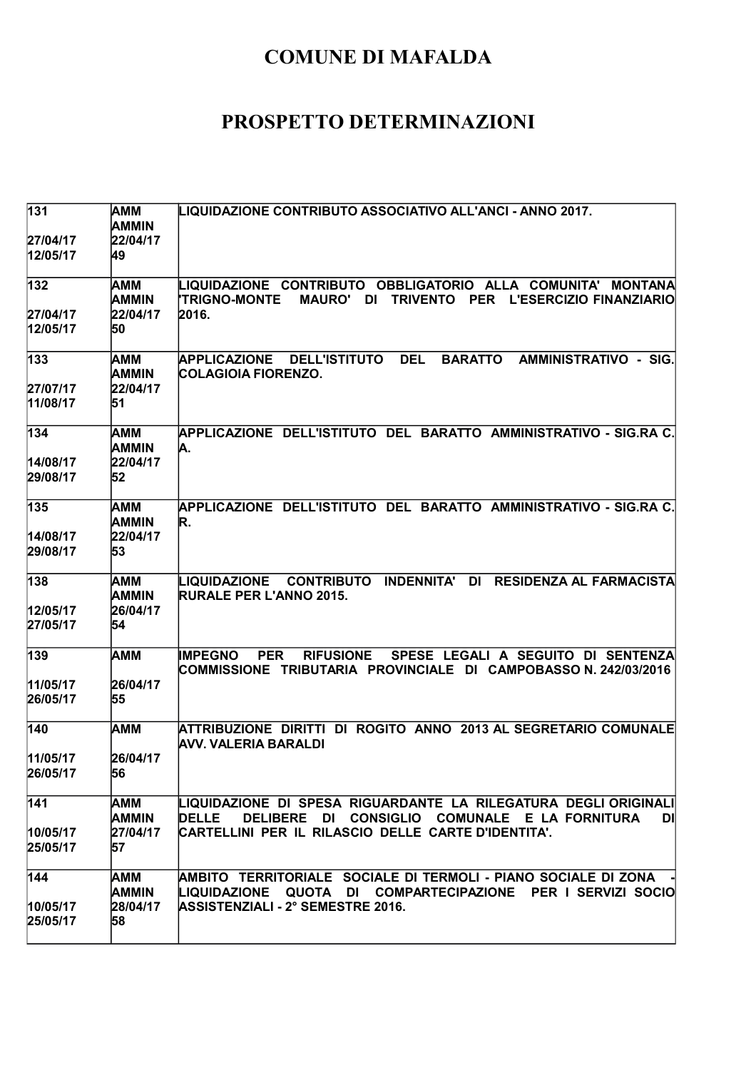# COMUNE DI MAFALDA

# PROSPETTO DETERMINAZIONI

| | | |
|---|---|---|
| 131<br><br>27/04/17<br>12/05/17 | AMM<br>AMMIN<br>22/04/17<br>49 | LIQUIDAZIONE CONTRIBUTO ASSOCIATIVO ALL'ANCI - ANNO 2017. |
| 132<br><br>27/04/17<br>12/05/17 | AMM<br>AMMIN<br>22/04/17<br>50 | LIQUIDAZIONE CONTRIBUTO OBBLIGATORIO ALLA COMUNITA' MONTANA 'TRIGNO-MONTE MAURO' DI TRIVENTO PER L'ESERCIZIO FINANZIARIO 2016. |
| 133<br><br>27/07/17<br>11/08/17 | AMM<br>AMMIN<br>22/04/17<br>51 | APPLICAZIONE DELL'ISTITUTO DEL BARATTO AMMINISTRATIVO - SIG. COLAGIOIA FIORENZO. |
| 134<br><br>14/08/17<br>29/08/17 | AMM<br>AMMIN<br>22/04/17<br>52 | APPLICAZIONE DELL'ISTITUTO DEL BARATTO AMMINISTRATIVO - SIG.RA C. A. |
| 135<br><br>14/08/17<br>29/08/17 | AMM<br>AMMIN<br>22/04/17<br>53 | APPLICAZIONE DELL'ISTITUTO DEL BARATTO AMMINISTRATIVO - SIG.RA C. R. |
| 138<br><br>12/05/17<br>27/05/17 | AMM<br>AMMIN<br>26/04/17<br>54 | LIQUIDAZIONE CONTRIBUTO INDENNITA' DI RESIDENZA AL FARMACISTA RURALE PER L'ANNO 2015. |
| 139<br><br>11/05/17<br>26/05/17 | AMM<br><br>26/04/17<br>55 | IMPEGNO PER RIFUSIONE SPESE LEGALI A SEGUITO DI SENTENZA COMMISSIONE TRIBUTARIA PROVINCIALE DI CAMPOBASSO N. 242/03/2016 |
| 140<br><br>11/05/17<br>26/05/17 | AMM<br><br>26/04/17<br>56 | ATTRIBUZIONE DIRITTI DI ROGITO ANNO 2013 AL SEGRETARIO COMUNALE AVV. VALERIA BARALDI |
| 141<br><br>10/05/17<br>25/05/17 | AMM<br>AMMIN<br>27/04/17<br>57 | LIQUIDAZIONE DI SPESA RIGUARDANTE LA RILEGATURA DEGLI ORIGINALI DELLE DELIBERE DI CONSIGLIO COMUNALE E LA FORNITURA DI CARTELLINI PER IL RILASCIO DELLE CARTE D'IDENTITA'. |
| 144<br><br>10/05/17<br>25/05/17 | AMM<br>AMMIN<br>28/04/17<br>58 | AMBITO TERRITORIALE SOCIALE DI TERMOLI - PIANO SOCIALE DI ZONA - LIQUIDAZIONE QUOTA DI COMPARTECIPAZIONE PER I SERVIZI SOCIO ASSISTENZIALI - 2° SEMESTRE 2016. |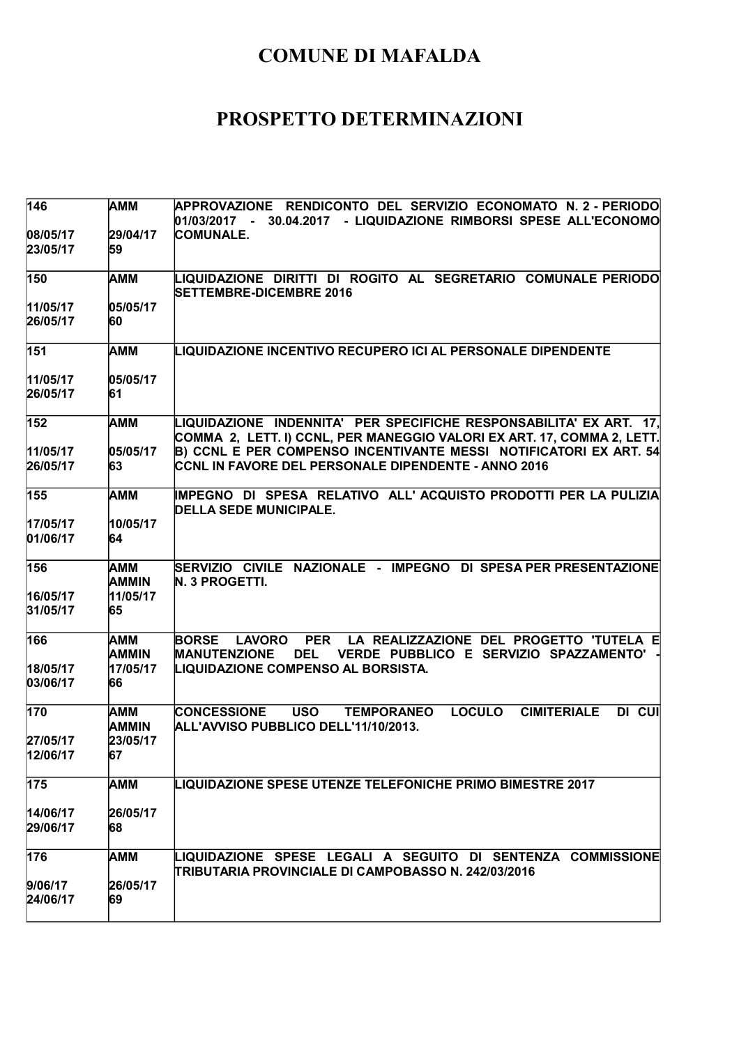# COMUNE DI MAFALDA

## PROSPETTO DETERMINAZIONI

| | | |
|---|---|---|
| 146<br><br>08/05/17<br>23/05/17 | AMM<br><br>29/04/17<br>59 | APPROVAZIONE RENDICONTO DEL SERVIZIO ECONOMATO N. 2 - PERIODO 01/03/2017 - 30.04.2017 - LIQUIDAZIONE RIMBORSI SPESE ALL'ECONOMO COMUNALE. |
| 150<br><br>11/05/17<br>26/05/17 | AMM<br><br>05/05/17<br>60 | LIQUIDAZIONE DIRITTI DI ROGITO AL SEGRETARIO COMUNALE PERIODO SETTEMBRE-DICEMBRE 2016 |
| 151<br><br>11/05/17<br>26/05/17 | AMM<br><br>05/05/17<br>61 | LIQUIDAZIONE INCENTIVO RECUPERO ICI AL PERSONALE DIPENDENTE |
| 152<br><br>11/05/17<br>26/05/17 | AMM<br><br>05/05/17<br>63 | LIQUIDAZIONE INDENNITA' PER SPECIFICHE RESPONSABILITA' EX ART. 17, COMMA 2, LETT. I) CCNL, PER MANEGGIO VALORI EX ART. 17, COMMA 2, LETT. B) CCNL E PER COMPENSO INCENTIVANTE MESSI NOTIFICATORI EX ART. 54 CCNL IN FAVORE DEL PERSONALE DIPENDENTE - ANNO 2016 |
| 155<br><br>17/05/17<br>01/06/17 | AMM<br><br>10/05/17<br>64 | IMPEGNO DI SPESA RELATIVO ALL' ACQUISTO PRODOTTI PER LA PULIZIA DELLA SEDE MUNICIPALE. |
| 156<br><br>16/05/17<br>31/05/17 | AMM<br>AMMIN<br>11/05/17<br>65 | SERVIZIO CIVILE NAZIONALE - IMPEGNO DI SPESA PER PRESENTAZIONE N. 3 PROGETTI. |
| 166<br><br>18/05/17<br>03/06/17 | AMM<br>AMMIN<br>17/05/17<br>66 | BORSE LAVORO PER LA REALIZZAZIONE DEL PROGETTO 'TUTELA E MANUTENZIONE DEL VERDE PUBBLICO E SERVIZIO SPAZZAMENTO' - LIQUIDAZIONE COMPENSO AL BORSISTA. |
| 170<br><br>27/05/17<br>12/06/17 | AMM<br>AMMIN<br>23/05/17<br>67 | CONCESSIONE USO TEMPORANEO LOCULO CIMITERIALE DI CUI ALL'AVVISO PUBBLICO DELL'11/10/2013. |
| 175<br><br>14/06/17<br>29/06/17 | AMM<br><br>26/05/17<br>68 | LIQUIDAZIONE SPESE UTENZE TELEFONICHE PRIMO BIMESTRE 2017 |
| 176<br><br>9/06/17<br>24/06/17 | AMM<br><br>26/05/17<br>69 | LIQUIDAZIONE SPESE LEGALI A SEGUITO DI SENTENZA COMMISSIONE TRIBUTARIA PROVINCIALE DI CAMPOBASSO N. 242/03/2016 |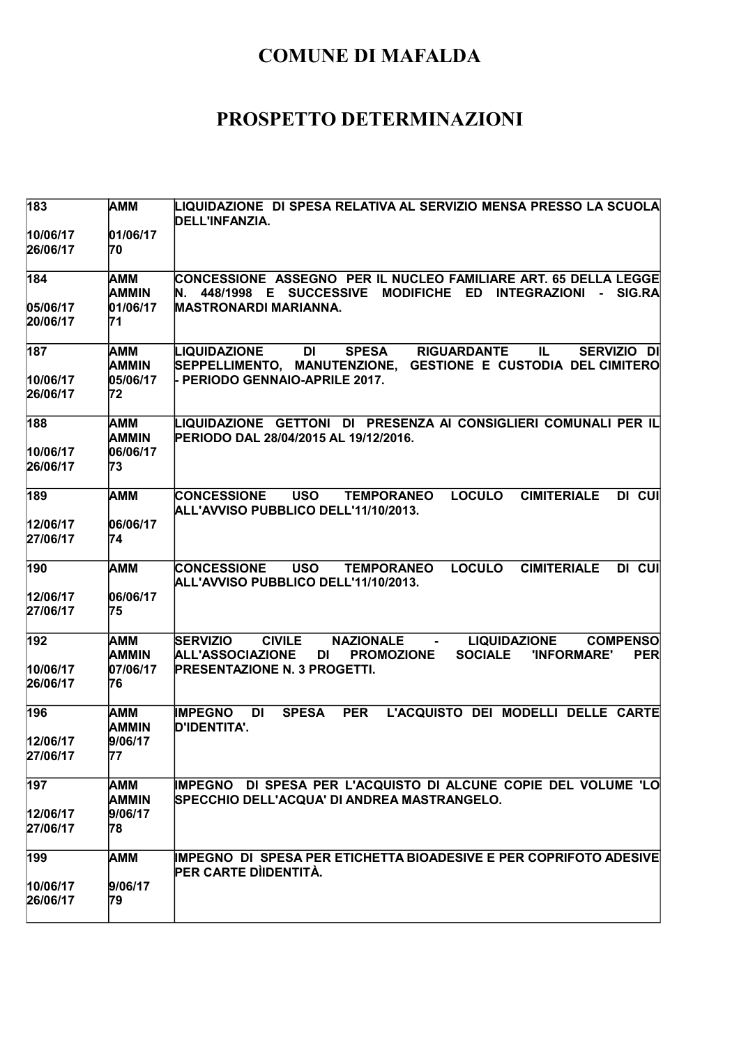# COMUNE DI MAFALDA

# PROSPETTO DETERMINAZIONI

| | | |
|---|---|---|
| 183<br><br>10/06/17<br>26/06/17 | AMM<br><br>01/06/17<br>70 | LIQUIDAZIONE DI SPESA RELATIVA AL SERVIZIO MENSA PRESSO LA SCUOLA DELL'INFANZIA. |
| 184<br><br>05/06/17<br>20/06/17 | AMM<br>AMMIN<br>01/06/17<br>71 | CONCESSIONE ASSEGNO PER IL NUCLEO FAMILIARE ART. 65 DELLA LEGGE N. 448/1998 E SUCCESSIVE MODIFICHE ED INTEGRAZIONI - SIG.RA MASTRONARDI MARIANNA. |
| 187<br><br>10/06/17<br>26/06/17 | AMM<br>AMMIN<br>05/06/17<br>72 | LIQUIDAZIONE DI SPESA RIGUARDANTE IL SERVIZIO DI SEPPELLIMENTO, MANUTENZIONE, GESTIONE E CUSTODIA DEL CIMITERO - PERIODO GENNAIO-APRILE 2017. |
| 188<br><br>10/06/17<br>26/06/17 | AMM<br>AMMIN<br>06/06/17<br>73 | LIQUIDAZIONE GETTONI DI PRESENZA AI CONSIGLIERI COMUNALI PER IL PERIODO DAL 28/04/2015 AL 19/12/2016. |
| 189<br><br>12/06/17<br>27/06/17 | AMM<br><br>06/06/17<br>74 | CONCESSIONE USO TEMPORANEO LOCULO CIMITERIALE DI CUI ALL'AVVISO PUBBLICO DELL'11/10/2013. |
| 190<br><br>12/06/17<br>27/06/17 | AMM<br><br>06/06/17<br>75 | CONCESSIONE USO TEMPORANEO LOCULO CIMITERIALE DI CUI ALL'AVVISO PUBBLICO DELL'11/10/2013. |
| 192<br><br>10/06/17<br>26/06/17 | AMM<br>AMMIN<br>07/06/17<br>76 | SERVIZIO CIVILE NAZIONALE - LIQUIDAZIONE COMPENSO ALL'ASSOCIAZIONE DI PROMOZIONE SOCIALE 'INFORMARE' PER PRESENTAZIONE N. 3 PROGETTI. |
| 196<br><br>12/06/17<br>27/06/17 | AMM<br>AMMIN<br>9/06/17<br>77 | IMPEGNO DI SPESA PER L'ACQUISTO DEI MODELLI DELLE CARTE D'IDENTITA'. |
| 197<br><br>12/06/17<br>27/06/17 | AMM<br>AMMIN<br>9/06/17<br>78 | IMPEGNO DI SPESA PER L'ACQUISTO DI ALCUNE COPIE DEL VOLUME 'LO SPECCHIO DELL'ACQUA' DI ANDREA MASTRANGELO. |
| 199<br><br>10/06/17<br>26/06/17 | AMM<br><br>9/06/17<br>79 | IMPEGNO DI SPESA PER ETICHETTA BIOADESIVE E PER COPRIFOTO ADESIVE PER CARTE DÌIDENTITÀ. |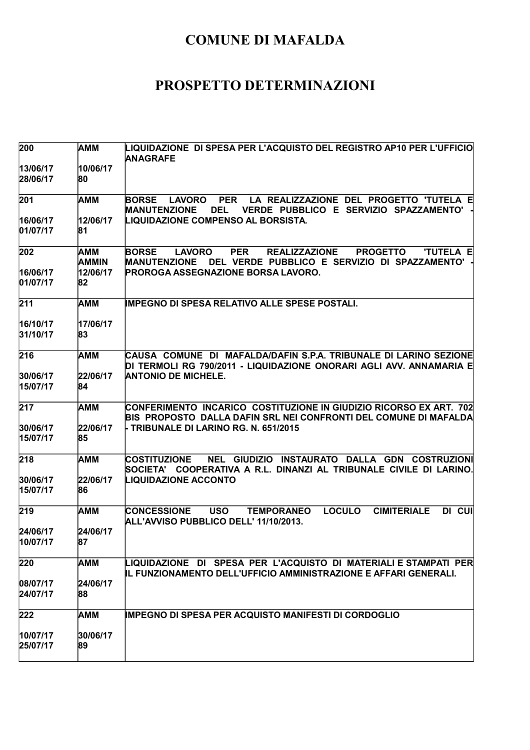# COMUNE DI MAFALDA

# PROSPETTO DETERMINAZIONI

| | | |
|---|---|---|
| 200<br><br>13/06/17<br>28/06/17 | AMM<br><br>10/06/17<br>80 | LIQUIDAZIONE DI SPESA PER L'ACQUISTO DEL REGISTRO AP10 PER L'UFFICIO ANAGRAFE |
| 201<br><br>16/06/17<br>01/07/17 | AMM<br><br>12/06/17<br>81 | BORSE LAVORO PER LA REALIZZAZIONE DEL PROGETTO 'TUTELA E MANUTENZIONE DEL VERDE PUBBLICO E SERVIZIO SPAZZAMENTO' - LIQUIDAZIONE COMPENSO AL BORSISTA. |
| 202<br><br>16/06/17<br>01/07/17 | AMM<br>AMMIN<br>12/06/17<br>82 | BORSE LAVORO PER REALIZZAZIONE PROGETTO 'TUTELA E MANUTENZIONE DEL VERDE PUBBLICO E SERVIZIO DI SPAZZAMENTO' - PROROGA ASSEGNAZIONE BORSA LAVORO. |
| 211<br><br>16/10/17<br>31/10/17 | AMM<br><br>17/06/17<br>83 | IMPEGNO DI SPESA RELATIVO ALLE SPESE POSTALI. |
| 216<br><br>30/06/17<br>15/07/17 | AMM<br><br>22/06/17<br>84 | CAUSA COMUNE DI MAFALDA/DAFIN S.P.A. TRIBUNALE DI LARINO SEZIONE DI TERMOLI RG 790/2011 - LIQUIDAZIONE ONORARI AGLI AVV. ANNAMARIA E ANTONIO DE MICHELE. |
| 217<br><br>30/06/17<br>15/07/17 | AMM<br><br>22/06/17<br>85 | CONFERIMENTO INCARICO COSTITUZIONE IN GIUDIZIO RICORSO EX ART. 702 BIS PROPOSTO DALLA DAFIN SRL NEI CONFRONTI DEL COMUNE DI MAFALDA - TRIBUNALE DI LARINO RG. N. 651/2015 |
| 218<br><br>30/06/17<br>15/07/17 | AMM<br><br>22/06/17<br>86 | COSTITUZIONE NEL GIUDIZIO INSTAURATO DALLA GDN COSTRUZIONI SOCIETA' COOPERATIVA A R.L. DINANZI AL TRIBUNALE CIVILE DI LARINO. LIQUIDAZIONE ACCONTO |
| 219<br><br>24/06/17<br>10/07/17 | AMM<br><br>24/06/17<br>87 | CONCESSIONE USO TEMPORANEO LOCULO CIMITERIALE DI CUI ALL'AVVISO PUBBLICO DELL' 11/10/2013. |
| 220<br><br>08/07/17<br>24/07/17 | AMM<br><br>24/06/17<br>88 | LIQUIDAZIONE DI SPESA PER L'ACQUISTO DI MATERIALI E STAMPATI PER IL FUNZIONAMENTO DELL'UFFICIO AMMINISTRAZIONE E AFFARI GENERALI. |
| 222<br><br>10/07/17<br>25/07/17 | AMM<br><br>30/06/17<br>89 | IMPEGNO DI SPESA PER ACQUISTO MANIFESTI DI CORDOGLIO |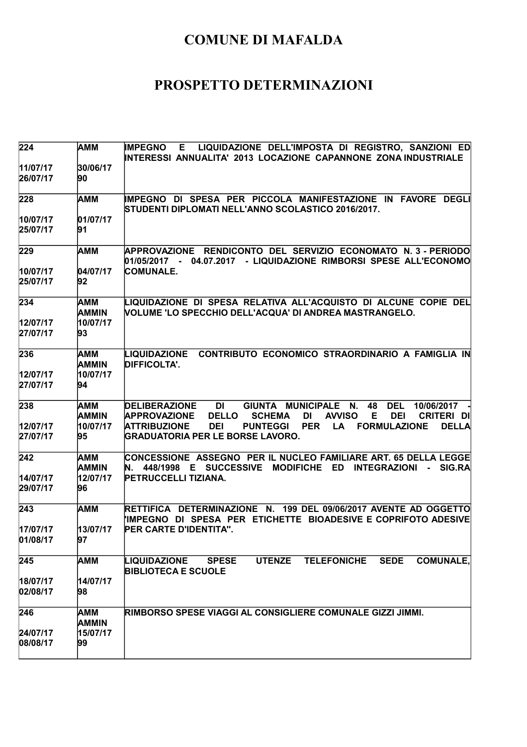# COMUNE DI MAFALDA

# PROSPETTO DETERMINAZIONI

| | | |
|---|---|---|
| 224<br><br>11/07/17<br>26/07/17 | AMM<br><br>30/06/17<br>90 | IMPEGNO E LIQUIDAZIONE DELL'IMPOSTA DI REGISTRO, SANZIONI ED INTERESSI ANNUALITA' 2013 LOCAZIONE CAPANNONE ZONA INDUSTRIALE |
| 228<br><br>10/07/17<br>25/07/17 | AMM<br><br>01/07/17<br>91 | IMPEGNO DI SPESA PER PICCOLA MANIFESTAZIONE IN FAVORE DEGLI STUDENTI DIPLOMATI NELL'ANNO SCOLASTICO 2016/2017. |
| 229<br><br>10/07/17<br>25/07/17 | AMM<br><br>04/07/17<br>92 | APPROVAZIONE RENDICONTO DEL SERVIZIO ECONOMATO N. 3 - PERIODO 01/05/2017 - 04.07.2017 - LIQUIDAZIONE RIMBORSI SPESE ALL'ECONOMO COMUNALE. |
| 234<br><br>12/07/17<br>27/07/17 | AMM<br>AMMIN<br>10/07/17<br>93 | LIQUIDAZIONE DI SPESA RELATIVA ALL'ACQUISTO DI ALCUNE COPIE DEL VOLUME 'LO SPECCHIO DELL'ACQUA' DI ANDREA MASTRANGELO. |
| 236<br><br>12/07/17<br>27/07/17 | AMM<br>AMMIN<br>10/07/17<br>94 | LIQUIDAZIONE CONTRIBUTO ECONOMICO STRAORDINARIO A FAMIGLIA IN DIFFICOLTA'. |
| 238<br><br>12/07/17<br>27/07/17 | AMM<br>AMMIN<br>10/07/17<br>95 | DELIBERAZIONE DI GIUNTA MUNICIPALE N. 48 DEL 10/06/2017 - APPROVAZIONE DELLO SCHEMA DI AVVISO E DEI CRITERI DI ATTRIBUZIONE DEI PUNTEGGI PER LA FORMULAZIONE DELLA GRADUATORIA PER LE BORSE LAVORO. |
| 242<br><br>14/07/17<br>29/07/17 | AMM<br>AMMIN<br>12/07/17<br>96 | CONCESSIONE ASSEGNO PER IL NUCLEO FAMILIARE ART. 65 DELLA LEGGE N. 448/1998 E SUCCESSIVE MODIFICHE ED INTEGRAZIONI - SIG.RA PETRUCCELLI TIZIANA. |
| 243<br><br>17/07/17<br>01/08/17 | AMM<br><br>13/07/17<br>97 | RETTIFICA DETERMINAZIONE N. 199 DEL 09/06/2017 AVENTE AD OGGETTO 'IMPEGNO DI SPESA PER ETICHETTE BIOADESIVE E COPRIFOTO ADESIVE PER CARTE D'IDENTITA''. |
| 245<br><br>18/07/17<br>02/08/17 | AMM<br><br>14/07/17<br>98 | LIQUIDAZIONE SPESE UTENZE TELEFONICHE SEDE COMUNALE, BIBLIOTECA E SCUOLE |
| 246<br><br>24/07/17<br>08/08/17 | AMM<br>AMMIN<br>15/07/17<br>99 | RIMBORSO SPESE VIAGGI AL CONSIGLIERE COMUNALE GIZZI JIMMI. |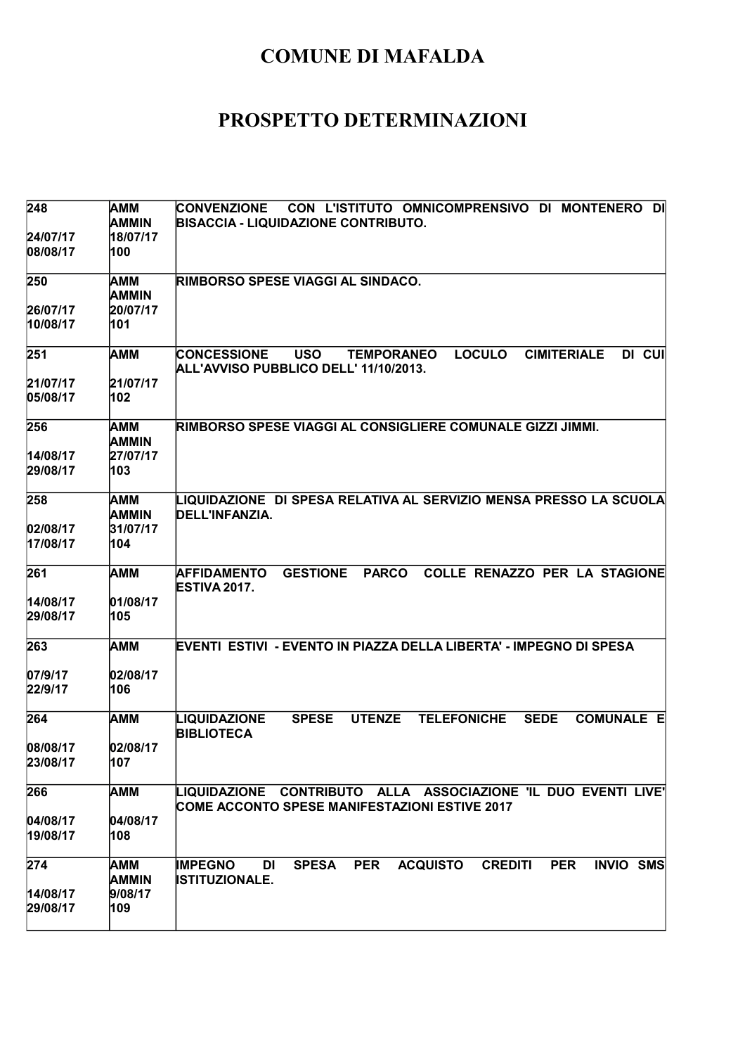# COMUNE DI MAFALDA

# PROSPETTO DETERMINAZIONI

| | | |
|---|---|---|
| 248<br><br>24/07/17<br>08/08/17 | AMM<br>AMMIN<br>18/07/17<br>100 | CONVENZIONE CON L'ISTITUTO OMNICOMPRENSIVO DI MONTENERO DI BISACCIA - LIQUIDAZIONE CONTRIBUTO. |
| 250<br><br>26/07/17<br>10/08/17 | AMM<br>AMMIN<br>20/07/17<br>101 | RIMBORSO SPESE VIAGGI AL SINDACO. |
| 251<br><br>21/07/17<br>05/08/17 | AMM<br><br>21/07/17<br>102 | CONCESSIONE USO TEMPORANEO LOCULO CIMITERIALE DI CUI ALL'AVVISO PUBBLICO DELL' 11/10/2013. |
| 256<br><br>14/08/17<br>29/08/17 | AMM<br>AMMIN<br>27/07/17<br>103 | RIMBORSO SPESE VIAGGI AL CONSIGLIERE COMUNALE GIZZI JIMMI. |
| 258<br><br>02/08/17<br>17/08/17 | AMM<br>AMMIN<br>31/07/17<br>104 | LIQUIDAZIONE DI SPESA RELATIVA AL SERVIZIO MENSA PRESSO LA SCUOLA DELL'INFANZIA. |
| 261<br><br>14/08/17<br>29/08/17 | AMM<br><br>01/08/17<br>105 | AFFIDAMENTO GESTIONE PARCO COLLE RENAZZO PER LA STAGIONE ESTIVA 2017. |
| 263<br><br>07/9/17<br>22/9/17 | AMM<br><br>02/08/17<br>106 | EVENTI ESTIVI - EVENTO IN PIAZZA DELLA LIBERTA' - IMPEGNO DI SPESA |
| 264<br><br>08/08/17<br>23/08/17 | AMM<br><br>02/08/17<br>107 | LIQUIDAZIONE SPESE UTENZE TELEFONICHE SEDE COMUNALE E BIBLIOTECA |
| 266<br><br>04/08/17<br>19/08/17 | AMM<br><br>04/08/17<br>108 | LIQUIDAZIONE CONTRIBUTO ALLA ASSOCIAZIONE 'IL DUO EVENTI LIVE' COME ACCONTO SPESE MANIFESTAZIONI ESTIVE 2017 |
| 274<br><br>14/08/17<br>29/08/17 | AMM<br>AMMIN<br>9/08/17<br>109 | IMPEGNO DI SPESA PER ACQUISTO CREDITI PER INVIO SMS ISTITUZIONALE. |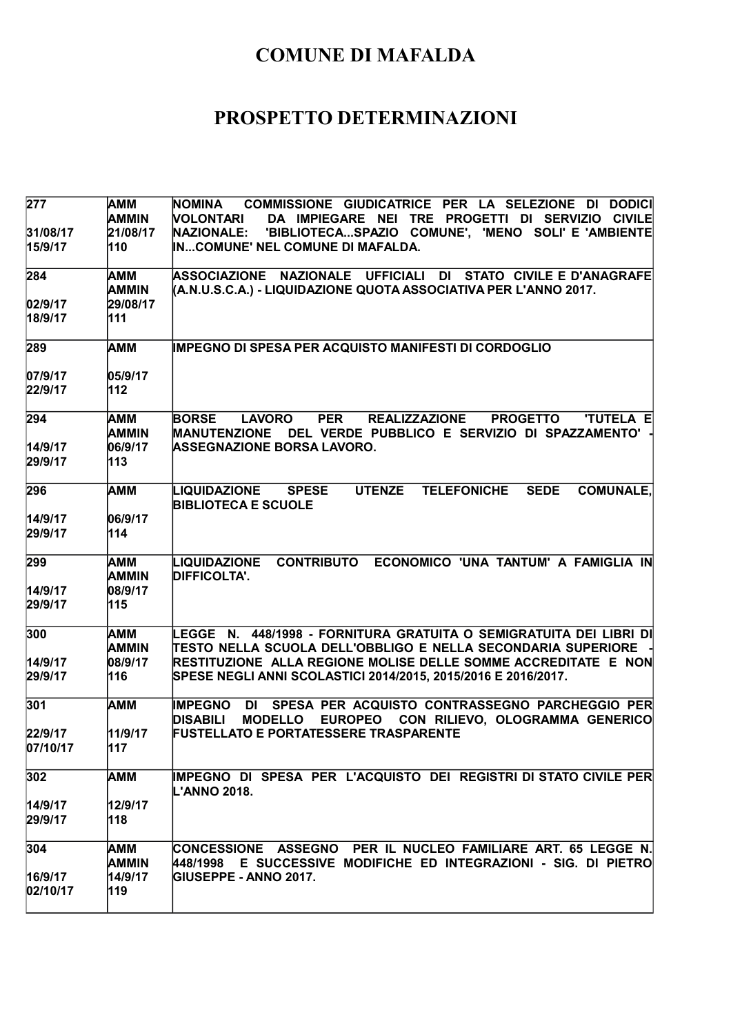# COMUNE DI MAFALDA

# PROSPETTO DETERMINAZIONI

| | | |
|---|---|---|
| 277<br><br>31/08/17<br>15/9/17 | AMM<br>AMMIN<br>21/08/17<br>110 | NOMINA COMMISSIONE GIUDICATRICE PER LA SELEZIONE DI DODICI VOLONTARI DA IMPIEGARE NEI TRE PROGETTI DI SERVIZIO CIVILE NAZIONALE: 'BIBLIOTECA...SPAZIO COMUNE', 'MENO SOLI' E 'AMBIENTE IN...COMUNE' NEL COMUNE DI MAFALDA. |
| 284<br><br>02/9/17<br>18/9/17 | AMM<br>AMMIN<br>29/08/17<br>111 | ASSOCIAZIONE NAZIONALE UFFICIALI DI STATO CIVILE E D'ANAGRAFE (A.N.U.S.C.A.) - LIQUIDAZIONE QUOTA ASSOCIATIVA PER L'ANNO 2017. |
| 289<br><br>07/9/17<br>22/9/17 | AMM<br><br>05/9/17<br>112 | IMPEGNO DI SPESA PER ACQUISTO MANIFESTI DI CORDOGLIO |
| 294<br><br>14/9/17<br>29/9/17 | AMM<br>AMMIN<br>06/9/17<br>113 | BORSE LAVORO PER REALIZZAZIONE PROGETTO 'TUTELA E MANUTENZIONE DEL VERDE PUBBLICO E SERVIZIO DI SPAZZAMENTO' - ASSEGNAZIONE BORSA LAVORO. |
| 296<br><br>14/9/17<br>29/9/17 | AMM<br><br>06/9/17<br>114 | LIQUIDAZIONE SPESE UTENZE TELEFONICHE SEDE COMUNALE, BIBLIOTECA E SCUOLE |
| 299<br><br>14/9/17<br>29/9/17 | AMM<br>AMMIN<br>08/9/17<br>115 | LIQUIDAZIONE CONTRIBUTO ECONOMICO 'UNA TANTUM' A FAMIGLIA IN DIFFICOLTA'. |
| 300<br><br>14/9/17<br>29/9/17 | AMM<br>AMMIN<br>08/9/17<br>116 | LEGGE N. 448/1998 - FORNITURA GRATUITA O SEMIGRATUITA DEI LIBRI DI TESTO NELLA SCUOLA DELL'OBBLIGO E NELLA SECONDARIA SUPERIORE - RESTITUZIONE ALLA REGIONE MOLISE DELLE SOMME ACCREDITATE E NON SPESE NEGLI ANNI SCOLASTICI 2014/2015, 2015/2016 E 2016/2017. |
| 301<br><br>22/9/17<br>07/10/17 | AMM<br><br>11/9/17<br>117 | IMPEGNO DI SPESA PER ACQUISTO CONTRASSEGNO PARCHEGGIO PER DISABILI MODELLO EUROPEO CON RILIEVO, OLOGRAMMA GENERICO FUSTELLATO E PORTATESSERE TRASPARENTE |
| 302<br><br>14/9/17<br>29/9/17 | AMM<br><br>12/9/17<br>118 | IMPEGNO DI SPESA PER L'ACQUISTO DEI REGISTRI DI STATO CIVILE PER L'ANNO 2018. |
| 304<br><br>16/9/17<br>02/10/17 | AMM<br>AMMIN<br>14/9/17<br>119 | CONCESSIONE ASSEGNO PER IL NUCLEO FAMILIARE ART. 65 LEGGE N. 448/1998 E SUCCESSIVE MODIFICHE ED INTEGRAZIONI - SIG. DI PIETRO GIUSEPPE - ANNO 2017. |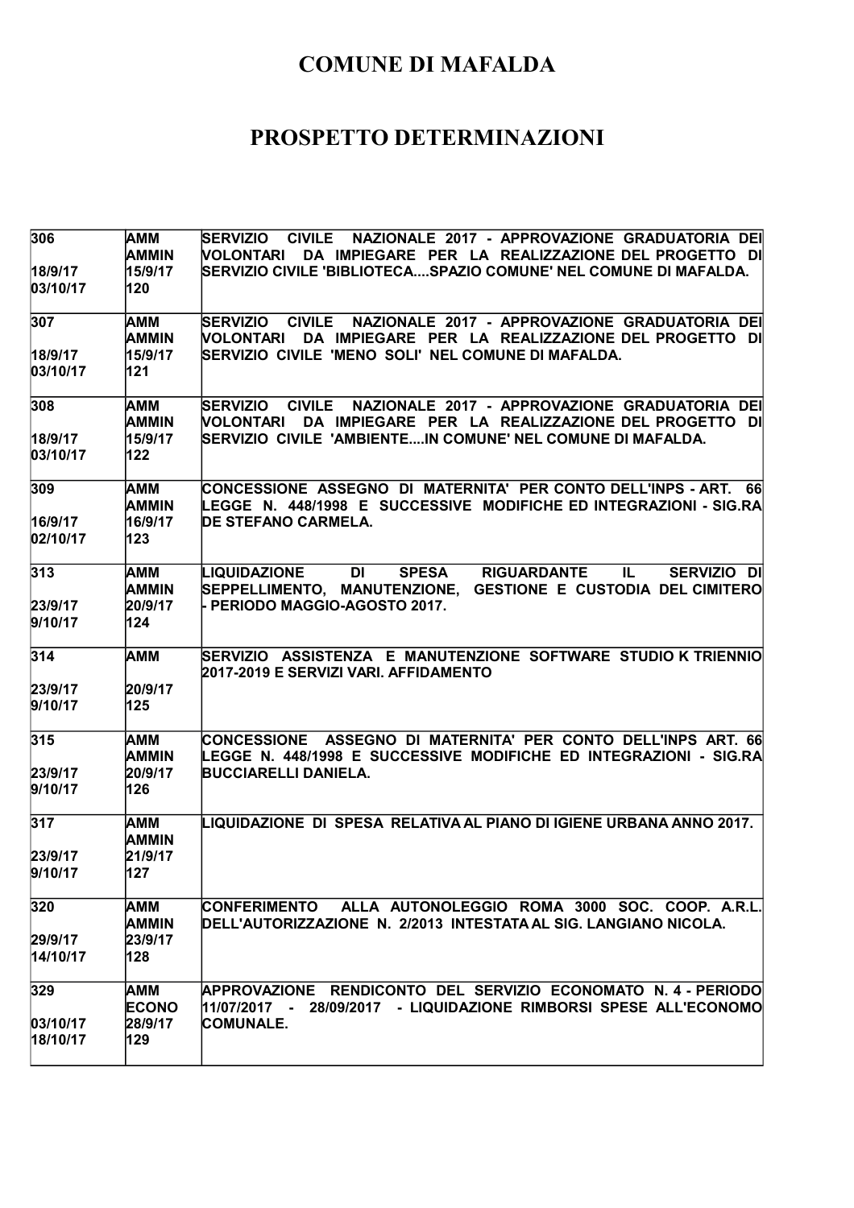# COMUNE DI MAFALDA

# PROSPETTO DETERMINAZIONI

| | | |
|---|---|---|
| 306<br><br>18/9/17<br>03/10/17 | AMM<br>AMMIN<br>15/9/17<br>120 | SERVIZIO CIVILE NAZIONALE 2017 - APPROVAZIONE GRADUATORIA DEI VOLONTARI DA IMPIEGARE PER LA REALIZZAZIONE DEL PROGETTO DI SERVIZIO CIVILE 'BIBLIOTECA....SPAZIO COMUNE' NEL COMUNE DI MAFALDA. |
| 307<br><br>18/9/17<br>03/10/17 | AMM<br>AMMIN<br>15/9/17<br>121 | SERVIZIO CIVILE NAZIONALE 2017 - APPROVAZIONE GRADUATORIA DEI VOLONTARI DA IMPIEGARE PER LA REALIZZAZIONE DEL PROGETTO DI SERVIZIO CIVILE 'MENO SOLI' NEL COMUNE DI MAFALDA. |
| 308<br><br>18/9/17<br>03/10/17 | AMM<br>AMMIN<br>15/9/17<br>122 | SERVIZIO CIVILE NAZIONALE 2017 - APPROVAZIONE GRADUATORIA DEI VOLONTARI DA IMPIEGARE PER LA REALIZZAZIONE DEL PROGETTO DI SERVIZIO CIVILE 'AMBIENTE....IN COMUNE' NEL COMUNE DI MAFALDA. |
| 309<br><br>16/9/17<br>02/10/17 | AMM<br>AMMIN<br>16/9/17<br>123 | CONCESSIONE ASSEGNO DI MATERNITA' PER CONTO DELL'INPS - ART. 66 LEGGE N. 448/1998 E SUCCESSIVE MODIFICHE ED INTEGRAZIONI - SIG.RA DE STEFANO CARMELA. |
| 313<br><br>23/9/17<br>9/10/17 | AMM<br>AMMIN<br>20/9/17<br>124 | LIQUIDAZIONE DI SPESA RIGUARDANTE IL SERVIZIO DI SEPPELLIMENTO, MANUTENZIONE, GESTIONE E CUSTODIA DEL CIMITERO - PERIODO MAGGIO-AGOSTO 2017. |
| 314<br><br>23/9/17<br>9/10/17 | AMM<br><br>20/9/17<br>125 | SERVIZIO ASSISTENZA E MANUTENZIONE SOFTWARE STUDIO K TRIENNIO 2017-2019 E SERVIZI VARI. AFFIDAMENTO |
| 315<br><br>23/9/17<br>9/10/17 | AMM<br>AMMIN<br>20/9/17<br>126 | CONCESSIONE ASSEGNO DI MATERNITA' PER CONTO DELL'INPS ART. 66 LEGGE N. 448/1998 E SUCCESSIVE MODIFICHE ED INTEGRAZIONI - SIG.RA BUCCIARELLI DANIELA. |
| 317<br><br>23/9/17<br>9/10/17 | AMM<br>AMMIN<br>21/9/17<br>127 | LIQUIDAZIONE DI SPESA RELATIVA AL PIANO DI IGIENE URBANA ANNO 2017. |
| 320<br><br>29/9/17<br>14/10/17 | AMM<br>AMMIN<br>23/9/17<br>128 | CONFERIMENTO ALLA AUTONOLEGGIO ROMA 3000 SOC. COOP. A.R.L. DELL'AUTORIZZAZIONE N. 2/2013 INTESTATA AL SIG. LANGIANO NICOLA. |
| 329<br><br>03/10/17<br>18/10/17 | AMM<br>ECONO<br>28/9/17<br>129 | APPROVAZIONE RENDICONTO DEL SERVIZIO ECONOMATO N. 4 - PERIODO 11/07/2017 - 28/09/2017 - LIQUIDAZIONE RIMBORSI SPESE ALL'ECONOMO COMUNALE. |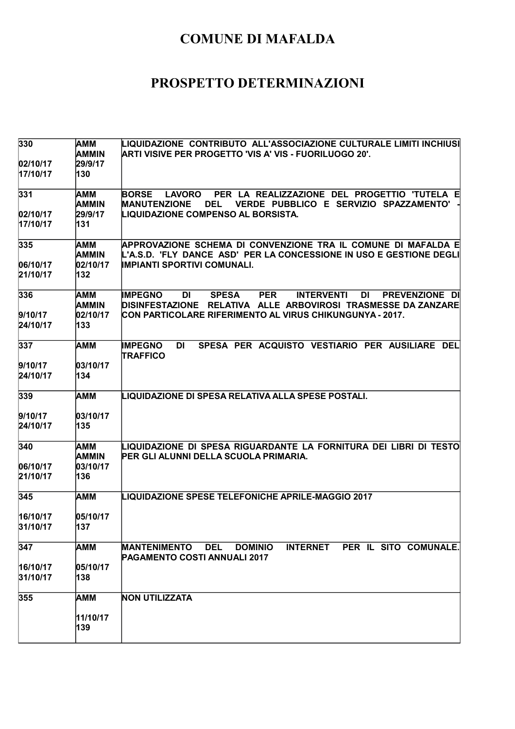# COMUNE DI MAFALDA

# PROSPETTO DETERMINAZIONI

| | | |
|---|---|---|
| 330<br><br>02/10/17<br>17/10/17 | AMM<br>AMMIN<br>29/9/17<br>130 | LIQUIDAZIONE CONTRIBUTO ALL'ASSOCIAZIONE CULTURALE LIMITI INCHIUSI ARTI VISIVE PER PROGETTO 'VIS A' VIS - FUORILUOGO 20'. |
| 331<br><br>02/10/17<br>17/10/17 | AMM<br>AMMIN<br>29/9/17<br>131 | BORSE LAVORO PER LA REALIZZAZIONE DEL PROGETTIO 'TUTELA E MANUTENZIONE DEL VERDE PUBBLICO E SERVIZIO SPAZZAMENTO' - LIQUIDAZIONE COMPENSO AL BORSISTA. |
| 335<br><br>06/10/17<br>21/10/17 | AMM<br>AMMIN<br>02/10/17<br>132 | APPROVAZIONE SCHEMA DI CONVENZIONE TRA IL COMUNE DI MAFALDA E L'A.S.D. 'FLY DANCE ASD' PER LA CONCESSIONE IN USO E GESTIONE DEGLI IMPIANTI SPORTIVI COMUNALI. |
| 336<br><br>9/10/17<br>24/10/17 | AMM<br>AMMIN<br>02/10/17<br>133 | IMPEGNO DI SPESA PER INTERVENTI DI PREVENZIONE DI DISINFESTAZIONE RELATIVA ALLE ARBOVIROSI TRASMESSE DA ZANZARE CON PARTICOLARE RIFERIMENTO AL VIRUS CHIKUNGUNYA - 2017. |
| 337<br><br>9/10/17<br>24/10/17 | AMM<br><br>03/10/17<br>134 | IMPEGNO DI SPESA PER ACQUISTO VESTIARIO PER AUSILIARE DEL TRAFFICO |
| 339<br><br>9/10/17<br>24/10/17 | AMM<br><br>03/10/17<br>135 | LIQUIDAZIONE DI SPESA RELATIVA ALLA SPESE POSTALI. |
| 340<br><br>06/10/17<br>21/10/17 | AMM<br>AMMIN<br>03/10/17<br>136 | LIQUIDAZIONE DI SPESA RIGUARDANTE LA FORNITURA DEI LIBRI DI TESTO PER GLI ALUNNI DELLA SCUOLA PRIMARIA. |
| 345<br><br>16/10/17<br>31/10/17 | AMM<br><br>05/10/17<br>137 | LIQUIDAZIONE SPESE TELEFONICHE APRILE-MAGGIO 2017 |
| 347<br><br>16/10/17<br>31/10/17 | AMM<br><br>05/10/17<br>138 | MANTENIMENTO DEL DOMINIO INTERNET PER IL SITO COMUNALE. PAGAMENTO COSTI ANNUALI 2017 |
| 355 | AMM<br><br>11/10/17<br>139 | NON UTILIZZATA |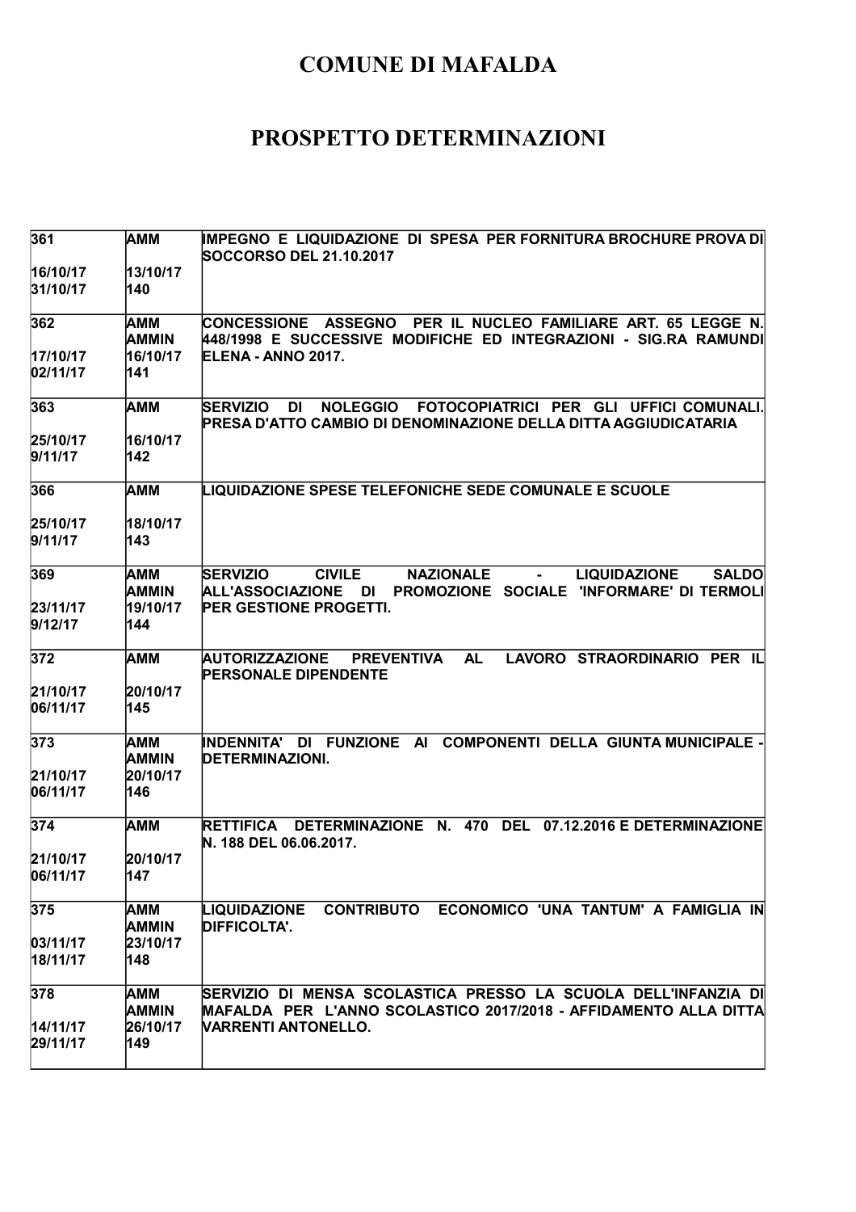# COMUNE DI MAFALDA

# PROSPETTO DETERMINAZIONI

| | | |
|---|---|---|
| 361<br><br>16/10/17<br>31/10/17 | AMM<br><br>13/10/17<br>140 | IMPEGNO E LIQUIDAZIONE DI SPESA PER FORNITURA BROCHURE PROVA DI SOCCORSO DEL 21.10.2017 |
| 362<br><br>17/10/17<br>02/11/17 | AMM<br>AMMIN<br>16/10/17<br>141 | CONCESSIONE ASSEGNO PER IL NUCLEO FAMILIARE ART. 65 LEGGE N. 448/1998 E SUCCESSIVE MODIFICHE ED INTEGRAZIONI - SIG.RA RAMUNDI ELENA - ANNO 2017. |
| 363<br><br>25/10/17<br>9/11/17 | AMM<br><br>16/10/17<br>142 | SERVIZIO DI NOLEGGIO FOTOCOPIATRICI PER GLI UFFICI COMUNALI. PRESA D'ATTO CAMBIO DI DENOMINAZIONE DELLA DITTA AGGIUDICATARIA |
| 366<br><br>25/10/17<br>9/11/17 | AMM<br><br>18/10/17<br>143 | LIQUIDAZIONE SPESE TELEFONICHE SEDE COMUNALE E SCUOLE |
| 369<br><br>23/11/17<br>9/12/17 | AMM<br>AMMIN<br>19/10/17<br>144 | SERVIZIO CIVILE NAZIONALE - LIQUIDAZIONE SALDO ALL'ASSOCIAZIONE DI PROMOZIONE SOCIALE 'INFORMARE' DI TERMOLI PER GESTIONE PROGETTI. |
| 372<br><br>21/10/17<br>06/11/17 | AMM<br><br>20/10/17<br>145 | AUTORIZZAZIONE PREVENTIVA AL LAVORO STRAORDINARIO PER IL PERSONALE DIPENDENTE |
| 373<br><br>21/10/17<br>06/11/17 | AMM<br>AMMIN<br>20/10/17<br>146 | INDENNITA' DI FUNZIONE AI COMPONENTI DELLA GIUNTA MUNICIPALE - DETERMINAZIONI. |
| 374<br><br>21/10/17<br>06/11/17 | AMM<br><br>20/10/17<br>147 | RETTIFICA DETERMINAZIONE N. 470 DEL 07.12.2016 E DETERMINAZIONE N. 188 DEL 06.06.2017. |
| 375<br><br>03/11/17<br>18/11/17 | AMM<br>AMMIN<br>23/10/17<br>148 | LIQUIDAZIONE CONTRIBUTO ECONOMICO 'UNA TANTUM' A FAMIGLIA IN DIFFICOLTA'. |
| 378<br><br>14/11/17<br>29/11/17 | AMM<br>AMMIN<br>26/10/17<br>149 | SERVIZIO DI MENSA SCOLASTICA PRESSO LA SCUOLA DELL'INFANZIA DI MAFALDA PER L'ANNO SCOLASTICO 2017/2018 - AFFIDAMENTO ALLA DITTA VARRENTI ANTONELLO. |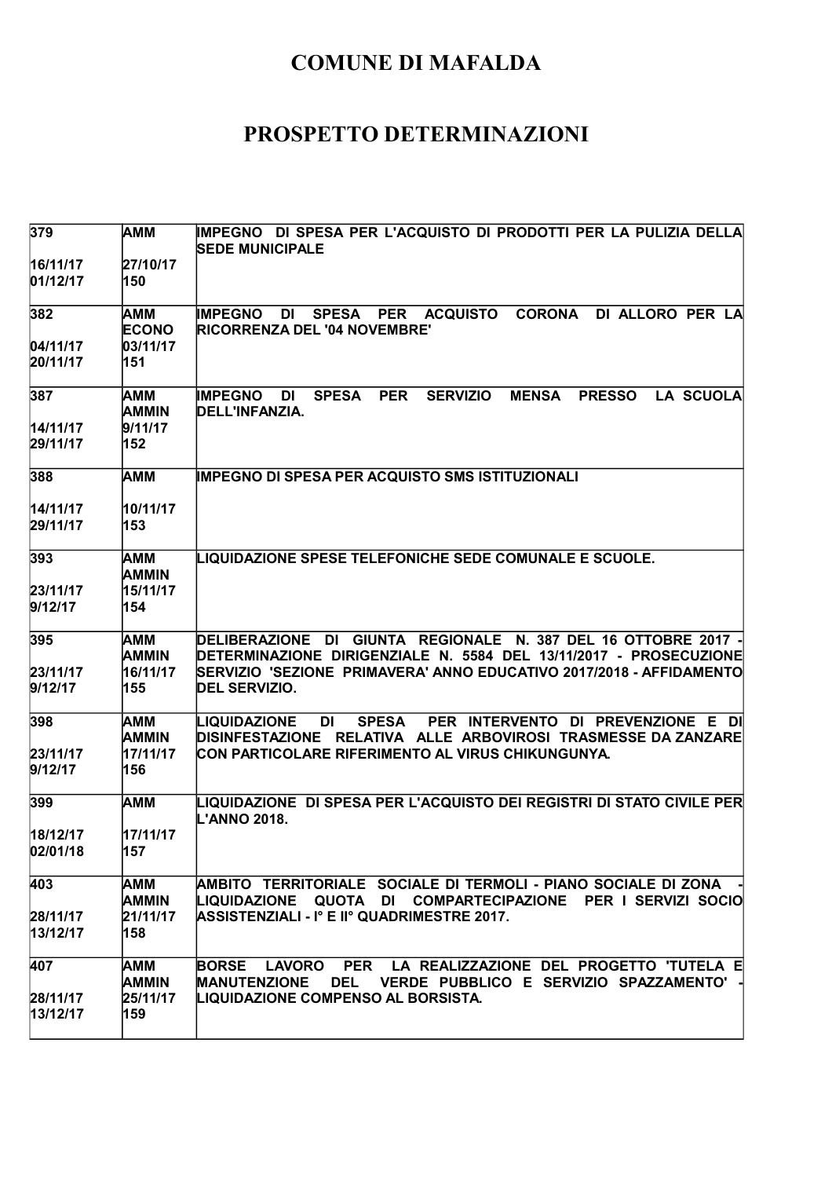# COMUNE DI MAFALDA

# PROSPETTO DETERMINAZIONI

| | | |
|---|---|---|
| 379<br><br>16/11/17<br>01/12/17 | AMM<br><br>27/10/17<br>150 | IMPEGNO DI SPESA PER L'ACQUISTO DI PRODOTTI PER LA PULIZIA DELLA SEDE MUNICIPALE |
| 382<br><br>04/11/17<br>20/11/17 | AMM<br>ECONO<br>03/11/17<br>151 | IMPEGNO DI SPESA PER ACQUISTO CORONA DI ALLORO PER LA RICORRENZA DEL '04 NOVEMBRE' |
| 387<br><br>14/11/17<br>29/11/17 | AMM<br>AMMIN<br>9/11/17<br>152 | IMPEGNO DI SPESA PER SERVIZIO MENSA PRESSO LA SCUOLA DELL'INFANZIA. |
| 388<br><br>14/11/17<br>29/11/17 | AMM<br><br>10/11/17<br>153 | IMPEGNO DI SPESA PER ACQUISTO SMS ISTITUZIONALI |
| 393<br><br>23/11/17<br>9/12/17 | AMM<br>AMMIN<br>15/11/17<br>154 | LIQUIDAZIONE SPESE TELEFONICHE SEDE COMUNALE E SCUOLE. |
| 395<br><br>23/11/17<br>9/12/17 | AMM<br>AMMIN<br>16/11/17<br>155 | DELIBERAZIONE DI GIUNTA REGIONALE N. 387 DEL 16 OTTOBRE 2017 - DETERMINAZIONE DIRIGENZIALE N. 5584 DEL 13/11/2017 - PROSECUZIONE SERVIZIO 'SEZIONE PRIMAVERA' ANNO EDUCATIVO 2017/2018 - AFFIDAMENTO DEL SERVIZIO. |
| 398<br><br>23/11/17<br>9/12/17 | AMM<br>AMMIN<br>17/11/17<br>156 | LIQUIDAZIONE DI SPESA PER INTERVENTO DI PREVENZIONE E DI DISINFESTAZIONE RELATIVA ALLE ARBOVIROSI TRASMESSE DA ZANZARE CON PARTICOLARE RIFERIMENTO AL VIRUS CHIKUNGUNYA. |
| 399<br><br>18/12/17<br>02/01/18 | AMM<br><br>17/11/17<br>157 | LIQUIDAZIONE DI SPESA PER L'ACQUISTO DEI REGISTRI DI STATO CIVILE PER L'ANNO 2018. |
| 403<br><br>28/11/17<br>13/12/17 | AMM<br>AMMIN<br>21/11/17<br>158 | AMBITO TERRITORIALE SOCIALE DI TERMOLI - PIANO SOCIALE DI ZONA - LIQUIDAZIONE QUOTA DI COMPARTECIPAZIONE PER I SERVIZI SOCIO ASSISTENZIALI - I° E II° QUADRIMESTRE 2017. |
| 407<br><br>28/11/17<br>13/12/17 | AMM<br>AMMIN<br>25/11/17<br>159 | BORSE LAVORO PER LA REALIZZAZIONE DEL PROGETTO 'TUTELA E MANUTENZIONE DEL VERDE PUBBLICO E SERVIZIO SPAZZAMENTO' - LIQUIDAZIONE COMPENSO AL BORSISTA. |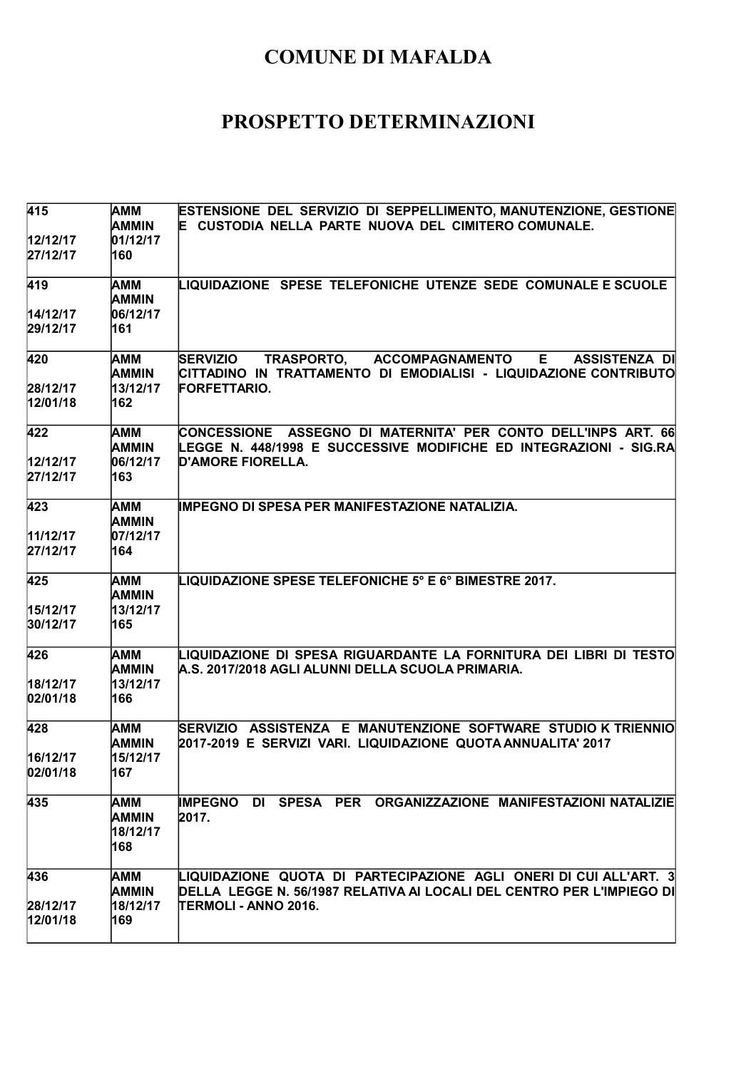# COMUNE DI MAFALDA

# PROSPETTO DETERMINAZIONI

| | | |
|---|---|---|
| 415<br><br>12/12/17<br>27/12/17 | AMM<br>AMMIN<br>01/12/17<br>160 | ESTENSIONE DEL SERVIZIO DI SEPPELLIMENTO, MANUTENZIONE, GESTIONE E CUSTODIA NELLA PARTE NUOVA DEL CIMITERO COMUNALE. |
| 419<br><br>14/12/17<br>29/12/17 | AMM<br>AMMIN<br>06/12/17<br>161 | LIQUIDAZIONE SPESE TELEFONICHE UTENZE SEDE COMUNALE E SCUOLE |
| 420<br><br>28/12/17<br>12/01/18 | AMM<br>AMMIN<br>13/12/17<br>162 | SERVIZIO TRASPORTO, ACCOMPAGNAMENTO E ASSISTENZA DI CITTADINO IN TRATTAMENTO DI EMODIALISI - LIQUIDAZIONE CONTRIBUTO FORFETTARIO. |
| 422<br><br>12/12/17<br>27/12/17 | AMM<br>AMMIN<br>06/12/17<br>163 | CONCESSIONE ASSEGNO DI MATERNITA' PER CONTO DELL'INPS ART. 66 LEGGE N. 448/1998 E SUCCESSIVE MODIFICHE ED INTEGRAZIONI - SIG.RA D'AMORE FIORELLA. |
| 423<br><br>11/12/17<br>27/12/17 | AMM<br>AMMIN<br>07/12/17<br>164 | IMPEGNO DI SPESA PER MANIFESTAZIONE NATALIZIA. |
| 425<br><br>15/12/17<br>30/12/17 | AMM<br>AMMIN<br>13/12/17<br>165 | LIQUIDAZIONE SPESE TELEFONICHE 5° E 6° BIMESTRE 2017. |
| 426<br><br>18/12/17<br>02/01/18 | AMM<br>AMMIN<br>13/12/17<br>166 | LIQUIDAZIONE DI SPESA RIGUARDANTE LA FORNITURA DEI LIBRI DI TESTO A.S. 2017/2018 AGLI ALUNNI DELLA SCUOLA PRIMARIA. |
| 428<br><br>16/12/17<br>02/01/18 | AMM<br>AMMIN<br>15/12/17<br>167 | SERVIZIO ASSISTENZA E MANUTENZIONE SOFTWARE STUDIO K TRIENNIO 2017-2019 E SERVIZI VARI. LIQUIDAZIONE QUOTA ANNUALITA' 2017 |
| 435 | AMM<br>AMMIN<br>18/12/17<br>168 | IMPEGNO DI SPESA PER ORGANIZZAZIONE MANIFESTAZIONI NATALIZIE 2017. |
| 436<br><br>28/12/17<br>12/01/18 | AMM<br>AMMIN<br>18/12/17<br>169 | LIQUIDAZIONE QUOTA DI PARTECIPAZIONE AGLI ONERI DI CUI ALL'ART. 3 DELLA LEGGE N. 56/1987 RELATIVA AI LOCALI DEL CENTRO PER L'IMPIEGO DI TERMOLI - ANNO 2016. |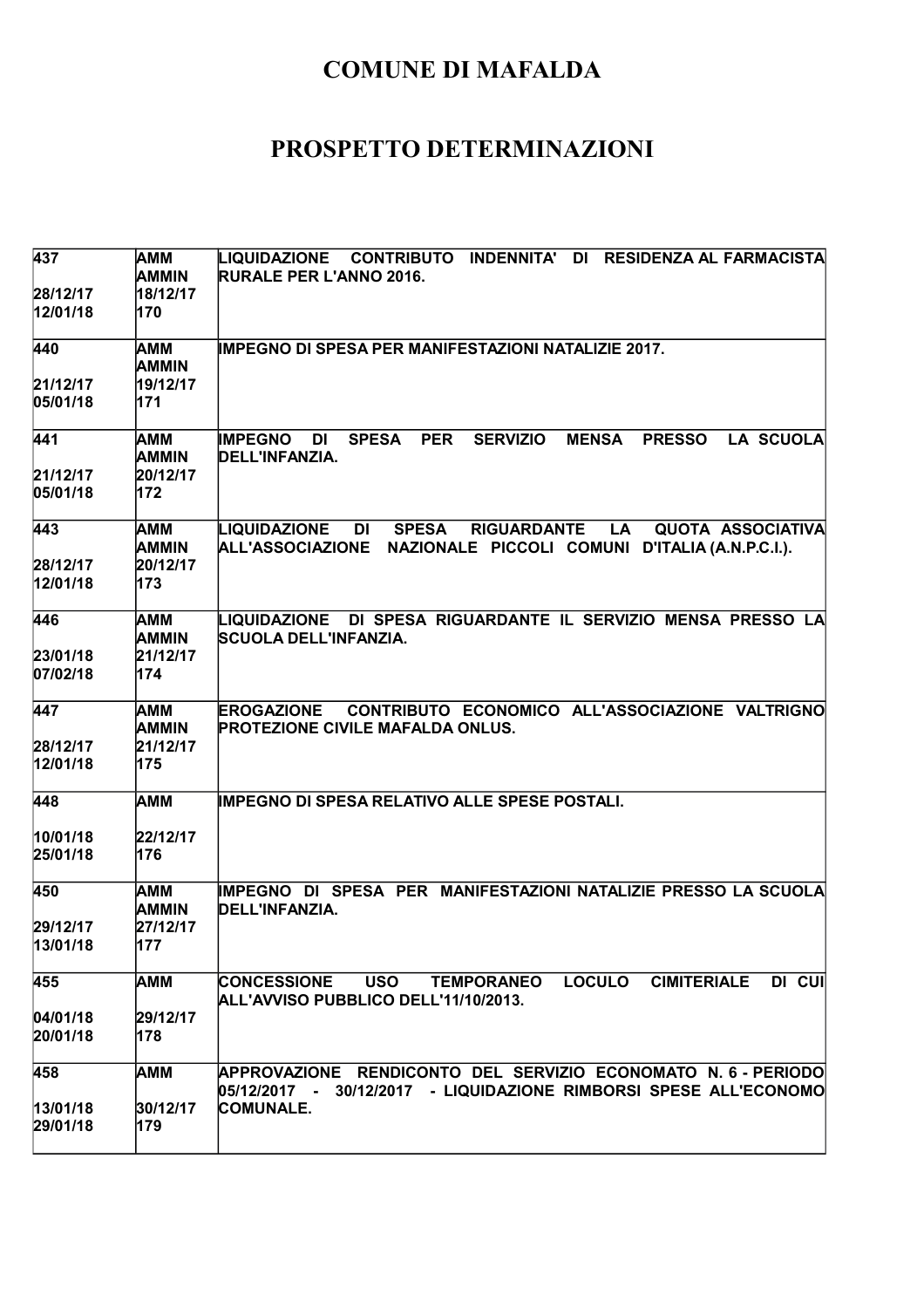# COMUNE DI MAFALDA

# PROSPETTO DETERMINAZIONI

| | | |
|---|---|---|
| 437<br><br>28/12/17<br>12/01/18 | AMM<br>AMMIN<br>18/12/17<br>170 | LIQUIDAZIONE CONTRIBUTO INDENNITA' DI RESIDENZA AL FARMACISTA RURALE PER L'ANNO 2016. |
| 440<br><br>21/12/17<br>05/01/18 | AMM<br>AMMIN<br>19/12/17<br>171 | IMPEGNO DI SPESA PER MANIFESTAZIONI NATALIZIE 2017. |
| 441<br><br>21/12/17<br>05/01/18 | AMM<br>AMMIN<br>20/12/17<br>172 | IMPEGNO DI SPESA PER SERVIZIO MENSA PRESSO LA SCUOLA DELL'INFANZIA. |
| 443<br><br>28/12/17<br>12/01/18 | AMM<br>AMMIN<br>20/12/17<br>173 | LIQUIDAZIONE DI SPESA RIGUARDANTE LA QUOTA ASSOCIATIVA ALL'ASSOCIAZIONE NAZIONALE PICCOLI COMUNI D'ITALIA (A.N.P.C.I.). |
| 446<br><br>23/01/18<br>07/02/18 | AMM<br>AMMIN<br>21/12/17<br>174 | LIQUIDAZIONE DI SPESA RIGUARDANTE IL SERVIZIO MENSA PRESSO LA SCUOLA DELL'INFANZIA. |
| 447<br><br>28/12/17<br>12/01/18 | AMM<br>AMMIN<br>21/12/17<br>175 | EROGAZIONE CONTRIBUTO ECONOMICO ALL'ASSOCIAZIONE VALTRIGNO PROTEZIONE CIVILE MAFALDA ONLUS. |
| 448<br><br>10/01/18<br>25/01/18 | AMM<br><br>22/12/17<br>176 | IMPEGNO DI SPESA RELATIVO ALLE SPESE POSTALI. |
| 450<br><br>29/12/17<br>13/01/18 | AMM<br>AMMIN<br>27/12/17<br>177 | IMPEGNO DI SPESA PER MANIFESTAZIONI NATALIZIE PRESSO LA SCUOLA DELL'INFANZIA. |
| 455<br><br>04/01/18<br>20/01/18 | AMM<br><br>29/12/17<br>178 | CONCESSIONE USO TEMPORANEO LOCULO CIMITERIALE DI CUI ALL'AVVISO PUBBLICO DELL'11/10/2013. |
| 458<br><br>13/01/18<br>29/01/18 | AMM<br><br>30/12/17<br>179 | APPROVAZIONE RENDICONTO DEL SERVIZIO ECONOMATO N. 6 - PERIODO 05/12/2017 - 30/12/2017 - LIQUIDAZIONE RIMBORSI SPESE ALL'ECONOMO COMUNALE. |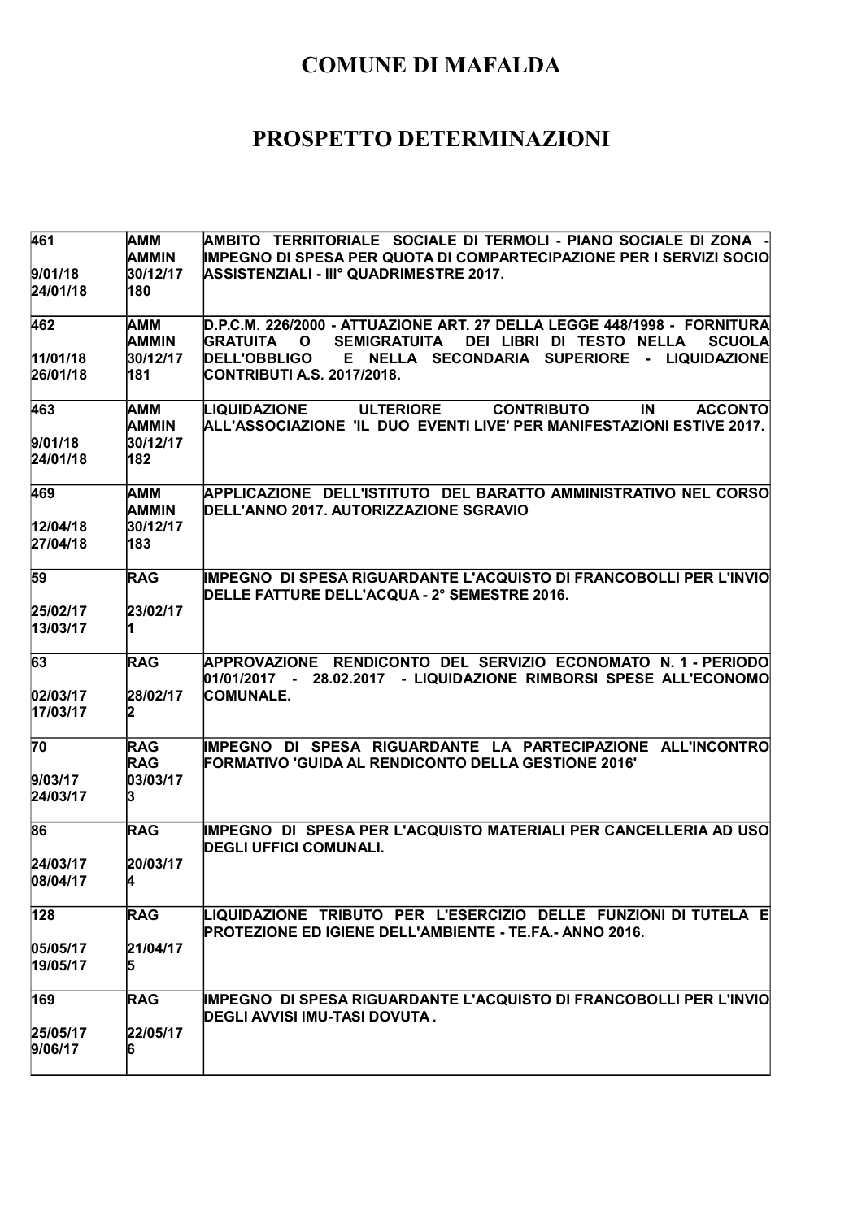# COMUNE DI MAFALDA

# PROSPETTO DETERMINAZIONI

| | | |
|---|---|---|
| 461<br><br>9/01/18<br>24/01/18 | AMM<br>AMMIN<br>30/12/17<br>180 | AMBITO TERRITORIALE SOCIALE DI TERMOLI - PIANO SOCIALE DI ZONA - IMPEGNO DI SPESA PER QUOTA DI COMPARTECIPAZIONE PER I SERVIZI SOCIO ASSISTENZIALI - III° QUADRIMESTRE 2017. |
| 462<br><br>11/01/18<br>26/01/18 | AMM<br>AMMIN<br>30/12/17<br>181 | D.P.C.M. 226/2000 - ATTUAZIONE ART. 27 DELLA LEGGE 448/1998 - FORNITURA GRATUITA O SEMIGRATUITA DEI LIBRI DI TESTO NELLA SCUOLA DELL'OBBLIGO E NELLA SECONDARIA SUPERIORE - LIQUIDAZIONE CONTRIBUTI A.S. 2017/2018. |
| 463<br><br>9/01/18<br>24/01/18 | AMM<br>AMMIN<br>30/12/17<br>182 | LIQUIDAZIONE ULTERIORE CONTRIBUTO IN ACCONTO ALL'ASSOCIAZIONE 'IL DUO EVENTI LIVE' PER MANIFESTAZIONI ESTIVE 2017. |
| 469<br><br>12/04/18<br>27/04/18 | AMM<br>AMMIN<br>30/12/17<br>183 | APPLICAZIONE DELL'ISTITUTO DEL BARATTO AMMINISTRATIVO NEL CORSO DELL'ANNO 2017. AUTORIZZAZIONE SGRAVIO |
| 59<br><br>25/02/17<br>13/03/17 | RAG<br><br>23/02/17<br>1 | IMPEGNO DI SPESA RIGUARDANTE L'ACQUISTO DI FRANCOBOLLI PER L'INVIO DELLE FATTURE DELL'ACQUA - 2° SEMESTRE 2016. |
| 63<br><br>02/03/17<br>17/03/17 | RAG<br><br>28/02/17<br>2 | APPROVAZIONE RENDICONTO DEL SERVIZIO ECONOMATO N. 1 - PERIODO 01/01/2017 - 28.02.2017 - LIQUIDAZIONE RIMBORSI SPESE ALL'ECONOMO COMUNALE. |
| 70<br><br>9/03/17<br>24/03/17 | RAG<br>RAG<br>03/03/17<br>3 | IMPEGNO DI SPESA RIGUARDANTE LA PARTECIPAZIONE ALL'INCONTRO FORMATIVO 'GUIDA AL RENDICONTO DELLA GESTIONE 2016' |
| 86<br><br>24/03/17<br>08/04/17 | RAG<br><br>20/03/17<br>4 | IMPEGNO DI SPESA PER L'ACQUISTO MATERIALI PER CANCELLERIA AD USO DEGLI UFFICI COMUNALI. |
| 128<br><br>05/05/17<br>19/05/17 | RAG<br><br>21/04/17<br>5 | LIQUIDAZIONE TRIBUTO PER L'ESERCIZIO DELLE FUNZIONI DI TUTELA E PROTEZIONE ED IGIENE DELL'AMBIENTE - TE.FA.- ANNO 2016. |
| 169<br><br>25/05/17<br>9/06/17 | RAG<br><br>22/05/17<br>6 | IMPEGNO DI SPESA RIGUARDANTE L'ACQUISTO DI FRANCOBOLLI PER L'INVIO DEGLI AVVISI IMU-TASI DOVUTA . |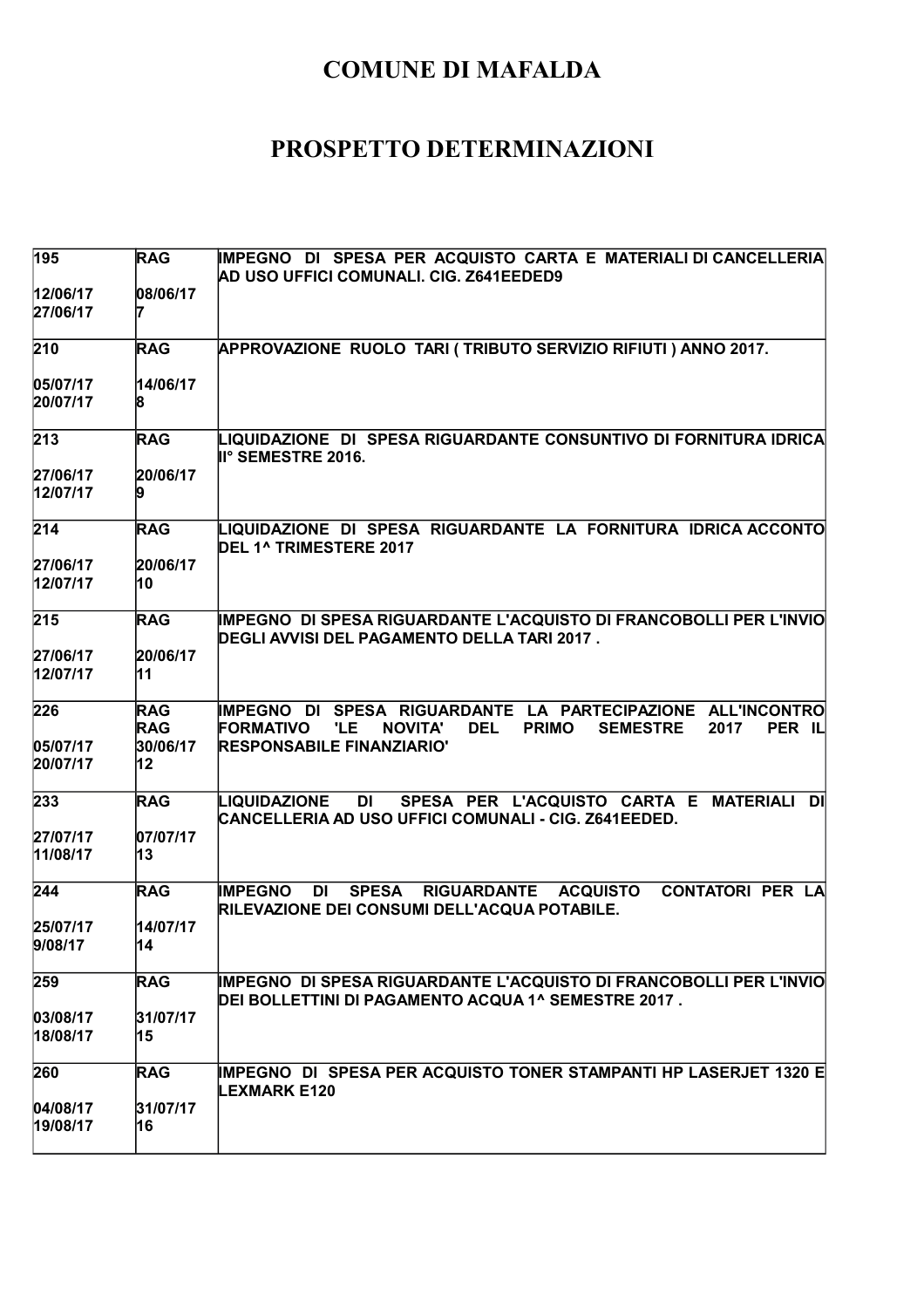# COMUNE DI MAFALDA

# PROSPETTO DETERMINAZIONI

| | | |
|---|---|---|
| 195<br><br>12/06/17<br>27/06/17 | RAG<br><br>08/06/17<br>7 | IMPEGNO DI SPESA PER ACQUISTO CARTA E MATERIALI DI CANCELLERIA AD USO UFFICI COMUNALI. CIG. Z641EEDED9 |
| 210<br><br>05/07/17<br>20/07/17 | RAG<br><br>14/06/17<br>8 | APPROVAZIONE RUOLO TARI ( TRIBUTO SERVIZIO RIFIUTI ) ANNO 2017. |
| 213<br><br>27/06/17<br>12/07/17 | RAG<br><br>20/06/17<br>9 | LIQUIDAZIONE DI SPESA RIGUARDANTE CONSUNTIVO DI FORNITURA IDRICA II° SEMESTRE 2016. |
| 214<br><br>27/06/17<br>12/07/17 | RAG<br><br>20/06/17<br>10 | LIQUIDAZIONE DI SPESA RIGUARDANTE LA FORNITURA IDRICA ACCONTO DEL 1^ TRIMESTERE 2017 |
| 215<br><br>27/06/17<br>12/07/17 | RAG<br><br>20/06/17<br>11 | IMPEGNO DI SPESA RIGUARDANTE L'ACQUISTO DI FRANCOBOLLI PER L'INVIO DEGLI AVVISI DEL PAGAMENTO DELLA TARI 2017 . |
| 226<br><br>05/07/17<br>20/07/17 | RAG<br>RAG<br>30/06/17<br>12 | IMPEGNO DI SPESA RIGUARDANTE LA PARTECIPAZIONE ALL'INCONTRO FORMATIVO 'LE NOVITA' DEL PRIMO SEMESTRE 2017 PER IL RESPONSABILE FINANZIARIO' |
| 233<br><br>27/07/17<br>11/08/17 | RAG<br><br>07/07/17<br>13 | LIQUIDAZIONE DI SPESA PER L'ACQUISTO CARTA E MATERIALI DI CANCELLERIA AD USO UFFICI COMUNALI - CIG. Z641EEDED. |
| 244<br><br>25/07/17<br>9/08/17 | RAG<br><br>14/07/17<br>14 | IMPEGNO DI SPESA RIGUARDANTE ACQUISTO CONTATORI PER LA RILEVAZIONE DEI CONSUMI DELL'ACQUA POTABILE. |
| 259<br><br>03/08/17<br>18/08/17 | RAG<br><br>31/07/17<br>15 | IMPEGNO DI SPESA RIGUARDANTE L'ACQUISTO DI FRANCOBOLLI PER L'INVIO DEI BOLLETTINI DI PAGAMENTO ACQUA 1^ SEMESTRE 2017 . |
| 260<br><br>04/08/17<br>19/08/17 | RAG<br><br>31/07/17<br>16 | IMPEGNO DI SPESA PER ACQUISTO TONER STAMPANTI HP LASERJET 1320 E LEXMARK E120 |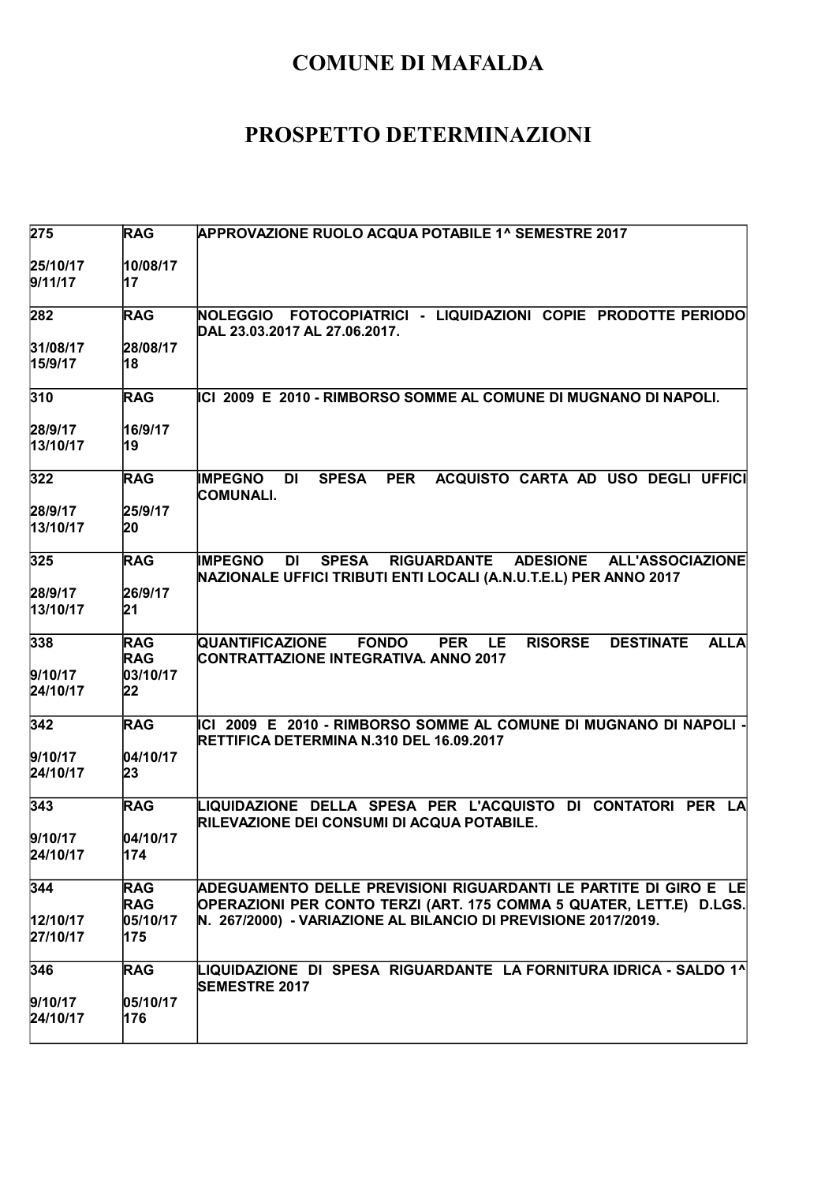# COMUNE DI MAFALDA

# PROSPETTO DETERMINAZIONI

| | | |
|---|---|---|
| 275<br><br>25/10/17<br>9/11/17 | RAG<br><br>10/08/17<br>17 | APPROVAZIONE RUOLO ACQUA POTABILE 1^ SEMESTRE 2017 |
| 282<br><br>31/08/17<br>15/9/17 | RAG<br><br>28/08/17<br>18 | NOLEGGIO FOTOCOPIATRICI - LIQUIDAZIONI COPIE PRODOTTE PERIODO DAL 23.03.2017 AL 27.06.2017. |
| 310<br><br>28/9/17<br>13/10/17 | RAG<br><br>16/9/17<br>19 | ICI 2009 E 2010 - RIMBORSO SOMME AL COMUNE DI MUGNANO DI NAPOLI. |
| 322<br><br>28/9/17<br>13/10/17 | RAG<br><br>25/9/17<br>20 | IMPEGNO DI SPESA PER ACQUISTO CARTA AD USO DEGLI UFFICI COMUNALI. |
| 325<br><br>28/9/17<br>13/10/17 | RAG<br><br>26/9/17<br>21 | IMPEGNO DI SPESA RIGUARDANTE ADESIONE ALL'ASSOCIAZIONE NAZIONALE UFFICI TRIBUTI ENTI LOCALI (A.N.U.T.E.L) PER ANNO 2017 |
| 338<br><br>9/10/17<br>24/10/17 | RAG<br>RAG<br>03/10/17<br>22 | QUANTIFICAZIONE FONDO PER LE RISORSE DESTINATE ALLA CONTRATTAZIONE INTEGRATIVA. ANNO 2017 |
| 342<br><br>9/10/17<br>24/10/17 | RAG<br><br>04/10/17<br>23 | ICI 2009 E 2010 - RIMBORSO SOMME AL COMUNE DI MUGNANO DI NAPOLI - RETTIFICA DETERMINA N.310 DEL 16.09.2017 |
| 343<br><br>9/10/17<br>24/10/17 | RAG<br><br>04/10/17<br>174 | LIQUIDAZIONE DELLA SPESA PER L'ACQUISTO DI CONTATORI PER LA RILEVAZIONE DEI CONSUMI DI ACQUA POTABILE. |
| 344<br><br>12/10/17<br>27/10/17 | RAG<br>RAG<br>05/10/17<br>175 | ADEGUAMENTO DELLE PREVISIONI RIGUARDANTI LE PARTITE DI GIRO E LE OPERAZIONI PER CONTO TERZI (ART. 175 COMMA 5 QUATER, LETT.E) D.LGS. N. 267/2000) - VARIAZIONE AL BILANCIO DI PREVISIONE 2017/2019. |
| 346<br><br>9/10/17<br>24/10/17 | RAG<br><br>05/10/17<br>176 | LIQUIDAZIONE DI SPESA RIGUARDANTE LA FORNITURA IDRICA - SALDO 1^ SEMESTRE 2017 |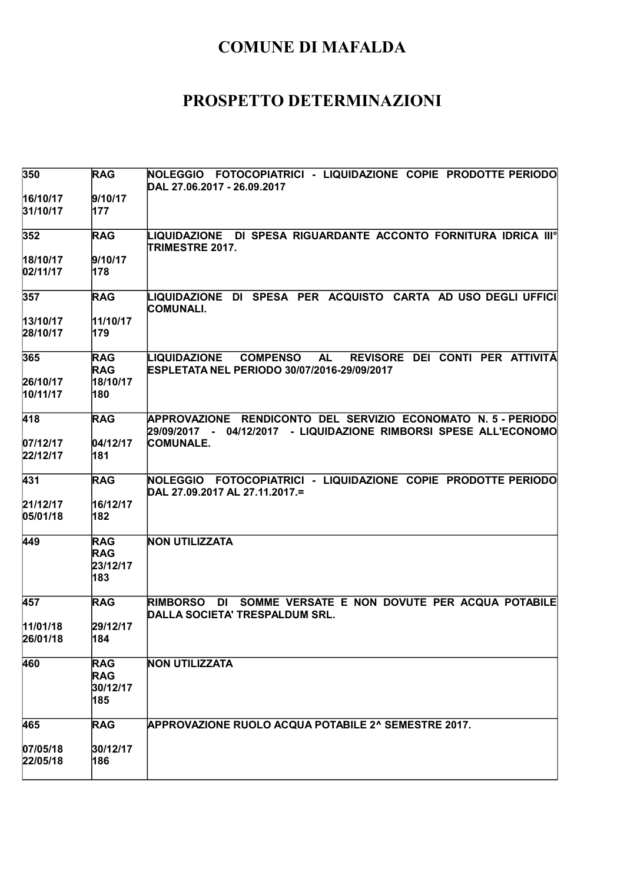# COMUNE DI MAFALDA

# PROSPETTO DETERMINAZIONI

| | | |
|---|---|---|
| 350<br><br>16/10/17<br>31/10/17 | RAG<br><br>9/10/17<br>177 | NOLEGGIO FOTOCOPIATRICI - LIQUIDAZIONE COPIE PRODOTTE PERIODO DAL 27.06.2017 - 26.09.2017 |
| 352<br><br>18/10/17<br>02/11/17 | RAG<br><br>9/10/17<br>178 | LIQUIDAZIONE DI SPESA RIGUARDANTE ACCONTO FORNITURA IDRICA III° TRIMESTRE 2017. |
| 357<br><br>13/10/17<br>28/10/17 | RAG<br><br>11/10/17<br>179 | LIQUIDAZIONE DI SPESA PER ACQUISTO CARTA AD USO DEGLI UFFICI COMUNALI. |
| 365<br><br>26/10/17<br>10/11/17 | RAG<br>RAG<br>18/10/17<br>180 | LIQUIDAZIONE COMPENSO AL REVISORE DEI CONTI PER ATTIVITÀ ESPLETATA NEL PERIODO 30/07/2016-29/09/2017 |
| 418<br><br>07/12/17<br>22/12/17 | RAG<br><br>04/12/17<br>181 | APPROVAZIONE RENDICONTO DEL SERVIZIO ECONOMATO N. 5 - PERIODO 29/09/2017 - 04/12/2017 - LIQUIDAZIONE RIMBORSI SPESE ALL'ECONOMO COMUNALE. |
| 431<br><br>21/12/17<br>05/01/18 | RAG<br><br>16/12/17<br>182 | NOLEGGIO FOTOCOPIATRICI - LIQUIDAZIONE COPIE PRODOTTE PERIODO DAL 27.09.2017 AL 27.11.2017.= |
| 449 | RAG<br>RAG<br>23/12/17<br>183 | NON UTILIZZATA |
| 457<br><br>11/01/18<br>26/01/18 | RAG<br><br>29/12/17<br>184 | RIMBORSO DI SOMME VERSATE E NON DOVUTE PER ACQUA POTABILE DALLA SOCIETA' TRESPALDUM SRL. |
| 460 | RAG<br>RAG<br>30/12/17<br>185 | NON UTILIZZATA |
| 465<br><br>07/05/18<br>22/05/18 | RAG<br><br>30/12/17<br>186 | APPROVAZIONE RUOLO ACQUA POTABILE 2^ SEMESTRE 2017. |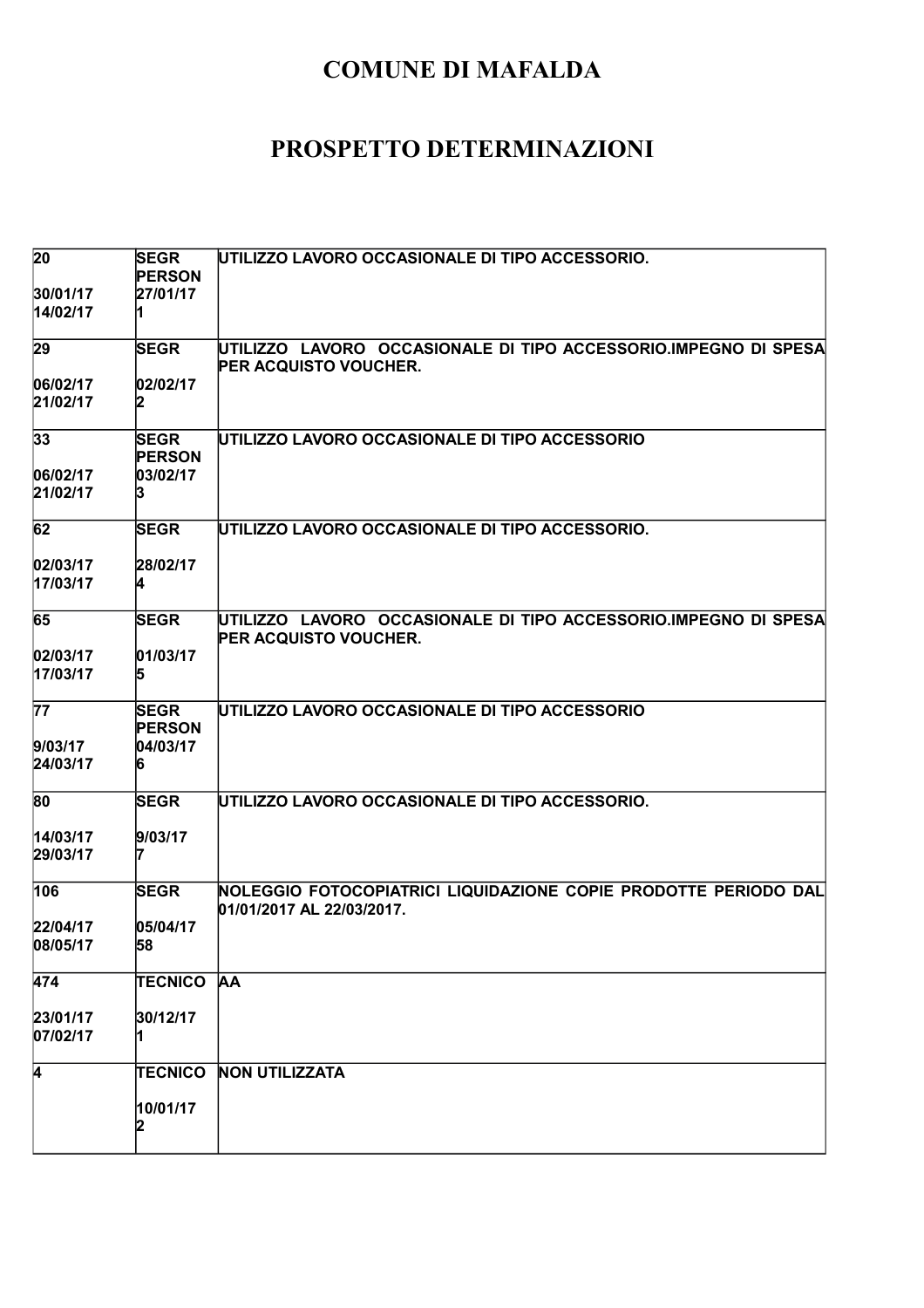# COMUNE DI MAFALDA

# PROSPETTO DETERMINAZIONI

| | | |
|---|---|---|
| 20<br><br>30/01/17<br>14/02/17 | SEGR<br>PERSON<br>27/01/17<br>1 | UTILIZZO LAVORO OCCASIONALE DI TIPO ACCESSORIO. |
| 29<br><br>06/02/17<br>21/02/17 | SEGR<br><br>02/02/17<br>2 | UTILIZZO LAVORO OCCASIONALE DI TIPO ACCESSORIO.IMPEGNO DI SPESA PER ACQUISTO VOUCHER. |
| 33<br><br>06/02/17<br>21/02/17 | SEGR<br>PERSON<br>03/02/17<br>3 | UTILIZZO LAVORO OCCASIONALE DI TIPO ACCESSORIO |
| 62<br><br>02/03/17<br>17/03/17 | SEGR<br><br>28/02/17<br>4 | UTILIZZO LAVORO OCCASIONALE DI TIPO ACCESSORIO. |
| 65<br><br>02/03/17<br>17/03/17 | SEGR<br><br>01/03/17<br>5 | UTILIZZO LAVORO OCCASIONALE DI TIPO ACCESSORIO.IMPEGNO DI SPESA PER ACQUISTO VOUCHER. |
| 77<br><br>9/03/17<br>24/03/17 | SEGR<br>PERSON<br>04/03/17<br>6 | UTILIZZO LAVORO OCCASIONALE DI TIPO ACCESSORIO |
| 80<br><br>14/03/17<br>29/03/17 | SEGR<br><br>9/03/17<br>7 | UTILIZZO LAVORO OCCASIONALE DI TIPO ACCESSORIO. |
| 106<br><br>22/04/17<br>08/05/17 | SEGR<br><br>05/04/17<br>58 | NOLEGGIO FOTOCOPIATRICI LIQUIDAZIONE COPIE PRODOTTE PERIODO DAL 01/01/2017 AL 22/03/2017. |
| 474<br><br>23/01/17<br>07/02/17 | TECNICO<br><br>30/12/17<br>1 | AA |
| 4 | TECNICO<br><br>10/01/17<br>2 | NON UTILIZZATA |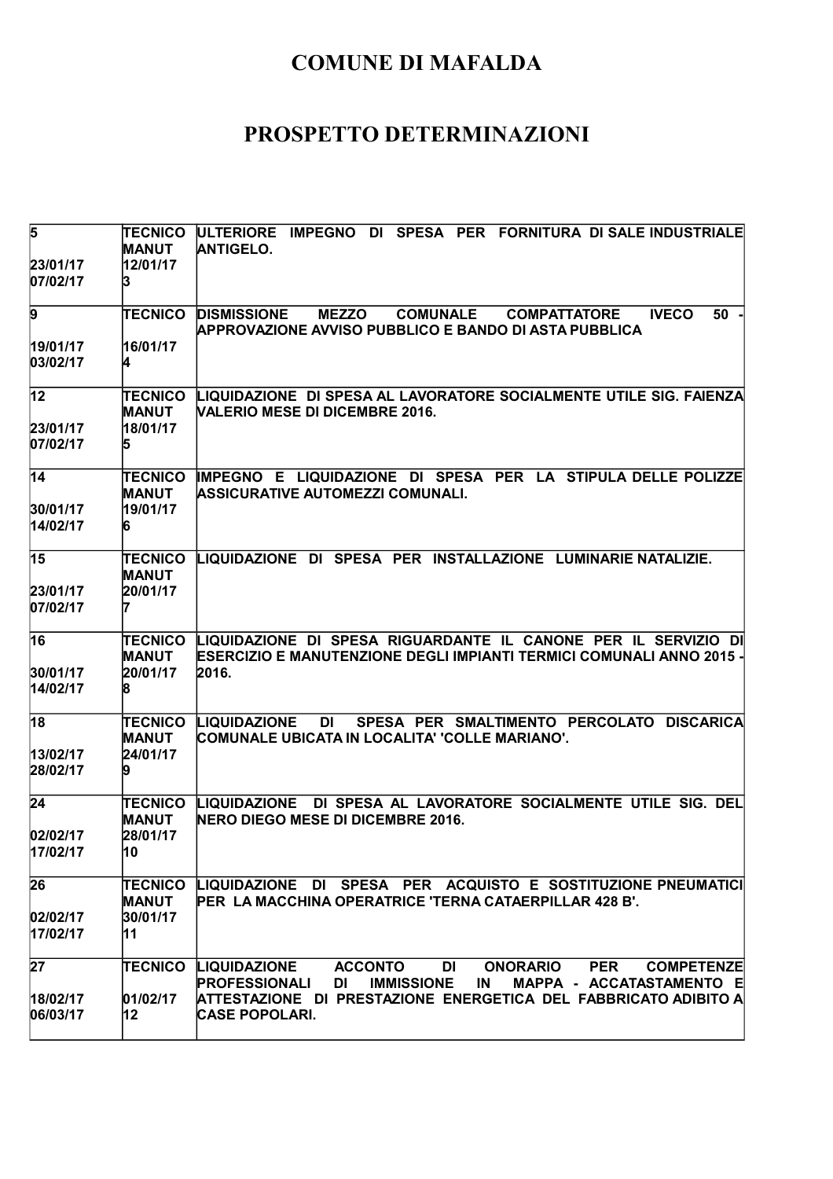# COMUNE DI MAFALDA

# PROSPETTO DETERMINAZIONI

| | | |
|---|---|---|
| 5<br><br>23/01/17<br>07/02/17 | TECNICO<br>MANUT<br>12/01/17<br>3 | ULTERIORE IMPEGNO DI SPESA PER FORNITURA DI SALE INDUSTRIALE ANTIGELO. |
| 9<br><br>19/01/17<br>03/02/17 | TECNICO<br><br>16/01/17<br>4 | DISMISSIONE MEZZO COMUNALE COMPATTATORE IVECO 50 - APPROVAZIONE AVVISO PUBBLICO E BANDO DI ASTA PUBBLICA |
| 12<br><br>23/01/17<br>07/02/17 | TECNICO<br>MANUT<br>18/01/17<br>5 | LIQUIDAZIONE DI SPESA AL LAVORATORE SOCIALMENTE UTILE SIG. FAIENZA VALERIO MESE DI DICEMBRE 2016. |
| 14<br><br>30/01/17<br>14/02/17 | TECNICO<br>MANUT<br>19/01/17<br>6 | IMPEGNO E LIQUIDAZIONE DI SPESA PER LA STIPULA DELLE POLIZZE ASSICURATIVE AUTOMEZZI COMUNALI. |
| 15<br><br>23/01/17<br>07/02/17 | TECNICO<br>MANUT<br>20/01/17<br>7 | LIQUIDAZIONE DI SPESA PER INSTALLAZIONE LUMINARIE NATALIZIE. |
| 16<br><br>30/01/17<br>14/02/17 | TECNICO<br>MANUT<br>20/01/17<br>8 | LIQUIDAZIONE DI SPESA RIGUARDANTE IL CANONE PER IL SERVIZIO DI ESERCIZIO E MANUTENZIONE DEGLI IMPIANTI TERMICI COMUNALI ANNO 2015 - 2016. |
| 18<br><br>13/02/17<br>28/02/17 | TECNICO<br>MANUT<br>24/01/17<br>9 | LIQUIDAZIONE DI SPESA PER SMALTIMENTO PERCOLATO DISCARICA COMUNALE UBICATA IN LOCALITA' 'COLLE MARIANO'. |
| 24<br><br>02/02/17<br>17/02/17 | TECNICO<br>MANUT<br>28/01/17<br>10 | LIQUIDAZIONE DI SPESA AL LAVORATORE SOCIALMENTE UTILE SIG. DEL NERO DIEGO MESE DI DICEMBRE 2016. |
| 26<br><br>02/02/17<br>17/02/17 | TECNICO<br>MANUT<br>30/01/17<br>11 | LIQUIDAZIONE DI SPESA PER ACQUISTO E SOSTITUZIONE PNEUMATICI PER LA MACCHINA OPERATRICE 'TERNA CATAERPILLAR 428 B'. |
| 27<br><br>18/02/17<br>06/03/17 | TECNICO<br><br>01/02/17<br>12 | LIQUIDAZIONE ACCONTO DI ONORARIO PER COMPETENZE PROFESSIONALI DI IMMISSIONE IN MAPPA - ACCATASTAMENTO E ATTESTAZIONE DI PRESTAZIONE ENERGETICA DEL FABBRICATO ADIBITO A CASE POPOLARI. |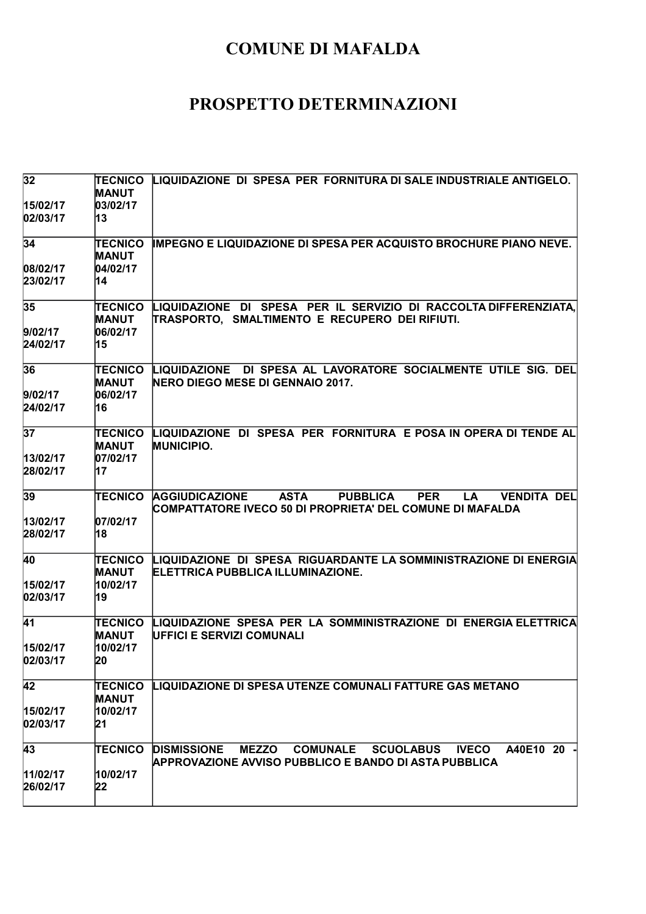# COMUNE DI MAFALDA

# PROSPETTO DETERMINAZIONI

| | | |
|---|---|---|
| 32<br><br>15/02/17<br>02/03/17 | TECNICO MANUT<br>03/02/17<br>13 | LIQUIDAZIONE DI SPESA PER FORNITURA DI SALE INDUSTRIALE ANTIGELO. |
| 34<br><br>08/02/17<br>23/02/17 | TECNICO MANUT<br>04/02/17<br>14 | IMPEGNO E LIQUIDAZIONE DI SPESA PER ACQUISTO BROCHURE PIANO NEVE. |
| 35<br><br>9/02/17<br>24/02/17 | TECNICO MANUT<br>06/02/17<br>15 | LIQUIDAZIONE DI SPESA PER IL SERVIZIO DI RACCOLTA DIFFERENZIATA, TRASPORTO, SMALTIMENTO E RECUPERO DEI RIFIUTI. |
| 36<br><br>9/02/17<br>24/02/17 | TECNICO MANUT<br>06/02/17<br>16 | LIQUIDAZIONE DI SPESA AL LAVORATORE SOCIALMENTE UTILE SIG. DEL NERO DIEGO MESE DI GENNAIO 2017. |
| 37<br><br>13/02/17<br>28/02/17 | TECNICO MANUT<br>07/02/17<br>17 | LIQUIDAZIONE DI SPESA PER FORNITURA E POSA IN OPERA DI TENDE AL MUNICIPIO. |
| 39<br><br>13/02/17<br>28/02/17 | TECNICO<br><br>07/02/17<br>18 | AGGIUDICAZIONE ASTA PUBBLICA PER LA VENDITA DEL COMPATTATORE IVECO 50 DI PROPRIETA' DEL COMUNE DI MAFALDA |
| 40<br><br>15/02/17<br>02/03/17 | TECNICO MANUT<br>10/02/17<br>19 | LIQUIDAZIONE DI SPESA RIGUARDANTE LA SOMMINISTRAZIONE DI ENERGIA ELETTRICA PUBBLICA ILLUMINAZIONE. |
| 41<br><br>15/02/17<br>02/03/17 | TECNICO MANUT<br>10/02/17<br>20 | LIQUIDAZIONE SPESA PER LA SOMMINISTRAZIONE DI ENERGIA ELETTRICA UFFICI E SERVIZI COMUNALI |
| 42<br><br>15/02/17<br>02/03/17 | TECNICO MANUT<br>10/02/17<br>21 | LIQUIDAZIONE DI SPESA UTENZE COMUNALI FATTURE GAS METANO |
| 43<br><br>11/02/17<br>26/02/17 | TECNICO<br><br>10/02/17<br>22 | DISMISSIONE MEZZO COMUNALE SCUOLABUS IVECO A40E10 20 - APPROVAZIONE AVVISO PUBBLICO E BANDO DI ASTA PUBBLICA |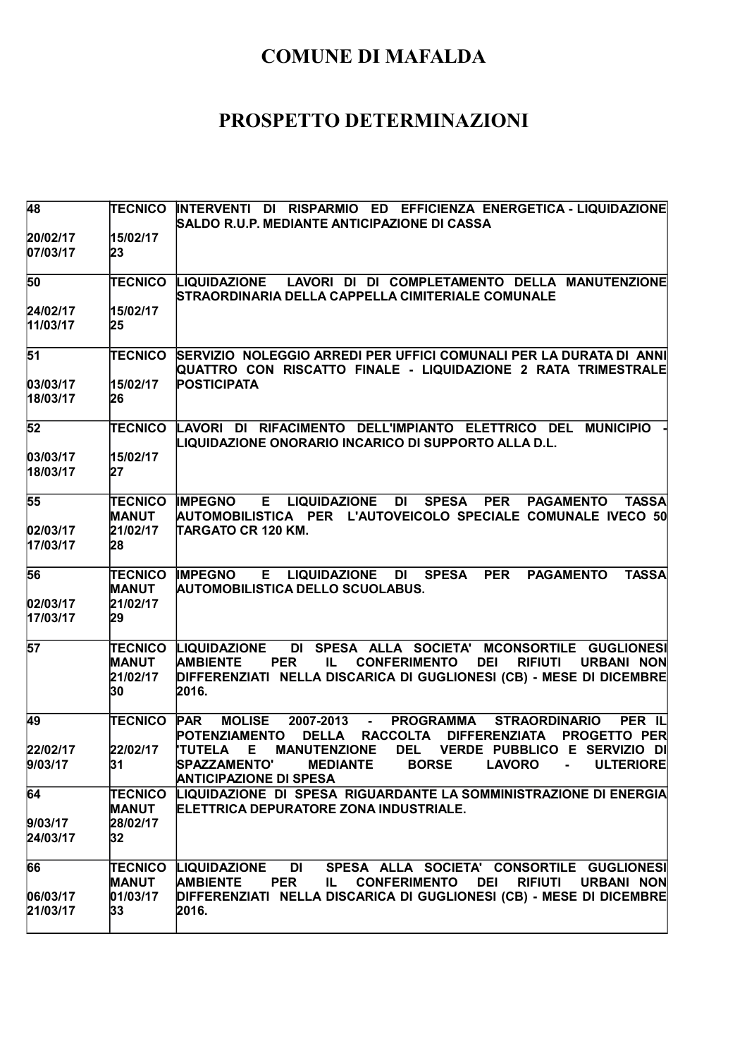# COMUNE DI MAFALDA

# PROSPETTO DETERMINAZIONI

| | | |
|---|---|---|
| 48<br><br>20/02/17<br>07/03/17 | TECNICO<br><br>15/02/17<br>23 | INTERVENTI DI RISPARMIO ED EFFICIENZA ENERGETICA - LIQUIDAZIONE SALDO R.U.P. MEDIANTE ANTICIPAZIONE DI CASSA |
| 50<br><br>24/02/17<br>11/03/17 | TECNICO<br><br>15/02/17<br>25 | LIQUIDAZIONE LAVORI DI DI COMPLETAMENTO DELLA MANUTENZIONE STRAORDINARIA DELLA CAPPELLA CIMITERIALE COMUNALE |
| 51<br><br>03/03/17<br>18/03/17 | TECNICO<br><br>15/02/17<br>26 | SERVIZIO NOLEGGIO ARREDI PER UFFICI COMUNALI PER LA DURATA DI ANNI QUATTRO CON RISCATTO FINALE - LIQUIDAZIONE 2 RATA TRIMESTRALE POSTICIPATA |
| 52<br><br>03/03/17<br>18/03/17 | TECNICO<br><br>15/02/17<br>27 | LAVORI DI RIFACIMENTO DELL'IMPIANTO ELETTRICO DEL MUNICIPIO - LIQUIDAZIONE ONORARIO INCARICO DI SUPPORTO ALLA D.L. |
| 55<br><br>02/03/17<br>17/03/17 | TECNICO MANUT<br>21/02/17<br>28 | IMPEGNO E LIQUIDAZIONE DI SPESA PER PAGAMENTO TASSA AUTOMOBILISTICA PER L'AUTOVEICOLO SPECIALE COMUNALE IVECO 50 TARGATO CR 120 KM. |
| 56<br><br>02/03/17<br>17/03/17 | TECNICO MANUT<br>21/02/17<br>29 | IMPEGNO E LIQUIDAZIONE DI SPESA PER PAGAMENTO TASSA AUTOMOBILISTICA DELLO SCUOLABUS. |
| 57 | TECNICO MANUT<br>21/02/17<br>30 | LIQUIDAZIONE DI SPESA ALLA SOCIETA' MCONSORTILE GUGLIONESI AMBIENTE PER IL CONFERIMENTO DEI RIFIUTI URBANI NON DIFFERENZIATI NELLA DISCARICA DI GUGLIONESI (CB) - MESE DI DICEMBRE 2016. |
| 49<br><br>22/02/17<br>9/03/17 | TECNICO<br><br>22/02/17<br>31 | PAR MOLISE 2007-2013 - PROGRAMMA STRAORDINARIO PER IL POTENZIAMENTO DELLA RACCOLTA DIFFERENZIATA PROGETTO PER 'TUTELA E MANUTENZIONE DEL VERDE PUBBLICO E SERVIZIO DI SPAZZAMENTO' MEDIANTE BORSE LAVORO - ULTERIORE ANTICIPAZIONE DI SPESA |
| 64<br><br>9/03/17<br>24/03/17 | TECNICO MANUT<br>28/02/17<br>32 | LIQUIDAZIONE DI SPESA RIGUARDANTE LA SOMMINISTRAZIONE DI ENERGIA ELETTRICA DEPURATORE ZONA INDUSTRIALE. |
| 66<br><br>06/03/17<br>21/03/17 | TECNICO MANUT<br>01/03/17<br>33 | LIQUIDAZIONE DI SPESA ALLA SOCIETA' CONSORTILE GUGLIONESI AMBIENTE PER IL CONFERIMENTO DEI RIFIUTI URBANI NON DIFFERENZIATI NELLA DISCARICA DI GUGLIONESI (CB) - MESE DI DICEMBRE 2016. |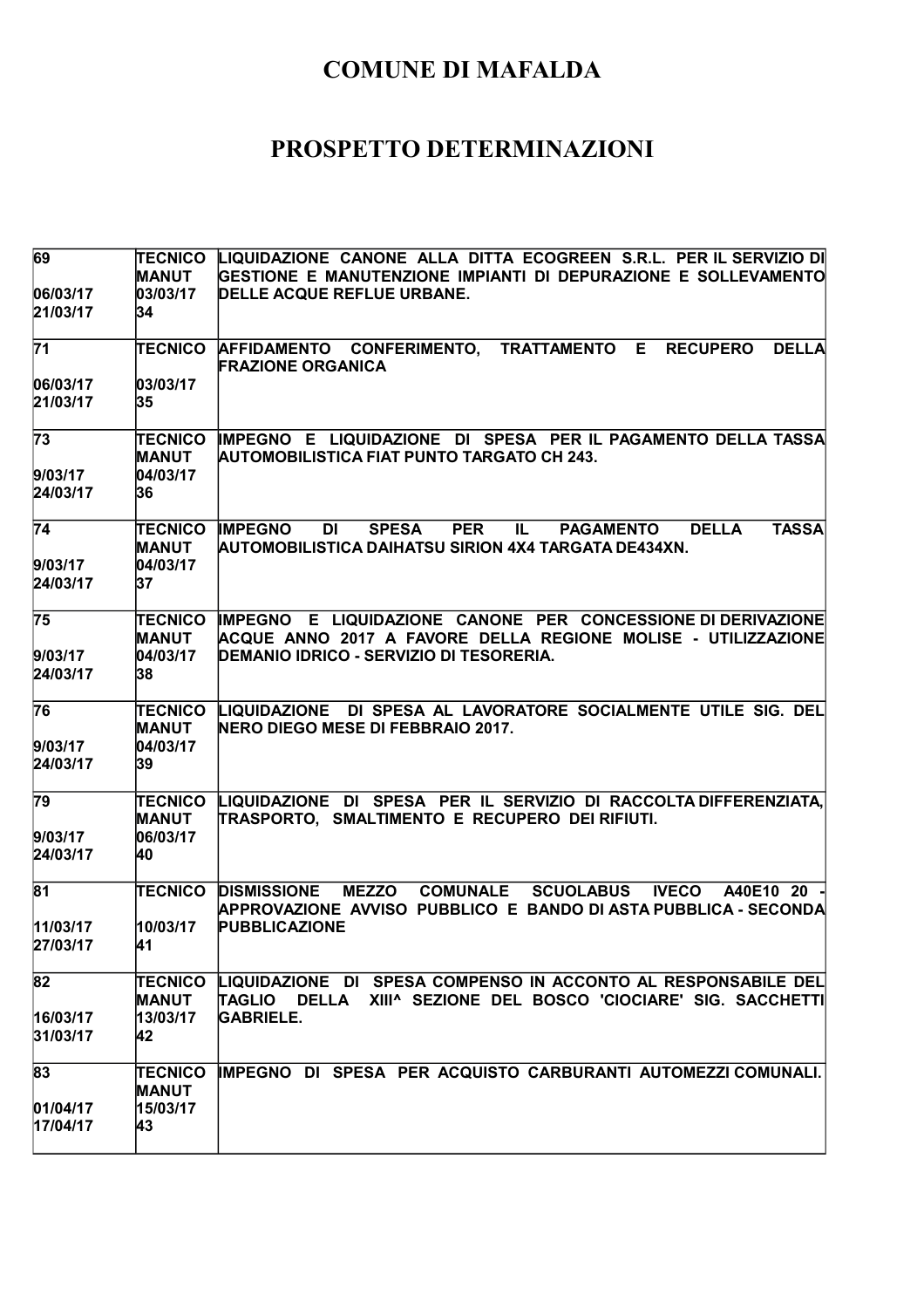# COMUNE DI MAFALDA

# PROSPETTO DETERMINAZIONI

| | | |
|---|---|---|
| 69<br><br>06/03/17<br>21/03/17 | TECNICO MANUT<br>03/03/17<br>34 | LIQUIDAZIONE CANONE ALLA DITTA ECOGREEN S.R.L. PER IL SERVIZIO DI GESTIONE E MANUTENZIONE IMPIANTI DI DEPURAZIONE E SOLLEVAMENTO DELLE ACQUE REFLUE URBANE. |
| 71<br><br>06/03/17<br>21/03/17 | TECNICO<br><br>03/03/17<br>35 | AFFIDAMENTO CONFERIMENTO, TRATTAMENTO E RECUPERO DELLA FRAZIONE ORGANICA |
| 73<br><br>9/03/17<br>24/03/17 | TECNICO MANUT<br>04/03/17<br>36 | IMPEGNO E LIQUIDAZIONE DI SPESA PER IL PAGAMENTO DELLA TASSA AUTOMOBILISTICA FIAT PUNTO TARGATO CH 243. |
| 74<br><br>9/03/17<br>24/03/17 | TECNICO MANUT<br>04/03/17<br>37 | IMPEGNO DI SPESA PER IL PAGAMENTO DELLA TASSA AUTOMOBILISTICA DAIHATSU SIRION 4X4 TARGATA DE434XN. |
| 75<br><br>9/03/17<br>24/03/17 | TECNICO MANUT<br>04/03/17<br>38 | IMPEGNO E LIQUIDAZIONE CANONE PER CONCESSIONE DI DERIVAZIONE ACQUE ANNO 2017 A FAVORE DELLA REGIONE MOLISE - UTILIZZAZIONE DEMANIO IDRICO - SERVIZIO DI TESORERIA. |
| 76<br><br>9/03/17<br>24/03/17 | TECNICO MANUT<br>04/03/17<br>39 | LIQUIDAZIONE DI SPESA AL LAVORATORE SOCIALMENTE UTILE SIG. DEL NERO DIEGO MESE DI FEBBRAIO 2017. |
| 79<br><br>9/03/17<br>24/03/17 | TECNICO MANUT<br>06/03/17<br>40 | LIQUIDAZIONE DI SPESA PER IL SERVIZIO DI RACCOLTA DIFFERENZIATA, TRASPORTO, SMALTIMENTO E RECUPERO DEI RIFIUTI. |
| 81<br><br>11/03/17<br>27/03/17 | TECNICO<br><br>10/03/17<br>41 | DISMISSIONE MEZZO COMUNALE SCUOLABUS IVECO A40E10 20 - APPROVAZIONE AVVISO PUBBLICO E BANDO DI ASTA PUBBLICA - SECONDA PUBBLICAZIONE |
| 82<br><br>16/03/17<br>31/03/17 | TECNICO MANUT<br>13/03/17<br>42 | LIQUIDAZIONE DI SPESA COMPENSO IN ACCONTO AL RESPONSABILE DEL TAGLIO DELLA XIII^ SEZIONE DEL BOSCO 'CIOCIARE' SIG. SACCHETTI GABRIELE. |
| 83<br><br>01/04/17<br>17/04/17 | TECNICO MANUT<br>15/03/17<br>43 | IMPEGNO DI SPESA PER ACQUISTO CARBURANTI AUTOMEZZI COMUNALI. |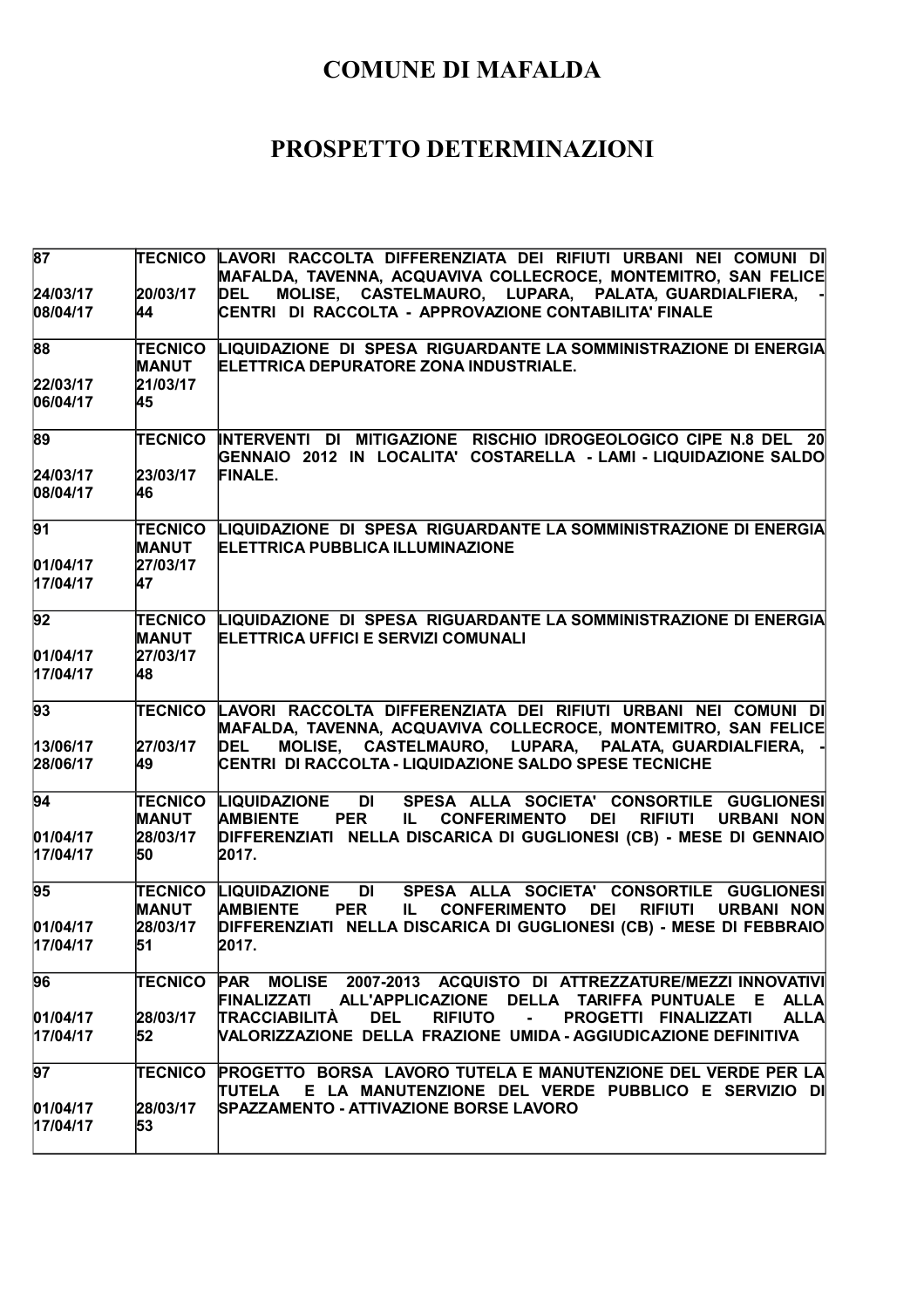# COMUNE DI MAFALDA

# PROSPETTO DETERMINAZIONI

| | | |
|---|---|---|
| 87<br><br>24/03/17<br>08/04/17 | TECNICO<br><br>20/03/17<br>44 | LAVORI RACCOLTA DIFFERENZIATA DEI RIFIUTI URBANI NEI COMUNI DI MAFALDA, TAVENNA, ACQUAVIVA COLLECROCE, MONTEMITRO, SAN FELICE DEL MOLISE, CASTELMAURO, LUPARA, PALATA, GUARDIALFIERA, - CENTRI DI RACCOLTA - APPROVAZIONE CONTABILITA' FINALE |
| 88<br><br>22/03/17<br>06/04/17 | TECNICO<br>MANUT<br>21/03/17<br>45 | LIQUIDAZIONE DI SPESA RIGUARDANTE LA SOMMINISTRAZIONE DI ENERGIA ELETTRICA DEPURATORE ZONA INDUSTRIALE. |
| 89<br><br>24/03/17<br>08/04/17 | TECNICO<br><br>23/03/17<br>46 | INTERVENTI DI MITIGAZIONE RISCHIO IDROGEOLOGICO CIPE N.8 DEL 20 GENNAIO 2012 IN LOCALITA' COSTARELLA - LAMI - LIQUIDAZIONE SALDO FINALE. |
| 91<br><br>01/04/17<br>17/04/17 | TECNICO<br>MANUT<br>27/03/17<br>47 | LIQUIDAZIONE DI SPESA RIGUARDANTE LA SOMMINISTRAZIONE DI ENERGIA ELETTRICA PUBBLICA ILLUMINAZIONE |
| 92<br><br>01/04/17<br>17/04/17 | TECNICO<br>MANUT<br>27/03/17<br>48 | LIQUIDAZIONE DI SPESA RIGUARDANTE LA SOMMINISTRAZIONE DI ENERGIA ELETTRICA UFFICI E SERVIZI COMUNALI |
| 93<br><br>13/06/17<br>28/06/17 | TECNICO<br><br>27/03/17<br>49 | LAVORI RACCOLTA DIFFERENZIATA DEI RIFIUTI URBANI NEI COMUNI DI MAFALDA, TAVENNA, ACQUAVIVA COLLECROCE, MONTEMITRO, SAN FELICE DEL MOLISE, CASTELMAURO, LUPARA, PALATA, GUARDIALFIERA, - CENTRI DI RACCOLTA - LIQUIDAZIONE SALDO SPESE TECNICHE |
| 94<br><br>01/04/17<br>17/04/17 | TECNICO<br>MANUT<br>28/03/17<br>50 | LIQUIDAZIONE DI SPESA ALLA SOCIETA' CONSORTILE GUGLIONESI AMBIENTE PER IL CONFERIMENTO DEI RIFIUTI URBANI NON DIFFERENZIATI NELLA DISCARICA DI GUGLIONESI (CB) - MESE DI GENNAIO 2017. |
| 95<br><br>01/04/17<br>17/04/17 | TECNICO<br>MANUT<br>28/03/17<br>51 | LIQUIDAZIONE DI SPESA ALLA SOCIETA' CONSORTILE GUGLIONESI AMBIENTE PER IL CONFERIMENTO DEI RIFIUTI URBANI NON DIFFERENZIATI NELLA DISCARICA DI GUGLIONESI (CB) - MESE DI FEBBRAIO 2017. |
| 96<br><br>01/04/17<br>17/04/17 | TECNICO<br><br>28/03/17<br>52 | PAR MOLISE 2007-2013 ACQUISTO DI ATTREZZATURE/MEZZI INNOVATIVI FINALIZZATI ALL'APPLICAZIONE DELLA TARIFFA PUNTUALE E ALLA TRACCIABILITÀ DEL RIFIUTO - PROGETTI FINALIZZATI ALLA VALORIZZAZIONE DELLA FRAZIONE UMIDA - AGGIUDICAZIONE DEFINITIVA |
| 97<br><br>01/04/17<br>17/04/17 | TECNICO<br><br>28/03/17<br>53 | PROGETTO BORSA LAVORO TUTELA E MANUTENZIONE DEL VERDE PER LA TUTELA E LA MANUTENZIONE DEL VERDE PUBBLICO E SERVIZIO DI SPAZZAMENTO - ATTIVAZIONE BORSE LAVORO |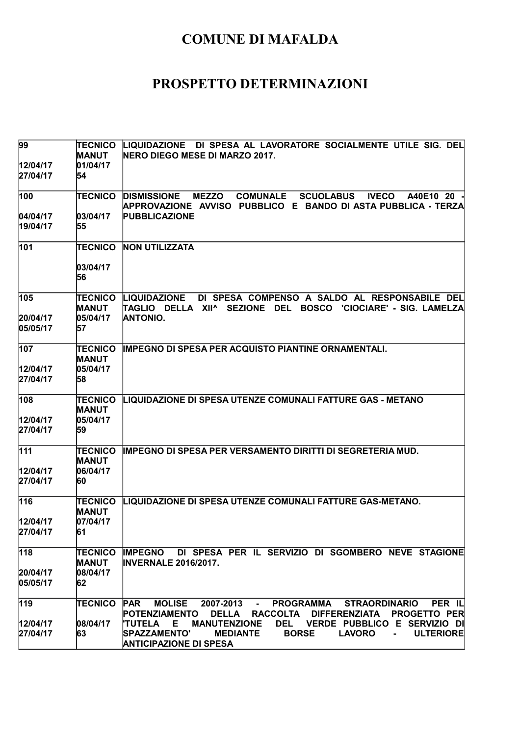# COMUNE DI MAFALDA

# PROSPETTO DETERMINAZIONI

| | | |
|---|---|---|
| 99<br><br>12/04/17<br>27/04/17 | TECNICO<br>MANUT<br>01/04/17<br>54 | LIQUIDAZIONE DI SPESA AL LAVORATORE SOCIALMENTE UTILE SIG. DEL NERO DIEGO MESE DI MARZO 2017. |
| 100<br><br>04/04/17<br>19/04/17 | TECNICO<br><br>03/04/17<br>55 | DISMISSIONE MEZZO COMUNALE SCUOLABUS IVECO A40E10 20 - APPROVAZIONE AVVISO PUBBLICO E BANDO DI ASTA PUBBLICA - TERZA PUBBLICAZIONE |
| 101 | TECNICO<br><br>03/04/17<br>56 | NON UTILIZZATA |
| 105<br><br>20/04/17<br>05/05/17 | TECNICO<br>MANUT<br>05/04/17<br>57 | LIQUIDAZIONE DI SPESA COMPENSO A SALDO AL RESPONSABILE DEL TAGLIO DELLA XII^ SEZIONE DEL BOSCO 'CIOCIARE' - SIG. LAMELZA ANTONIO. |
| 107<br><br>12/04/17<br>27/04/17 | TECNICO<br>MANUT<br>05/04/17<br>58 | IMPEGNO DI SPESA PER ACQUISTO PIANTINE ORNAMENTALI. |
| 108<br><br>12/04/17<br>27/04/17 | TECNICO<br>MANUT<br>05/04/17<br>59 | LIQUIDAZIONE DI SPESA UTENZE COMUNALI FATTURE GAS - METANO |
| 111<br><br>12/04/17<br>27/04/17 | TECNICO<br>MANUT<br>06/04/17<br>60 | IMPEGNO DI SPESA PER VERSAMENTO DIRITTI DI SEGRETERIA MUD. |
| 116<br><br>12/04/17<br>27/04/17 | TECNICO<br>MANUT<br>07/04/17<br>61 | LIQUIDAZIONE DI SPESA UTENZE COMUNALI FATTURE GAS-METANO. |
| 118<br><br>20/04/17<br>05/05/17 | TECNICO<br>MANUT<br>08/04/17<br>62 | IMPEGNO DI SPESA PER IL SERVIZIO DI SGOMBERO NEVE STAGIONE INVERNALE 2016/2017. |
| 119<br><br>12/04/17<br>27/04/17 | TECNICO<br><br>08/04/17<br>63 | PAR MOLISE 2007-2013 - PROGRAMMA STRAORDINARIO PER IL POTENZIAMENTO DELLA RACCOLTA DIFFERENZIATA PROGETTO PER 'TUTELA E MANUTENZIONE DEL VERDE PUBBLICO E SERVIZIO DI SPAZZAMENTO' MEDIANTE BORSE LAVORO - ULTERIORE ANTICIPAZIONE DI SPESA |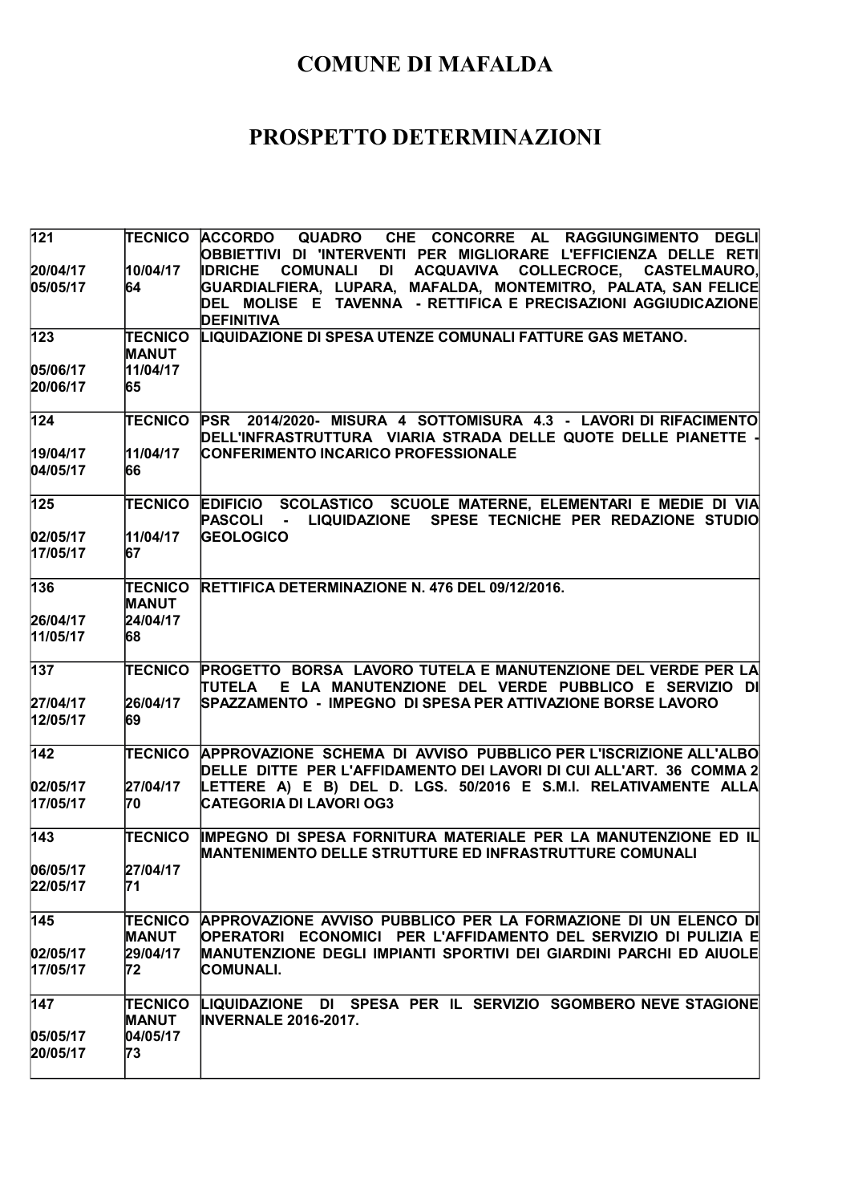# COMUNE DI MAFALDA

# PROSPETTO DETERMINAZIONI

| | | |
|---|---|---|
| 121<br><br>20/04/17<br>05/05/17 | TECNICO<br><br>10/04/17<br>64 | ACCORDO QUADRO CHE CONCORRE AL RAGGIUNGIMENTO DEGLI OBBIETTIVI DI 'INTERVENTI PER MIGLIORARE L'EFFICIENZA DELLE RETI IDRICHE COMUNALI DI ACQUAVIVA COLLECROCE, CASTELMAURO, GUARDIALFIERA, LUPARA, MAFALDA, MONTEMITRO, PALATA, SAN FELICE DEL MOLISE E TAVENNA - RETTIFICA E PRECISAZIONI AGGIUDICAZIONE DEFINITIVA |
| 123<br><br>05/06/17<br>20/06/17 | TECNICO MANUT<br>11/04/17<br>65 | LIQUIDAZIONE DI SPESA UTENZE COMUNALI FATTURE GAS METANO. |
| 124<br><br>19/04/17<br>04/05/17 | TECNICO<br><br>11/04/17<br>66 | PSR 2014/2020- MISURA 4 SOTTOMISURA 4.3 - LAVORI DI RIFACIMENTO DELL'INFRASTRUTTURA VIARIA STRADA DELLE QUOTE DELLE PIANETTE - CONFERIMENTO INCARICO PROFESSIONALE |
| 125<br><br>02/05/17<br>17/05/17 | TECNICO<br><br>11/04/17<br>67 | EDIFICIO SCOLASTICO SCUOLE MATERNE, ELEMENTARI E MEDIE DI VIA PASCOLI - LIQUIDAZIONE SPESE TECNICHE PER REDAZIONE STUDIO GEOLOGICO |
| 136<br><br>26/04/17<br>11/05/17 | TECNICO MANUT<br>24/04/17<br>68 | RETTIFICA DETERMINAZIONE N. 476 DEL 09/12/2016. |
| 137<br><br>27/04/17<br>12/05/17 | TECNICO<br><br>26/04/17<br>69 | PROGETTO BORSA LAVORO TUTELA E MANUTENZIONE DEL VERDE PER LA TUTELA E LA MANUTENZIONE DEL VERDE PUBBLICO E SERVIZIO DI SPAZZAMENTO - IMPEGNO DI SPESA PER ATTIVAZIONE BORSE LAVORO |
| 142<br><br>02/05/17<br>17/05/17 | TECNICO<br><br>27/04/17<br>70 | APPROVAZIONE SCHEMA DI AVVISO PUBBLICO PER L'ISCRIZIONE ALL'ALBO DELLE DITTE PER L'AFFIDAMENTO DEI LAVORI DI CUI ALL'ART. 36 COMMA 2 LETTERE A) E B) DEL D. LGS. 50/2016 E S.M.I. RELATIVAMENTE ALLA CATEGORIA DI LAVORI OG3 |
| 143<br><br>06/05/17<br>22/05/17 | TECNICO<br><br>27/04/17<br>71 | IMPEGNO DI SPESA FORNITURA MATERIALE PER LA MANUTENZIONE ED IL MANTENIMENTO DELLE STRUTTURE ED INFRASTRUTTURE COMUNALI |
| 145<br><br>02/05/17<br>17/05/17 | TECNICO MANUT<br>29/04/17<br>72 | APPROVAZIONE AVVISO PUBBLICO PER LA FORMAZIONE DI UN ELENCO DI OPERATORI ECONOMICI PER L'AFFIDAMENTO DEL SERVIZIO DI PULIZIA E MANUTENZIONE DEGLI IMPIANTI SPORTIVI DEI GIARDINI PARCHI ED AIUOLE COMUNALI. |
| 147<br><br>05/05/17<br>20/05/17 | TECNICO MANUT<br>04/05/17<br>73 | LIQUIDAZIONE DI SPESA PER IL SERVIZIO SGOMBERO NEVE STAGIONE INVERNALE 2016-2017. |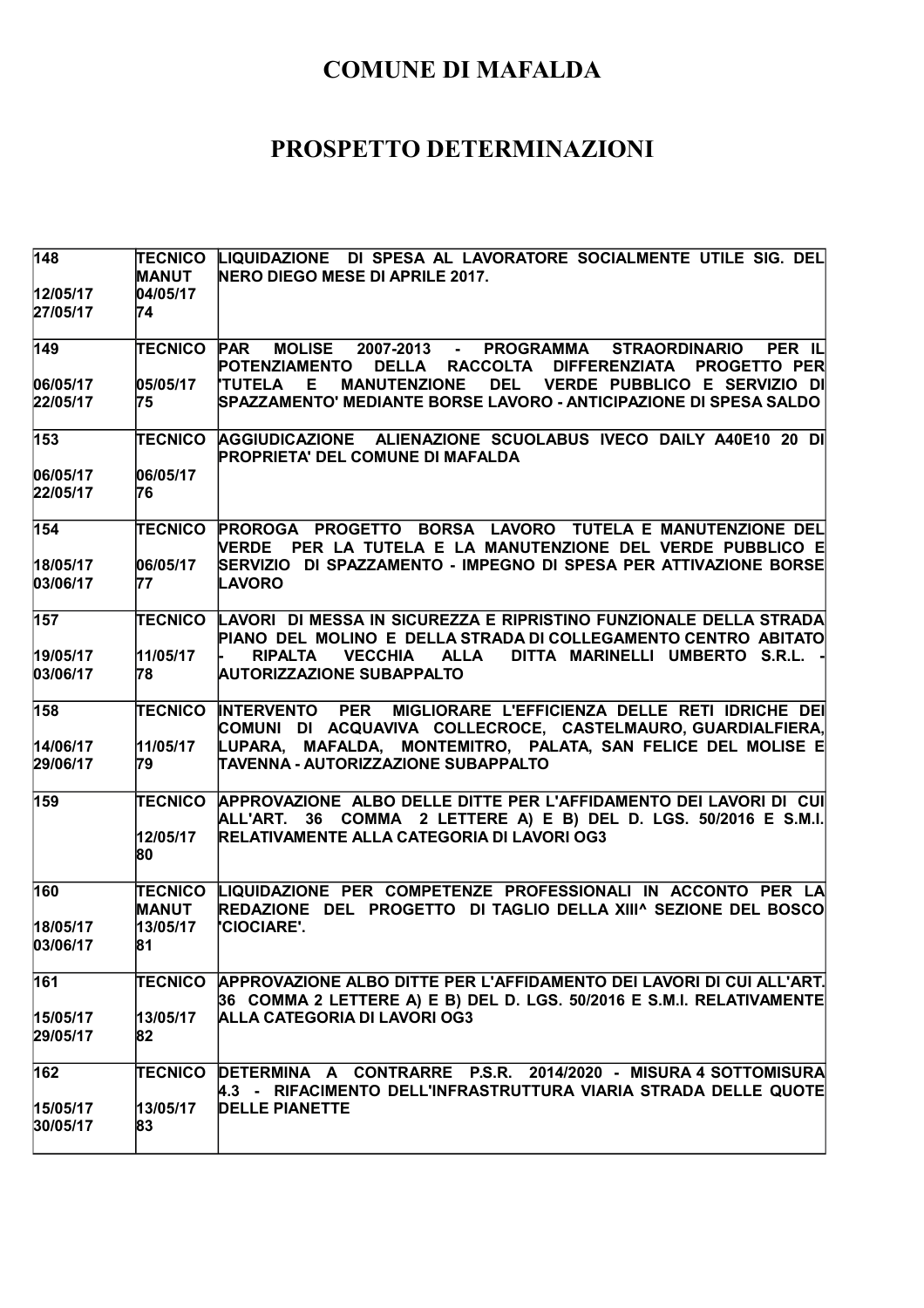# COMUNE DI MAFALDA

# PROSPETTO DETERMINAZIONI

| | | |
|---|---|---|
| 148<br><br>12/05/17<br>27/05/17 | TECNICO MANUT<br>04/05/17<br>74 | LIQUIDAZIONE DI SPESA AL LAVORATORE SOCIALMENTE UTILE SIG. DEL NERO DIEGO MESE DI APRILE 2017. |
| 149<br><br>06/05/17<br>22/05/17 | TECNICO<br><br>05/05/17<br>75 | PAR MOLISE 2007-2013 - PROGRAMMA STRAORDINARIO PER IL POTENZIAMENTO DELLA RACCOLTA DIFFERENZIATA PROGETTO PER 'TUTELA E MANUTENZIONE DEL VERDE PUBBLICO E SERVIZIO DI SPAZZAMENTO' MEDIANTE BORSE LAVORO - ANTICIPAZIONE DI SPESA SALDO |
| 153<br><br>06/05/17<br>22/05/17 | TECNICO<br><br>06/05/17<br>76 | AGGIUDICAZIONE ALIENAZIONE SCUOLABUS IVECO DAILY A40E10 20 DI PROPRIETA' DEL COMUNE DI MAFALDA |
| 154<br><br>18/05/17<br>03/06/17 | TECNICO<br><br>06/05/17<br>77 | PROROGA PROGETTO BORSA LAVORO TUTELA E MANUTENZIONE DEL VERDE PER LA TUTELA E LA MANUTENZIONE DEL VERDE PUBBLICO E SERVIZIO DI SPAZZAMENTO - IMPEGNO DI SPESA PER ATTIVAZIONE BORSE LAVORO |
| 157<br><br>19/05/17<br>03/06/17 | TECNICO<br><br>11/05/17<br>78 | LAVORI DI MESSA IN SICUREZZA E RIPRISTINO FUNZIONALE DELLA STRADA PIANO DEL MOLINO E DELLA STRADA DI COLLEGAMENTO CENTRO ABITATO - RIPALTA VECCHIA ALLA DITTA MARINELLI UMBERTO S.R.L. - AUTORIZZAZIONE SUBAPPALTO |
| 158<br><br>14/06/17<br>29/06/17 | TECNICO<br><br>11/05/17<br>79 | INTERVENTO PER MIGLIORARE L'EFFICIENZA DELLE RETI IDRICHE DEI COMUNI DI ACQUAVIVA COLLECROCE, CASTELMAURO, GUARDIALFIERA, LUPARA, MAFALDA, MONTEMITRO, PALATA, SAN FELICE DEL MOLISE E TAVENNA - AUTORIZZAZIONE SUBAPPALTO |
| 159 | TECNICO<br><br>12/05/17<br>80 | APPROVAZIONE ALBO DELLE DITTE PER L'AFFIDAMENTO DEI LAVORI DI CUI ALL'ART. 36 COMMA 2 LETTERE A) E B) DEL D. LGS. 50/2016 E S.M.I. RELATIVAMENTE ALLA CATEGORIA DI LAVORI OG3 |
| 160<br><br>18/05/17<br>03/06/17 | TECNICO MANUT<br>13/05/17<br>81 | LIQUIDAZIONE PER COMPETENZE PROFESSIONALI IN ACCONTO PER LA REDAZIONE DEL PROGETTO DI TAGLIO DELLA XIII^ SEZIONE DEL BOSCO 'CIOCIARE'. |
| 161<br><br>15/05/17<br>29/05/17 | TECNICO<br><br>13/05/17<br>82 | APPROVAZIONE ALBO DITTE PER L'AFFIDAMENTO DEI LAVORI DI CUI ALL'ART. 36 COMMA 2 LETTERE A) E B) DEL D. LGS. 50/2016 E S.M.I. RELATIVAMENTE ALLA CATEGORIA DI LAVORI OG3 |
| 162<br><br>15/05/17<br>30/05/17 | TECNICO<br><br>13/05/17<br>83 | DETERMINA A CONTRARRE P.S.R. 2014/2020 - MISURA 4 SOTTOMISURA 4.3 - RIFACIMENTO DELL'INFRASTRUTTURA VIARIA STRADA DELLE QUOTE DELLE PIANETTE |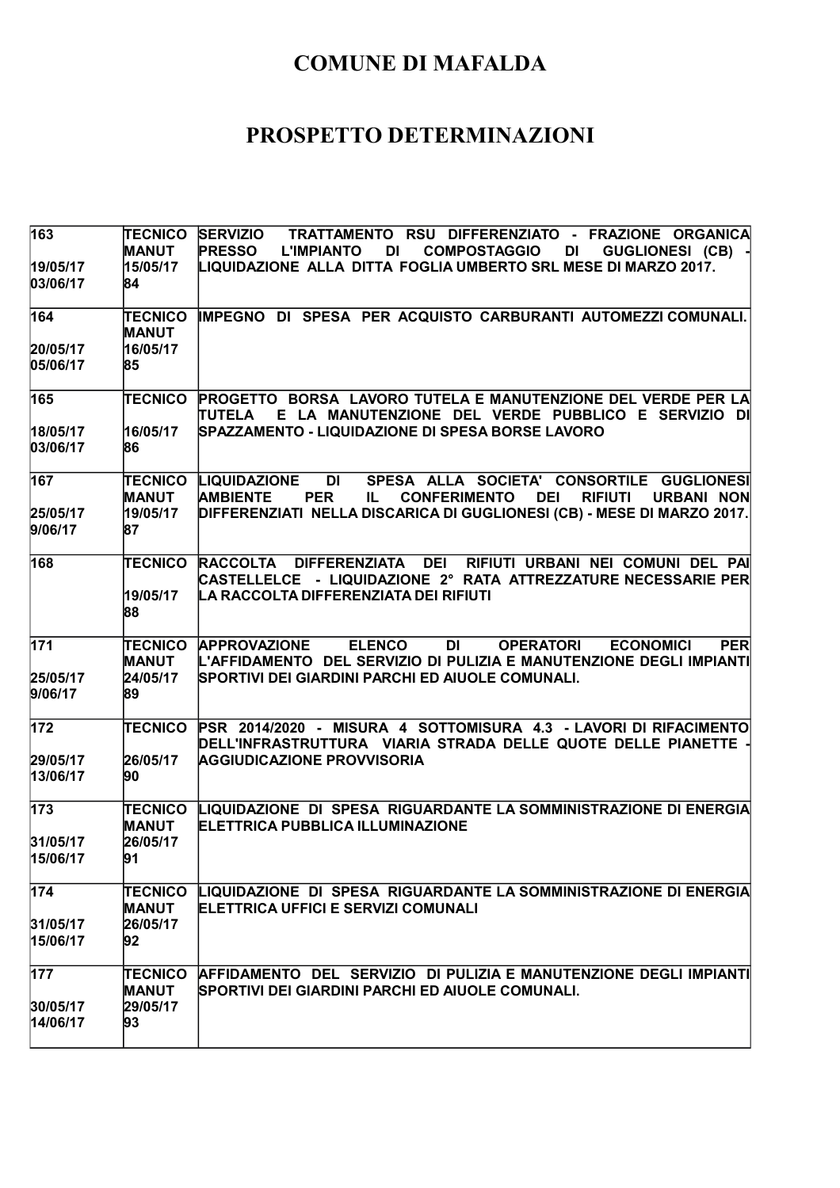# COMUNE DI MAFALDA

# PROSPETTO DETERMINAZIONI

| | | |
|---|---|---|
| 163<br><br>19/05/17<br>03/06/17 | TECNICO<br>MANUT<br>15/05/17<br>84 | SERVIZIO TRATTAMENTO RSU DIFFERENZIATO - FRAZIONE ORGANICA PRESSO L'IMPIANTO DI COMPOSTAGGIO DI GUGLIONESI (CB) - LIQUIDAZIONE ALLA DITTA FOGLIA UMBERTO SRL MESE DI MARZO 2017. |
| 164<br><br>20/05/17<br>05/06/17 | TECNICO<br>MANUT<br>16/05/17<br>85 | IMPEGNO DI SPESA PER ACQUISTO CARBURANTI AUTOMEZZI COMUNALI. |
| 165<br><br>18/05/17<br>03/06/17 | TECNICO<br><br>16/05/17<br>86 | PROGETTO BORSA LAVORO TUTELA E MANUTENZIONE DEL VERDE PER LA TUTELA E LA MANUTENZIONE DEL VERDE PUBBLICO E SERVIZIO DI SPAZZAMENTO - LIQUIDAZIONE DI SPESA BORSE LAVORO |
| 167<br><br>25/05/17<br>9/06/17 | TECNICO<br>MANUT<br>19/05/17<br>87 | LIQUIDAZIONE DI SPESA ALLA SOCIETA' CONSORTILE GUGLIONESI AMBIENTE PER IL CONFERIMENTO DEI RIFIUTI URBANI NON DIFFERENZIATI NELLA DISCARICA DI GUGLIONESI (CB) - MESE DI MARZO 2017. |
| 168 | TECNICO<br><br>19/05/17<br>88 | RACCOLTA DIFFERENZIATA DEI RIFIUTI URBANI NEI COMUNI DEL PAI CASTELLELCE - LIQUIDAZIONE 2° RATA ATTREZZATURE NECESSARIE PER LA RACCOLTA DIFFERENZIATA DEI RIFIUTI |
| 171<br><br>25/05/17<br>9/06/17 | TECNICO<br>MANUT<br>24/05/17<br>89 | APPROVAZIONE ELENCO DI OPERATORI ECONOMICI PER L'AFFIDAMENTO DEL SERVIZIO DI PULIZIA E MANUTENZIONE DEGLI IMPIANTI SPORTIVI DEI GIARDINI PARCHI ED AIUOLE COMUNALI. |
| 172<br><br>29/05/17<br>13/06/17 | TECNICO<br><br>26/05/17<br>90 | PSR 2014/2020 - MISURA 4 SOTTOMISURA 4.3 - LAVORI DI RIFACIMENTO DELL'INFRASTRUTTURA VIARIA STRADA DELLE QUOTE DELLE PIANETTE - AGGIUDICAZIONE PROVVISORIA |
| 173<br><br>31/05/17<br>15/06/17 | TECNICO<br>MANUT<br>26/05/17<br>91 | LIQUIDAZIONE DI SPESA RIGUARDANTE LA SOMMINISTRAZIONE DI ENERGIA ELETTRICA PUBBLICA ILLUMINAZIONE |
| 174<br><br>31/05/17<br>15/06/17 | TECNICO<br>MANUT<br>26/05/17<br>92 | LIQUIDAZIONE DI SPESA RIGUARDANTE LA SOMMINISTRAZIONE DI ENERGIA ELETTRICA UFFICI E SERVIZI COMUNALI |
| 177<br><br>30/05/17<br>14/06/17 | TECNICO<br>MANUT<br>29/05/17<br>93 | AFFIDAMENTO DEL SERVIZIO DI PULIZIA E MANUTENZIONE DEGLI IMPIANTI SPORTIVI DEI GIARDINI PARCHI ED AIUOLE COMUNALI. |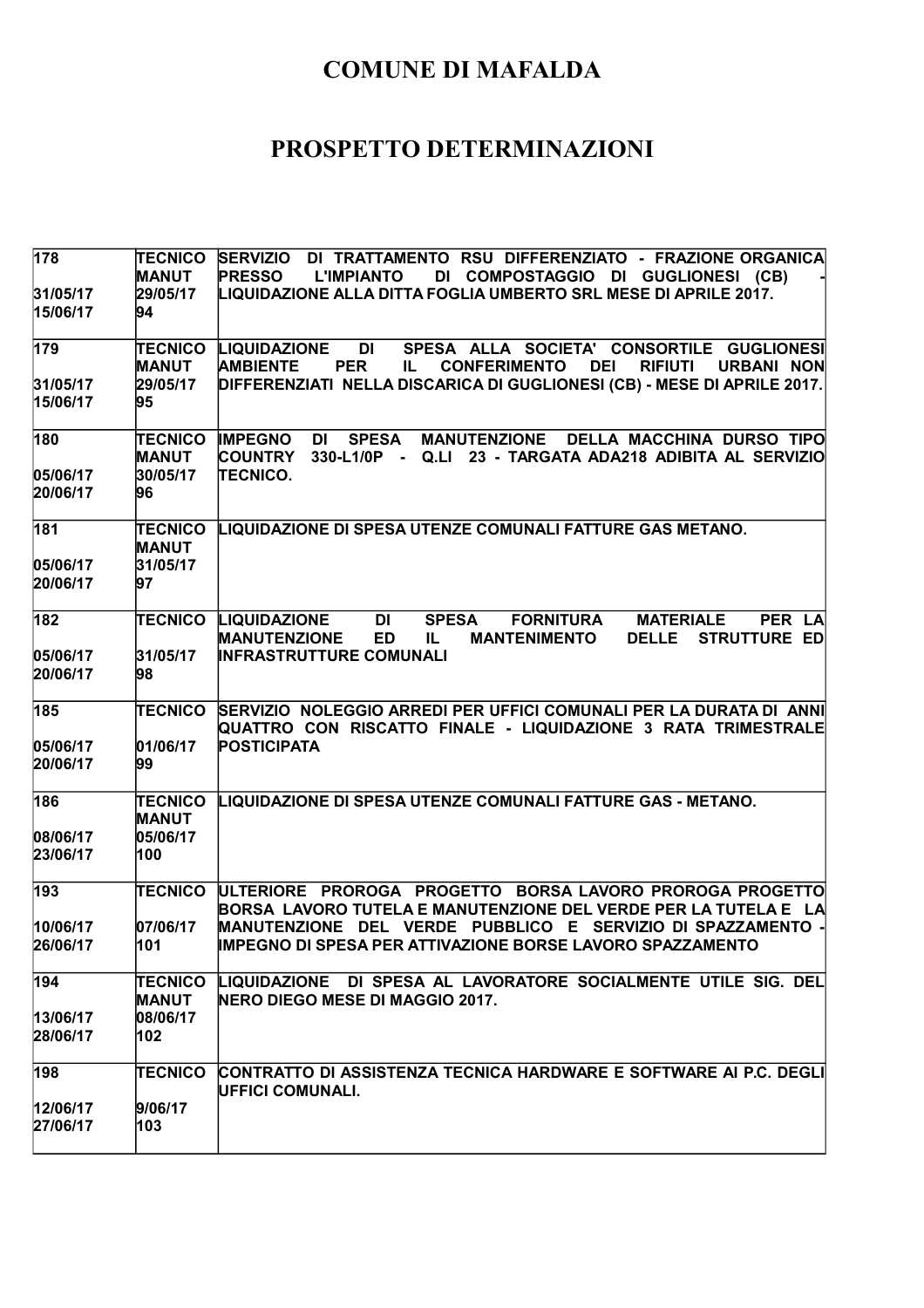# COMUNE DI MAFALDA

# PROSPETTO DETERMINAZIONI

| | | |
|---|---|---|
| 178<br><br>31/05/17<br>15/06/17 | TECNICO<br>MANUT<br>29/05/17<br>94 | SERVIZIO DI TRATTAMENTO RSU DIFFERENZIATO - FRAZIONE ORGANICA PRESSO L'IMPIANTO DI COMPOSTAGGIO DI GUGLIONESI (CB) - LIQUIDAZIONE ALLA DITTA FOGLIA UMBERTO SRL MESE DI APRILE 2017. |
| 179<br><br>31/05/17<br>15/06/17 | TECNICO<br>MANUT<br>29/05/17<br>95 | LIQUIDAZIONE DI SPESA ALLA SOCIETA' CONSORTILE GUGLIONESI AMBIENTE PER IL CONFERIMENTO DEI RIFIUTI URBANI NON DIFFERENZIATI NELLA DISCARICA DI GUGLIONESI (CB) - MESE DI APRILE 2017. |
| 180<br><br>05/06/17<br>20/06/17 | TECNICO<br>MANUT<br>30/05/17<br>96 | IMPEGNO DI SPESA MANUTENZIONE DELLA MACCHINA DURSO TIPO COUNTRY 330-L1/0P - Q.LI 23 - TARGATA ADA218 ADIBITA AL SERVIZIO TECNICO. |
| 181<br><br>05/06/17<br>20/06/17 | TECNICO<br>MANUT<br>31/05/17<br>97 | LIQUIDAZIONE DI SPESA UTENZE COMUNALI FATTURE GAS METANO. |
| 182<br><br>05/06/17<br>20/06/17 | TECNICO<br><br>31/05/17<br>98 | LIQUIDAZIONE DI SPESA FORNITURA MATERIALE PER LA MANUTENZIONE ED IL MANTENIMENTO DELLE STRUTTURE ED INFRASTRUTTURE COMUNALI |
| 185<br><br>05/06/17<br>20/06/17 | TECNICO<br><br>01/06/17<br>99 | SERVIZIO NOLEGGIO ARREDI PER UFFICI COMUNALI PER LA DURATA DI ANNI QUATTRO CON RISCATTO FINALE - LIQUIDAZIONE 3 RATA TRIMESTRALE POSTICIPATA |
| 186<br><br>08/06/17<br>23/06/17 | TECNICO<br>MANUT<br>05/06/17<br>100 | LIQUIDAZIONE DI SPESA UTENZE COMUNALI FATTURE GAS - METANO. |
| 193<br><br>10/06/17<br>26/06/17 | TECNICO<br><br>07/06/17<br>101 | ULTERIORE PROROGA PROGETTO BORSA LAVORO PROROGA PROGETTO BORSA LAVORO TUTELA E MANUTENZIONE DEL VERDE PER LA TUTELA E LA MANUTENZIONE DEL VERDE PUBBLICO E SERVIZIO DI SPAZZAMENTO - IMPEGNO DI SPESA PER ATTIVAZIONE BORSE LAVORO SPAZZAMENTO |
| 194<br><br>13/06/17<br>28/06/17 | TECNICO<br>MANUT<br>08/06/17<br>102 | LIQUIDAZIONE DI SPESA AL LAVORATORE SOCIALMENTE UTILE SIG. DEL NERO DIEGO MESE DI MAGGIO 2017. |
| 198<br><br>12/06/17<br>27/06/17 | TECNICO<br><br>9/06/17<br>103 | CONTRATTO DI ASSISTENZA TECNICA HARDWARE E SOFTWARE AI P.C. DEGLI UFFICI COMUNALI. |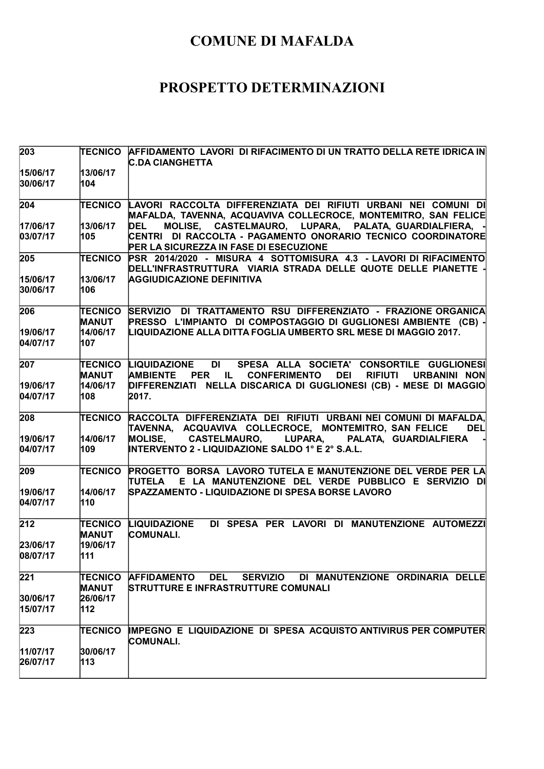# COMUNE DI MAFALDA

# PROSPETTO DETERMINAZIONI

| | | |
|---|---|---|
| 203<br><br>15/06/17<br>30/06/17 | TECNICO<br><br>13/06/17<br>104 | AFFIDAMENTO LAVORI DI RIFACIMENTO DI UN TRATTO DELLA RETE IDRICA IN C.DA CIANGHETTA |
| 204<br><br>17/06/17<br>03/07/17 | TECNICO<br><br>13/06/17<br>105 | LAVORI RACCOLTA DIFFERENZIATA DEI RIFIUTI URBANI NEI COMUNI DI MAFALDA, TAVENNA, ACQUAVIVA COLLECROCE, MONTEMITRO, SAN FELICE DEL MOLISE, CASTELMAURO, LUPARA, PALATA, GUARDIALFIERA, - CENTRI DI RACCOLTA - PAGAMENTO ONORARIO TECNICO COORDINATORE PER LA SICUREZZA IN FASE DI ESECUZIONE |
| 205<br><br>15/06/17<br>30/06/17 | TECNICO<br><br>13/06/17<br>106 | PSR 2014/2020 - MISURA 4 SOTTOMISURA 4.3 - LAVORI DI RIFACIMENTO DELL'INFRASTRUTTURA VIARIA STRADA DELLE QUOTE DELLE PIANETTE - AGGIUDICAZIONE DEFINITIVA |
| 206<br><br>19/06/17<br>04/07/17 | TECNICO MANUT<br>14/06/17<br>107 | SERVIZIO DI TRATTAMENTO RSU DIFFERENZIATO - FRAZIONE ORGANICA PRESSO L'IMPIANTO DI COMPOSTAGGIO DI GUGLIONESI AMBIENTE (CB) - LIQUIDAZIONE ALLA DITTA FOGLIA UMBERTO SRL MESE DI MAGGIO 2017. |
| 207<br><br>19/06/17<br>04/07/17 | TECNICO MANUT<br>14/06/17<br>108 | LIQUIDAZIONE DI SPESA ALLA SOCIETA' CONSORTILE GUGLIONESI AMBIENTE PER IL CONFERIMENTO DEI RIFIUTI URBANINI NON DIFFERENZIATI NELLA DISCARICA DI GUGLIONESI (CB) - MESE DI MAGGIO 2017. |
| 208<br><br>19/06/17<br>04/07/17 | TECNICO<br><br>14/06/17<br>109 | RACCOLTA DIFFERENZIATA DEI RIFIUTI URBANI NEI COMUNI DI MAFALDA, TAVENNA, ACQUAVIVA COLLECROCE, MONTEMITRO, SAN FELICE DEL MOLISE, CASTELMAURO, LUPARA, PALATA, GUARDIALFIERA - INTERVENTO 2 - LIQUIDAZIONE SALDO 1° E 2° S.A.L. |
| 209<br><br>19/06/17<br>04/07/17 | TECNICO<br><br>14/06/17<br>110 | PROGETTO BORSA LAVORO TUTELA E MANUTENZIONE DEL VERDE PER LA TUTELA E LA MANUTENZIONE DEL VERDE PUBBLICO E SERVIZIO DI SPAZZAMENTO - LIQUIDAZIONE DI SPESA BORSE LAVORO |
| 212<br><br>23/06/17<br>08/07/17 | TECNICO MANUT<br>19/06/17<br>111 | LIQUIDAZIONE DI SPESA PER LAVORI DI MANUTENZIONE AUTOMEZZI COMUNALI. |
| 221<br><br>30/06/17<br>15/07/17 | TECNICO MANUT<br>26/06/17<br>112 | AFFIDAMENTO DEL SERVIZIO DI MANUTENZIONE ORDINARIA DELLE STRUTTURE E INFRASTRUTTURE COMUNALI |
| 223<br><br>11/07/17<br>26/07/17 | TECNICO<br><br>30/06/17<br>113 | IMPEGNO E LIQUIDAZIONE DI SPESA ACQUISTO ANTIVIRUS PER COMPUTER COMUNALI. |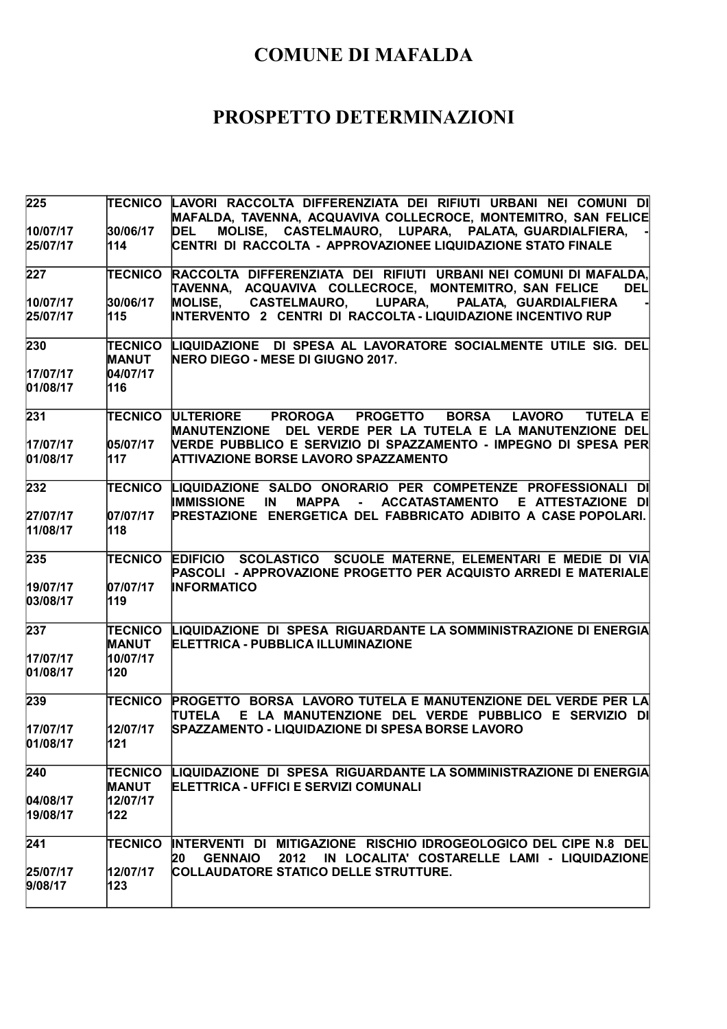# COMUNE DI MAFALDA

# PROSPETTO DETERMINAZIONI

| | | |
|---|---|---|
| 225<br><br>10/07/17<br>25/07/17 | TECNICO<br><br>30/06/17<br>114 | LAVORI RACCOLTA DIFFERENZIATA DEI RIFIUTI URBANI NEI COMUNI DI MAFALDA, TAVENNA, ACQUAVIVA COLLECROCE, MONTEMITRO, SAN FELICE DEL MOLISE, CASTELMAURO, LUPARA, PALATA, GUARDIALFIERA, - CENTRI DI RACCOLTA - APPROVAZIONEE LIQUIDAZIONE STATO FINALE |
| 227<br><br>10/07/17<br>25/07/17 | TECNICO<br><br>30/06/17<br>115 | RACCOLTA DIFFERENZIATA DEI RIFIUTI URBANI NEI COMUNI DI MAFALDA, TAVENNA, ACQUAVIVA COLLECROCE, MONTEMITRO, SAN FELICE DEL MOLISE, CASTELMAURO, LUPARA, PALATA, GUARDIALFIERA - INTERVENTO 2 CENTRI DI RACCOLTA - LIQUIDAZIONE INCENTIVO RUP |
| 230<br><br>17/07/17<br>01/08/17 | TECNICO MANUT<br>04/07/17<br>116 | LIQUIDAZIONE DI SPESA AL LAVORATORE SOCIALMENTE UTILE SIG. DEL NERO DIEGO - MESE DI GIUGNO 2017. |
| 231<br><br>17/07/17<br>01/08/17 | TECNICO<br><br>05/07/17<br>117 | ULTERIORE PROROGA PROGETTO BORSA LAVORO TUTELA E MANUTENZIONE DEL VERDE PER LA TUTELA E LA MANUTENZIONE DEL VERDE PUBBLICO E SERVIZIO DI SPAZZAMENTO - IMPEGNO DI SPESA PER ATTIVAZIONE BORSE LAVORO SPAZZAMENTO |
| 232<br><br>27/07/17<br>11/08/17 | TECNICO<br><br>07/07/17<br>118 | LIQUIDAZIONE SALDO ONORARIO PER COMPETENZE PROFESSIONALI DI IMMISSIONE IN MAPPA - ACCATASTAMENTO E ATTESTAZIONE DI PRESTAZIONE ENERGETICA DEL FABBRICATO ADIBITO A CASE POPOLARI. |
| 235<br><br>19/07/17<br>03/08/17 | TECNICO<br><br>07/07/17<br>119 | EDIFICIO SCOLASTICO SCUOLE MATERNE, ELEMENTARI E MEDIE DI VIA PASCOLI - APPROVAZIONE PROGETTO PER ACQUISTO ARREDI E MATERIALE INFORMATICO |
| 237<br><br>17/07/17<br>01/08/17 | TECNICO MANUT<br>10/07/17<br>120 | LIQUIDAZIONE DI SPESA RIGUARDANTE LA SOMMINISTRAZIONE DI ENERGIA ELETTRICA - PUBBLICA ILLUMINAZIONE |
| 239<br><br>17/07/17<br>01/08/17 | TECNICO<br><br>12/07/17<br>121 | PROGETTO BORSA LAVORO TUTELA E MANUTENZIONE DEL VERDE PER LA TUTELA E LA MANUTENZIONE DEL VERDE PUBBLICO E SERVIZIO DI SPAZZAMENTO - LIQUIDAZIONE DI SPESA BORSE LAVORO |
| 240<br><br>04/08/17<br>19/08/17 | TECNICO MANUT<br>12/07/17<br>122 | LIQUIDAZIONE DI SPESA RIGUARDANTE LA SOMMINISTRAZIONE DI ENERGIA ELETTRICA - UFFICI E SERVIZI COMUNALI |
| 241<br><br>25/07/17<br>9/08/17 | TECNICO<br><br>12/07/17<br>123 | INTERVENTI DI MITIGAZIONE RISCHIO IDROGEOLOGICO DEL CIPE N.8 DEL 20 GENNAIO 2012 IN LOCALITA' COSTARELLE LAMI - LIQUIDAZIONE COLLAUDATORE STATICO DELLE STRUTTURE. |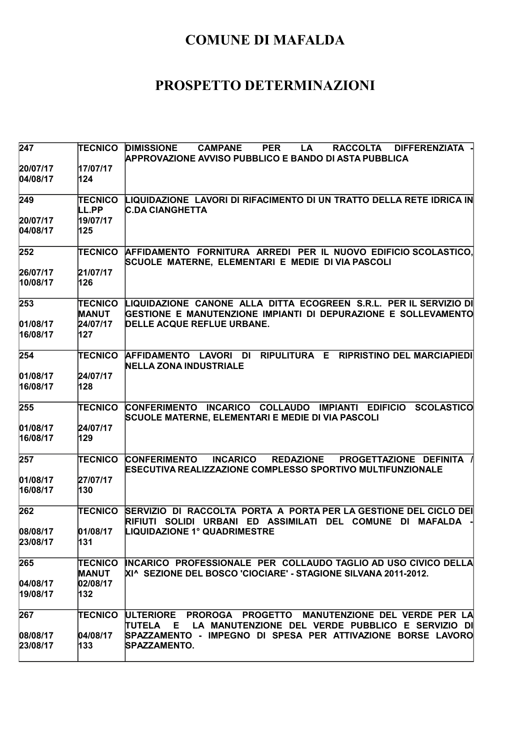# COMUNE DI MAFALDA

# PROSPETTO DETERMINAZIONI

| | | |
|---|---|---|
| 247<br><br>20/07/17<br>04/08/17 | TECNICO<br><br>17/07/17<br>124 | DIMISSIONE CAMPANE PER LA RACCOLTA DIFFERENZIATA - APPROVAZIONE AVVISO PUBBLICO E BANDO DI ASTA PUBBLICA |
| 249<br><br>20/07/17<br>04/08/17 | TECNICO LL.PP<br>19/07/17<br>125 | LIQUIDAZIONE LAVORI DI RIFACIMENTO DI UN TRATTO DELLA RETE IDRICA IN C.DA CIANGHETTA |
| 252<br><br>26/07/17<br>10/08/17 | TECNICO<br><br>21/07/17<br>126 | AFFIDAMENTO FORNITURA ARREDI PER IL NUOVO EDIFICIO SCOLASTICO, SCUOLE MATERNE, ELEMENTARI E MEDIE DI VIA PASCOLI |
| 253<br><br>01/08/17<br>16/08/17 | TECNICO MANUT<br>24/07/17<br>127 | LIQUIDAZIONE CANONE ALLA DITTA ECOGREEN S.R.L. PER IL SERVIZIO DI GESTIONE E MANUTENZIONE IMPIANTI DI DEPURAZIONE E SOLLEVAMENTO DELLE ACQUE REFLUE URBANE. |
| 254<br><br>01/08/17<br>16/08/17 | TECNICO<br><br>24/07/17<br>128 | AFFIDAMENTO LAVORI DI RIPULITURA E RIPRISTINO DEL MARCIAPIEDI NELLA ZONA INDUSTRIALE |
| 255<br><br>01/08/17<br>16/08/17 | TECNICO<br><br>24/07/17<br>129 | CONFERIMENTO INCARICO COLLAUDO IMPIANTI EDIFICIO SCOLASTICO SCUOLE MATERNE, ELEMENTARI E MEDIE DI VIA PASCOLI |
| 257<br><br>01/08/17<br>16/08/17 | TECNICO<br><br>27/07/17<br>130 | CONFERIMENTO INCARICO REDAZIONE PROGETTAZIONE DEFINITA / ESECUTIVA REALIZZAZIONE COMPLESSO SPORTIVO MULTIFUNZIONALE |
| 262<br><br>08/08/17<br>23/08/17 | TECNICO<br><br>01/08/17<br>131 | SERVIZIO DI RACCOLTA PORTA A PORTA PER LA GESTIONE DEL CICLO DEI RIFIUTI SOLIDI URBANI ED ASSIMILATI DEL COMUNE DI MAFALDA - LIQUIDAZIONE 1° QUADRIMESTRE |
| 265<br><br>04/08/17<br>19/08/17 | TECNICO MANUT<br>02/08/17<br>132 | INCARICO PROFESSIONALE PER COLLAUDO TAGLIO AD USO CIVICO DELLA XI^ SEZIONE DEL BOSCO 'CIOCIARE' - STAGIONE SILVANA 2011-2012. |
| 267<br><br>08/08/17<br>23/08/17 | TECNICO<br><br>04/08/17<br>133 | ULTERIORE PROROGA PROGETTO MANUTENZIONE DEL VERDE PER LA TUTELA E LA MANUTENZIONE DEL VERDE PUBBLICO E SERVIZIO DI SPAZZAMENTO - IMPEGNO DI SPESA PER ATTIVAZIONE BORSE LAVORO SPAZZAMENTO. |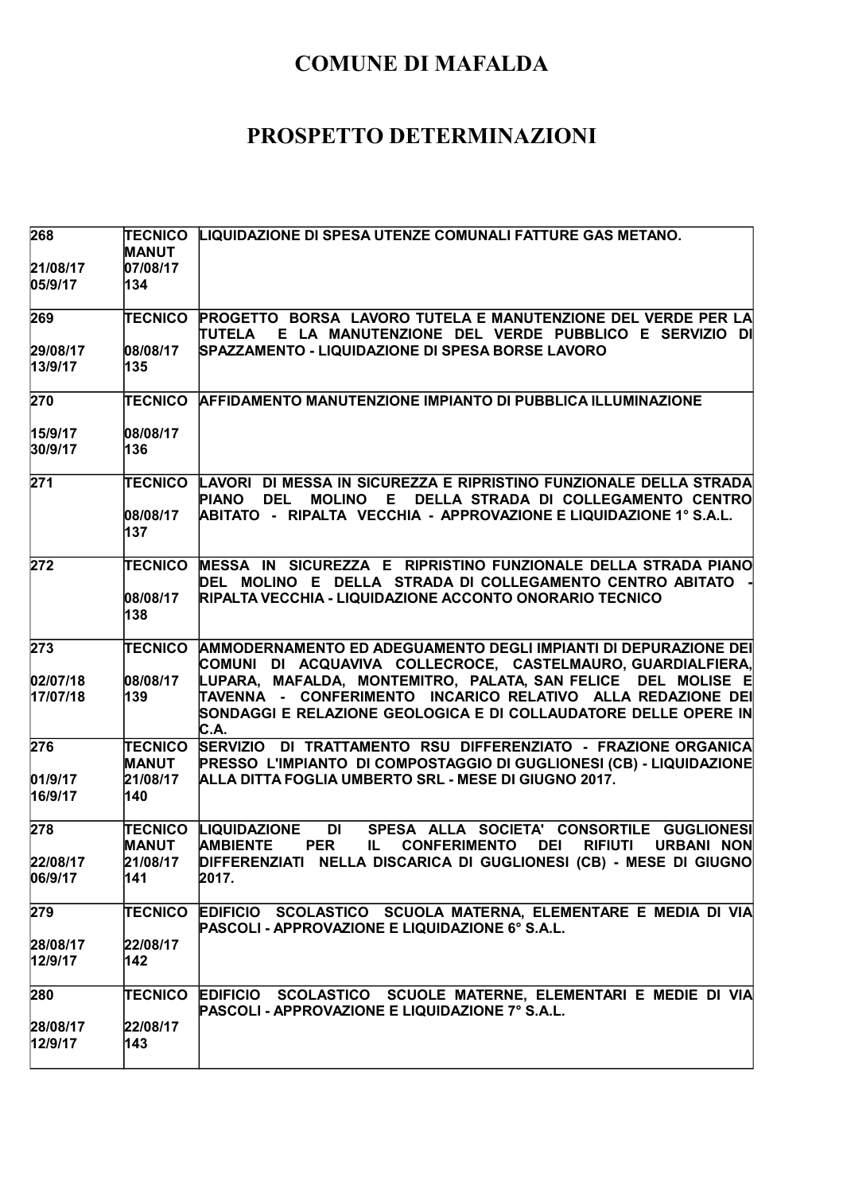# COMUNE DI MAFALDA

# PROSPETTO DETERMINAZIONI

| | | |
|---|---|---|
| 268<br><br>21/08/17<br>05/9/17 | TECNICO MANUT<br>07/08/17<br>134 | LIQUIDAZIONE DI SPESA UTENZE COMUNALI FATTURE GAS METANO. |
| 269<br><br>29/08/17<br>13/9/17 | TECNICO<br><br>08/08/17<br>135 | PROGETTO BORSA LAVORO TUTELA E MANUTENZIONE DEL VERDE PER LA TUTELA E LA MANUTENZIONE DEL VERDE PUBBLICO E SERVIZIO DI SPAZZAMENTO - LIQUIDAZIONE DI SPESA BORSE LAVORO |
| 270<br><br>15/9/17<br>30/9/17 | TECNICO<br><br>08/08/17<br>136 | AFFIDAMENTO MANUTENZIONE IMPIANTO DI PUBBLICA ILLUMINAZIONE |
| 271 | TECNICO<br><br>08/08/17<br>137 | LAVORI DI MESSA IN SICUREZZA E RIPRISTINO FUNZIONALE DELLA STRADA PIANO DEL MOLINO E DELLA STRADA DI COLLEGAMENTO CENTRO ABITATO - RIPALTA VECCHIA - APPROVAZIONE E LIQUIDAZIONE 1° S.A.L. |
| 272 | TECNICO<br><br>08/08/17<br>138 | MESSA IN SICUREZZA E RIPRISTINO FUNZIONALE DELLA STRADA PIANO DEL MOLINO E DELLA STRADA DI COLLEGAMENTO CENTRO ABITATO - RIPALTA VECCHIA - LIQUIDAZIONE ACCONTO ONORARIO TECNICO |
| 273<br><br>02/07/18<br>17/07/18 | TECNICO<br><br>08/08/17<br>139 | AMMODERNAMENTO ED ADEGUAMENTO DEGLI IMPIANTI DI DEPURAZIONE DEI COMUNI DI ACQUAVIVA COLLECROCE, CASTELMAURO, GUARDIALFIERA, LUPARA, MAFALDA, MONTEMITRO, PALATA, SAN FELICE DEL MOLISE E TAVENNA - CONFERIMENTO INCARICO RELATIVO ALLA REDAZIONE DEI SONDAGGI E RELAZIONE GEOLOGICA E DI COLLAUDATORE DELLE OPERE IN C.A. |
| 276<br><br>01/9/17<br>16/9/17 | TECNICO MANUT<br>21/08/17<br>140 | SERVIZIO DI TRATTAMENTO RSU DIFFERENZIATO - FRAZIONE ORGANICA PRESSO L'IMPIANTO DI COMPOSTAGGIO DI GUGLIONESI (CB) - LIQUIDAZIONE ALLA DITTA FOGLIA UMBERTO SRL - MESE DI GIUGNO 2017. |
| 278<br><br>22/08/17<br>06/9/17 | TECNICO MANUT<br>21/08/17<br>141 | LIQUIDAZIONE DI SPESA ALLA SOCIETA' CONSORTILE GUGLIONESI AMBIENTE PER IL CONFERIMENTO DEI RIFIUTI URBANI NON DIFFERENZIATI NELLA DISCARICA DI GUGLIONESI (CB) - MESE DI GIUGNO 2017. |
| 279<br><br>28/08/17<br>12/9/17 | TECNICO<br><br>22/08/17<br>142 | EDIFICIO SCOLASTICO SCUOLA MATERNA, ELEMENTARE E MEDIA DI VIA PASCOLI - APPROVAZIONE E LIQUIDAZIONE 6° S.A.L. |
| 280<br><br>28/08/17<br>12/9/17 | TECNICO<br><br>22/08/17<br>143 | EDIFICIO SCOLASTICO SCUOLE MATERNE, ELEMENTARI E MEDIE DI VIA PASCOLI - APPROVAZIONE E LIQUIDAZIONE 7° S.A.L. |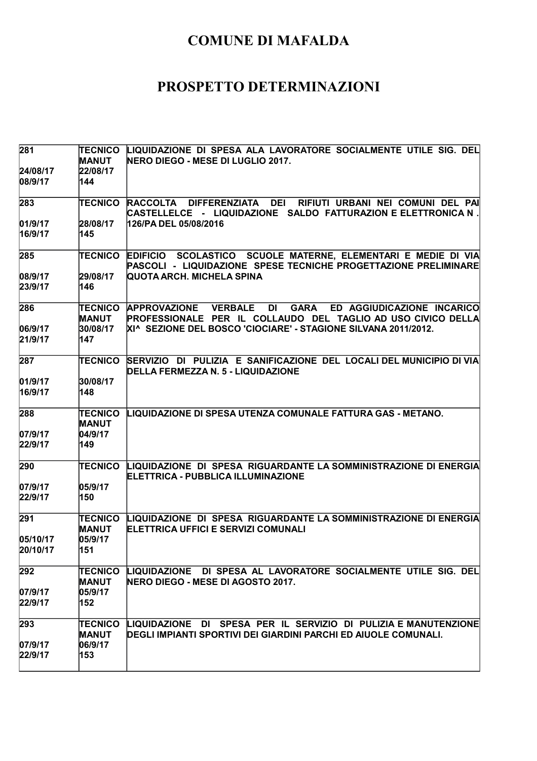# COMUNE DI MAFALDA

# PROSPETTO DETERMINAZIONI

| | | |
|---|---|---|
| 281<br><br>24/08/17<br>08/9/17 | TECNICO<br>MANUT<br>22/08/17<br>144 | LIQUIDAZIONE DI SPESA ALA LAVORATORE SOCIALMENTE UTILE SIG. DEL NERO DIEGO - MESE DI LUGLIO 2017. |
| 283<br><br>01/9/17<br>16/9/17 | TECNICO<br><br>28/08/17<br>145 | RACCOLTA DIFFERENZIATA DEI RIFIUTI URBANI NEI COMUNI DEL PAI CASTELLELCE - LIQUIDAZIONE SALDO FATTURAZION E ELETTRONICA N . 126/PA DEL 05/08/2016 |
| 285<br><br>08/9/17<br>23/9/17 | TECNICO<br><br>29/08/17<br>146 | EDIFICIO SCOLASTICO SCUOLE MATERNE, ELEMENTARI E MEDIE DI VIA PASCOLI - LIQUIDAZIONE SPESE TECNICHE PROGETTAZIONE PRELIMINARE QUOTA ARCH. MICHELA SPINA |
| 286<br><br>06/9/17<br>21/9/17 | TECNICO<br>MANUT<br>30/08/17<br>147 | APPROVAZIONE VERBALE DI GARA ED AGGIUDICAZIONE INCARICO PROFESSIONALE PER IL COLLAUDO DEL TAGLIO AD USO CIVICO DELLA XI^ SEZIONE DEL BOSCO 'CIOCIARE' - STAGIONE SILVANA 2011/2012. |
| 287<br><br>01/9/17<br>16/9/17 | TECNICO<br><br>30/08/17<br>148 | SERVIZIO DI PULIZIA E SANIFICAZIONE DEL LOCALI DEL MUNICIPIO DI VIA DELLA FERMEZZA N. 5 - LIQUIDAZIONE |
| 288<br><br>07/9/17<br>22/9/17 | TECNICO<br>MANUT<br>04/9/17<br>149 | LIQUIDAZIONE DI SPESA UTENZA COMUNALE FATTURA GAS - METANO. |
| 290<br><br>07/9/17<br>22/9/17 | TECNICO<br><br>05/9/17<br>150 | LIQUIDAZIONE DI SPESA RIGUARDANTE LA SOMMINISTRAZIONE DI ENERGIA ELETTRICA - PUBBLICA ILLUMINAZIONE |
| 291<br><br>05/10/17<br>20/10/17 | TECNICO<br>MANUT<br>05/9/17<br>151 | LIQUIDAZIONE DI SPESA RIGUARDANTE LA SOMMINISTRAZIONE DI ENERGIA ELETTRICA UFFICI E SERVIZI COMUNALI |
| 292<br><br>07/9/17<br>22/9/17 | TECNICO<br>MANUT<br>05/9/17<br>152 | LIQUIDAZIONE DI SPESA AL LAVORATORE SOCIALMENTE UTILE SIG. DEL NERO DIEGO - MESE DI AGOSTO 2017. |
| 293<br><br>07/9/17<br>22/9/17 | TECNICO<br>MANUT<br>06/9/17<br>153 | LIQUIDAZIONE DI SPESA PER IL SERVIZIO DI PULIZIA E MANUTENZIONE DEGLI IMPIANTI SPORTIVI DEI GIARDINI PARCHI ED AIUOLE COMUNALI. |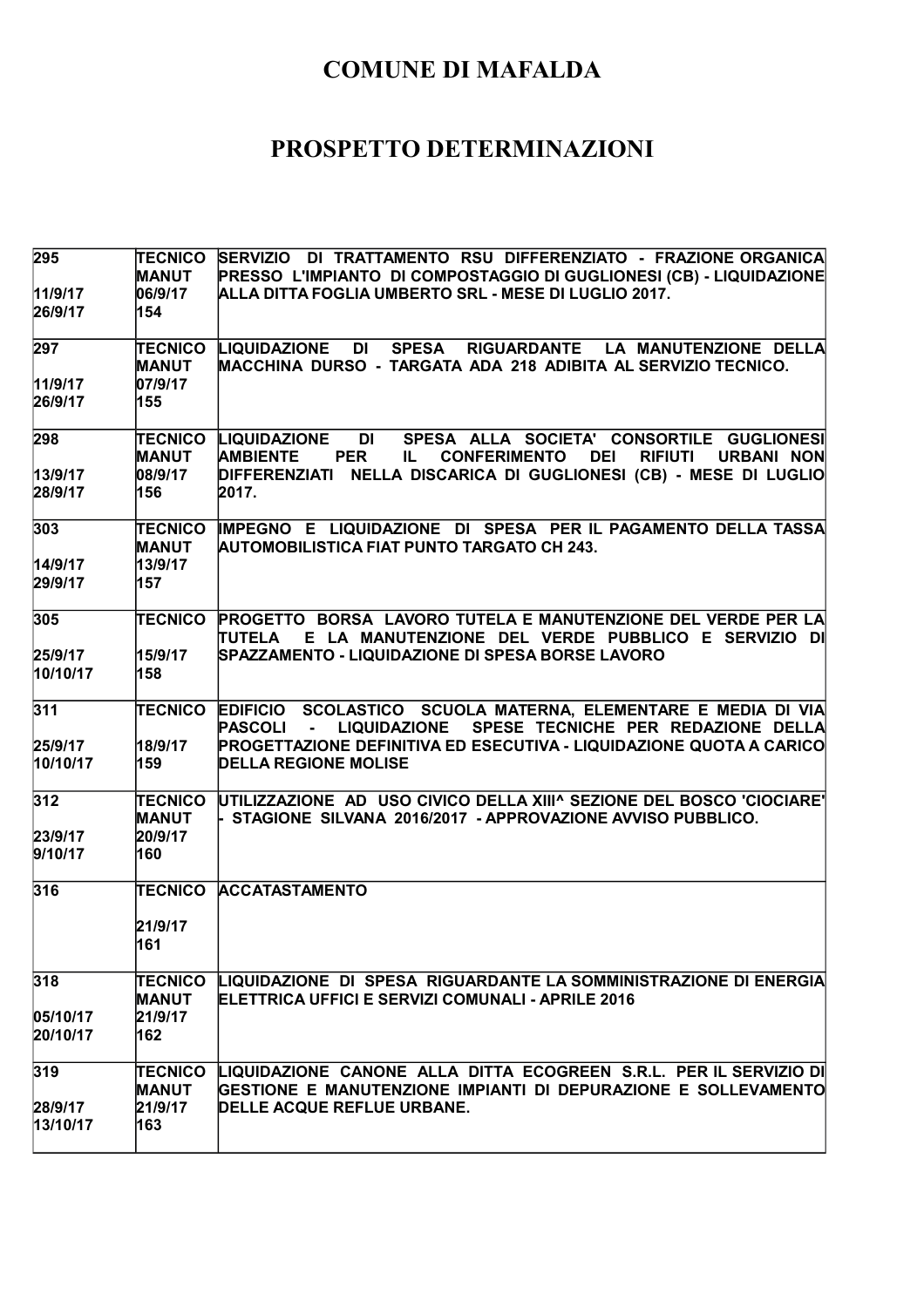# COMUNE DI MAFALDA

# PROSPETTO DETERMINAZIONI

| | | |
|---|---|---|
| 295<br><br>11/9/17<br>26/9/17 | TECNICO<br>MANUT<br>06/9/17<br>154 | SERVIZIO DI TRATTAMENTO RSU DIFFERENZIATO - FRAZIONE ORGANICA PRESSO L'IMPIANTO DI COMPOSTAGGIO DI GUGLIONESI (CB) - LIQUIDAZIONE ALLA DITTA FOGLIA UMBERTO SRL - MESE DI LUGLIO 2017. |
| 297<br><br>11/9/17<br>26/9/17 | TECNICO<br>MANUT<br>07/9/17<br>155 | LIQUIDAZIONE DI SPESA RIGUARDANTE LA MANUTENZIONE DELLA MACCHINA DURSO - TARGATA ADA 218 ADIBITA AL SERVIZIO TECNICO. |
| 298<br><br>13/9/17<br>28/9/17 | TECNICO<br>MANUT<br>08/9/17<br>156 | LIQUIDAZIONE DI SPESA ALLA SOCIETA' CONSORTILE GUGLIONESI AMBIENTE PER IL CONFERIMENTO DEI RIFIUTI URBANI NON DIFFERENZIATI NELLA DISCARICA DI GUGLIONESI (CB) - MESE DI LUGLIO 2017. |
| 303<br><br>14/9/17<br>29/9/17 | TECNICO<br>MANUT<br>13/9/17<br>157 | IMPEGNO E LIQUIDAZIONE DI SPESA PER IL PAGAMENTO DELLA TASSA AUTOMOBILISTICA FIAT PUNTO TARGATO CH 243. |
| 305<br><br>25/9/17<br>10/10/17 | TECNICO<br><br>15/9/17<br>158 | PROGETTO BORSA LAVORO TUTELA E MANUTENZIONE DEL VERDE PER LA TUTELA E LA MANUTENZIONE DEL VERDE PUBBLICO E SERVIZIO DI SPAZZAMENTO - LIQUIDAZIONE DI SPESA BORSE LAVORO |
| 311<br><br>25/9/17<br>10/10/17 | TECNICO<br><br>18/9/17<br>159 | EDIFICIO SCOLASTICO SCUOLA MATERNA, ELEMENTARE E MEDIA DI VIA PASCOLI - LIQUIDAZIONE SPESE TECNICHE PER REDAZIONE DELLA PROGETTAZIONE DEFINITIVA ED ESECUTIVA - LIQUIDAZIONE QUOTA A CARICO DELLA REGIONE MOLISE |
| 312<br><br>23/9/17<br>9/10/17 | TECNICO<br>MANUT<br>20/9/17<br>160 | UTILIZZAZIONE AD USO CIVICO DELLA XIII^ SEZIONE DEL BOSCO 'CIOCIARE' - STAGIONE SILVANA 2016/2017 - APPROVAZIONE AVVISO PUBBLICO. |
| 316 | TECNICO<br><br>21/9/17<br>161 | ACCATASTAMENTO |
| 318<br><br>05/10/17<br>20/10/17 | TECNICO<br>MANUT<br>21/9/17<br>162 | LIQUIDAZIONE DI SPESA RIGUARDANTE LA SOMMINISTRAZIONE DI ENERGIA ELETTRICA UFFICI E SERVIZI COMUNALI - APRILE 2016 |
| 319<br><br>28/9/17<br>13/10/17 | TECNICO<br>MANUT<br>21/9/17<br>163 | LIQUIDAZIONE CANONE ALLA DITTA ECOGREEN S.R.L. PER IL SERVIZIO DI GESTIONE E MANUTENZIONE IMPIANTI DI DEPURAZIONE E SOLLEVAMENTO DELLE ACQUE REFLUE URBANE. |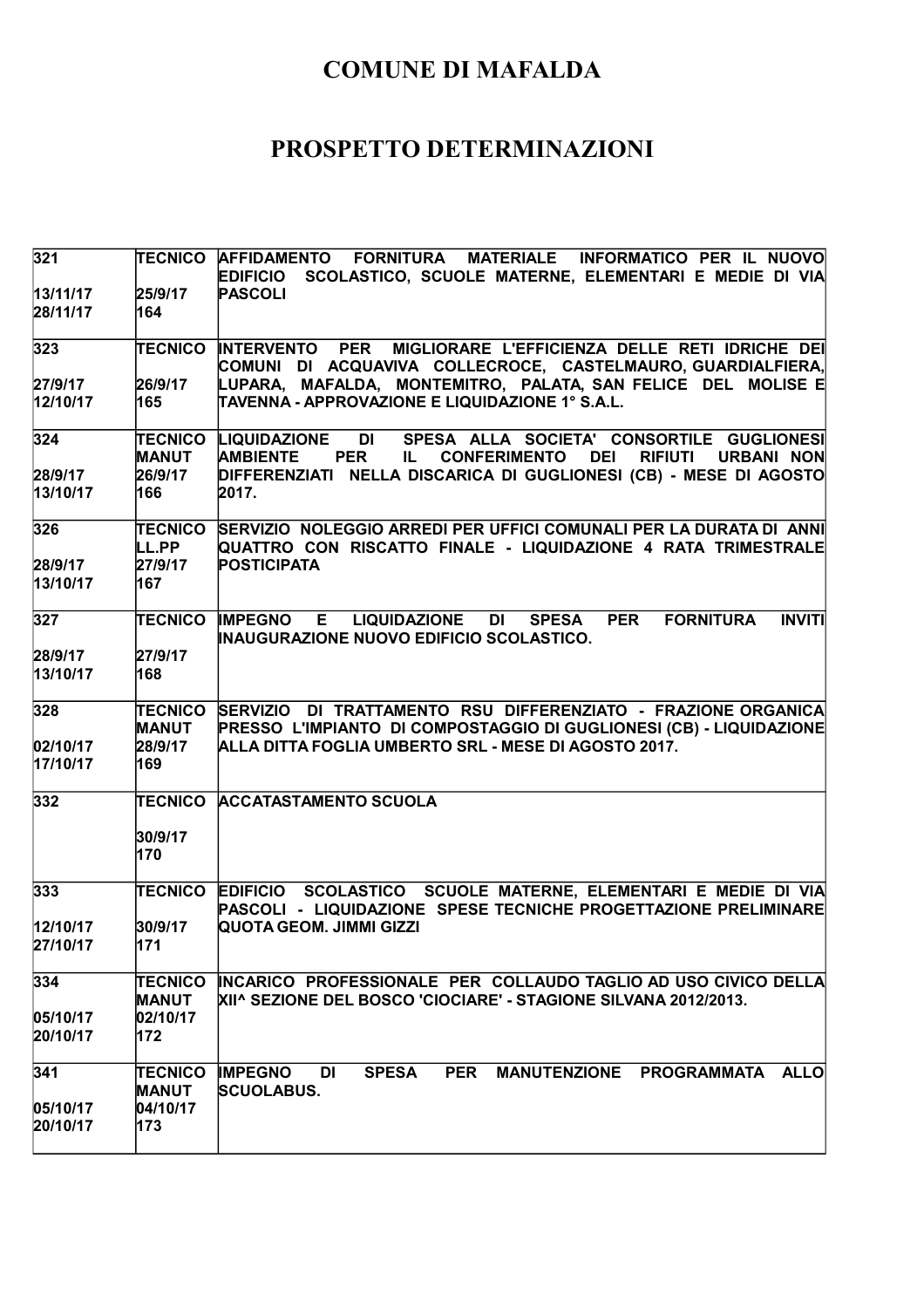# COMUNE DI MAFALDA

## PROSPETTO DETERMINAZIONI

| | | |
|---|---|---|
| 321<br><br>13/11/17<br>28/11/17 | TECNICO<br><br>25/9/17<br>164 | AFFIDAMENTO FORNITURA MATERIALE INFORMATICO PER IL NUOVO EDIFICIO SCOLASTICO, SCUOLE MATERNE, ELEMENTARI E MEDIE DI VIA PASCOLI |
| 323<br><br>27/9/17<br>12/10/17 | TECNICO<br><br>26/9/17<br>165 | INTERVENTO PER MIGLIORARE L'EFFICIENZA DELLE RETI IDRICHE DEI COMUNI DI ACQUAVIVA COLLECROCE, CASTELMAURO, GUARDIALFIERA, LUPARA, MAFALDA, MONTEMITRO, PALATA, SAN FELICE DEL MOLISE E TAVENNA - APPROVAZIONE E LIQUIDAZIONE 1° S.A.L. |
| 324<br><br>28/9/17<br>13/10/17 | TECNICO<br>MANUT<br>26/9/17<br>166 | LIQUIDAZIONE DI SPESA ALLA SOCIETA' CONSORTILE GUGLIONESI AMBIENTE PER IL CONFERIMENTO DEI RIFIUTI URBANI NON DIFFERENZIATI NELLA DISCARICA DI GUGLIONESI (CB) - MESE DI AGOSTO 2017. |
| 326<br><br>28/9/17<br>13/10/17 | TECNICO<br>LL.PP<br>27/9/17<br>167 | SERVIZIO NOLEGGIO ARREDI PER UFFICI COMUNALI PER LA DURATA DI ANNI QUATTRO CON RISCATTO FINALE - LIQUIDAZIONE 4 RATA TRIMESTRALE POSTICIPATA |
| 327<br><br>28/9/17<br>13/10/17 | TECNICO<br><br>27/9/17<br>168 | IMPEGNO E LIQUIDAZIONE DI SPESA PER FORNITURA INVITI INAUGURAZIONE NUOVO EDIFICIO SCOLASTICO. |
| 328<br><br>02/10/17<br>17/10/17 | TECNICO<br>MANUT<br>28/9/17<br>169 | SERVIZIO DI TRATTAMENTO RSU DIFFERENZIATO - FRAZIONE ORGANICA PRESSO L'IMPIANTO DI COMPOSTAGGIO DI GUGLIONESI (CB) - LIQUIDAZIONE ALLA DITTA FOGLIA UMBERTO SRL - MESE DI AGOSTO 2017. |
| 332 | TECNICO<br><br>30/9/17<br>170 | ACCATASTAMENTO SCUOLA |
| 333<br><br>12/10/17<br>27/10/17 | TECNICO<br><br>30/9/17<br>171 | EDIFICIO SCOLASTICO SCUOLE MATERNE, ELEMENTARI E MEDIE DI VIA PASCOLI - LIQUIDAZIONE SPESE TECNICHE PROGETTAZIONE PRELIMINARE QUOTA GEOM. JIMMI GIZZI |
| 334<br><br>05/10/17<br>20/10/17 | TECNICO<br>MANUT<br>02/10/17<br>172 | INCARICO PROFESSIONALE PER COLLAUDO TAGLIO AD USO CIVICO DELLA XII^ SEZIONE DEL BOSCO 'CIOCIARE' - STAGIONE SILVANA 2012/2013. |
| 341<br><br>05/10/17<br>20/10/17 | TECNICO<br>MANUT<br>04/10/17<br>173 | IMPEGNO DI SPESA PER MANUTENZIONE PROGRAMMATA ALLO SCUOLABUS. |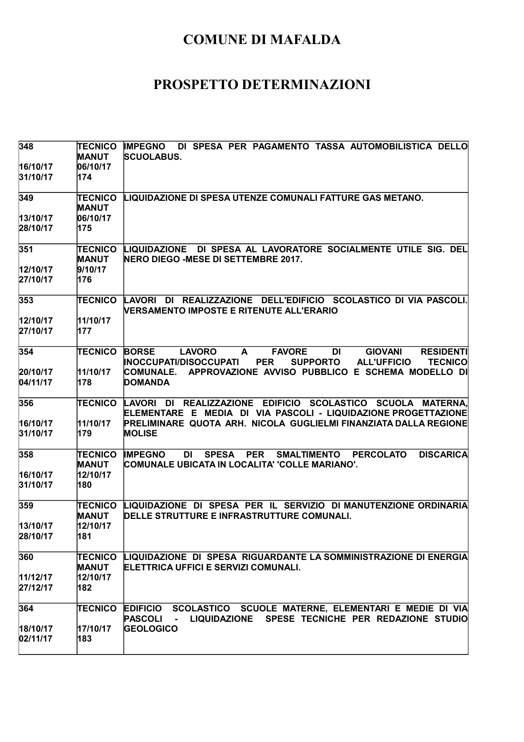# COMUNE DI MAFALDA

# PROSPETTO DETERMINAZIONI

| | | |
|---|---|---|
| 348<br><br>16/10/17<br>31/10/17 | TECNICO<br>MANUT<br>06/10/17<br>174 | IMPEGNO DI SPESA PER PAGAMENTO TASSA AUTOMOBILISTICA DELLO SCUOLABUS. |
| 349<br><br>13/10/17<br>28/10/17 | TECNICO<br>MANUT<br>06/10/17<br>175 | LIQUIDAZIONE DI SPESA UTENZE COMUNALI FATTURE GAS METANO. |
| 351<br><br>12/10/17<br>27/10/17 | TECNICO<br>MANUT<br>9/10/17<br>176 | LIQUIDAZIONE DI SPESA AL LAVORATORE SOCIALMENTE UTILE SIG. DEL NERO DIEGO -MESE DI SETTEMBRE 2017. |
| 353<br><br>12/10/17<br>27/10/17 | TECNICO<br><br>11/10/17<br>177 | LAVORI DI REALIZZAZIONE DELL'EDIFICIO SCOLASTICO DI VIA PASCOLI. VERSAMENTO IMPOSTE E RITENUTE ALL'ERARIO |
| 354<br><br>20/10/17<br>04/11/17 | TECNICO<br><br>11/10/17<br>178 | BORSE LAVORO A FAVORE DI GIOVANI RESIDENTI INOCCUPATI/DISOCCUPATI PER SUPPORTO ALL'UFFICIO TECNICO COMUNALE. APPROVAZIONE AVVISO PUBBLICO E SCHEMA MODELLO DI DOMANDA |
| 356<br><br>16/10/17<br>31/10/17 | TECNICO<br><br>11/10/17<br>179 | LAVORI DI REALIZZAZIONE EDIFICIO SCOLASTICO SCUOLA MATERNA, ELEMENTARE E MEDIA DI VIA PASCOLI - LIQUIDAZIONE PROGETTAZIONE PRELIMINARE QUOTA ARH. NICOLA GUGLIELMI FINANZIATA DALLA REGIONE MOLISE |
| 358<br><br>16/10/17<br>31/10/17 | TECNICO<br>MANUT<br>12/10/17<br>180 | IMPEGNO DI SPESA PER SMALTIMENTO PERCOLATO DISCARICA COMUNALE UBICATA IN LOCALITA' 'COLLE MARIANO'. |
| 359<br><br>13/10/17<br>28/10/17 | TECNICO<br>MANUT<br>12/10/17<br>181 | LIQUIDAZIONE DI SPESA PER IL SERVIZIO DI MANUTENZIONE ORDINARIA DELLE STRUTTURE E INFRASTRUTTURE COMUNALI. |
| 360<br><br>11/12/17<br>27/12/17 | TECNICO<br>MANUT<br>12/10/17<br>182 | LIQUIDAZIONE DI SPESA RIGUARDANTE LA SOMMINISTRAZIONE DI ENERGIA ELETTRICA UFFICI E SERVIZI COMUNALI. |
| 364<br><br>18/10/17<br>02/11/17 | TECNICO<br><br>17/10/17<br>183 | EDIFICIO SCOLASTICO SCUOLE MATERNE, ELEMENTARI E MEDIE DI VIA PASCOLI - LIQUIDAZIONE SPESE TECNICHE PER REDAZIONE STUDIO GEOLOGICO |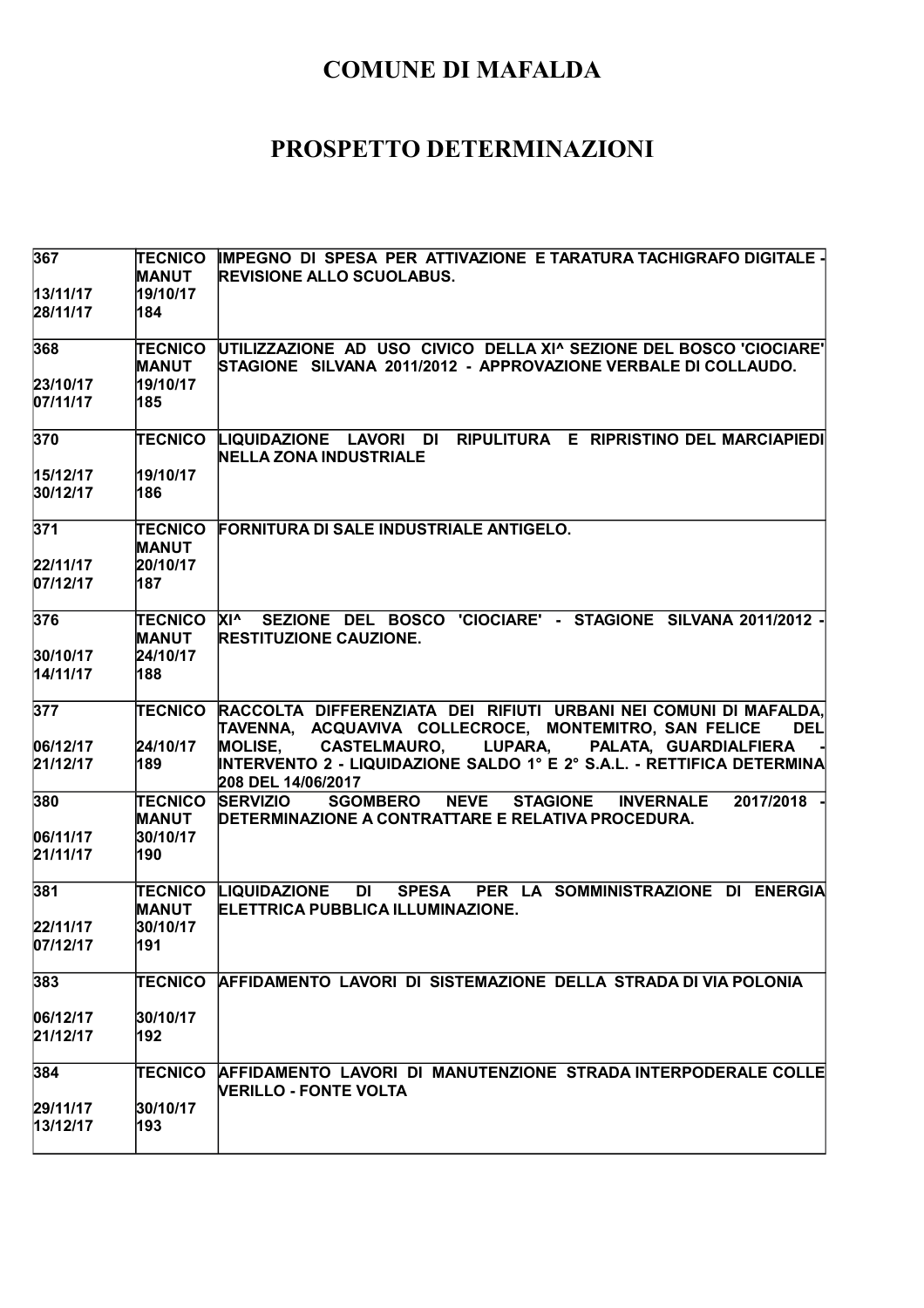# COMUNE DI MAFALDA

# PROSPETTO DETERMINAZIONI

| | | |
|---|---|---|
| 367<br><br>13/11/17<br>28/11/17 | TECNICO<br>MANUT<br>19/10/17<br>184 | IMPEGNO DI SPESA PER ATTIVAZIONE E TARATURA TACHIGRAFO DIGITALE - REVISIONE ALLO SCUOLABUS. |
| 368<br><br>23/10/17<br>07/11/17 | TECNICO<br>MANUT<br>19/10/17<br>185 | UTILIZZAZIONE AD USO CIVICO DELLA XI^ SEZIONE DEL BOSCO 'CIOCIARE' STAGIONE SILVANA 2011/2012 - APPROVAZIONE VERBALE DI COLLAUDO. |
| 370<br><br>15/12/17<br>30/12/17 | TECNICO<br><br>19/10/17<br>186 | LIQUIDAZIONE LAVORI DI RIPULITURA E RIPRISTINO DEL MARCIAPIEDI NELLA ZONA INDUSTRIALE |
| 371<br><br>22/11/17<br>07/12/17 | TECNICO<br>MANUT<br>20/10/17<br>187 | FORNITURA DI SALE INDUSTRIALE ANTIGELO. |
| 376<br><br>30/10/17<br>14/11/17 | TECNICO<br>MANUT<br>24/10/17<br>188 | XI^ SEZIONE DEL BOSCO 'CIOCIARE' - STAGIONE SILVANA 2011/2012 - RESTITUZIONE CAUZIONE. |
| 377<br><br>06/12/17<br>21/12/17 | TECNICO<br><br>24/10/17<br>189 | RACCOLTA DIFFERENZIATA DEI RIFIUTI URBANI NEI COMUNI DI MAFALDA, TAVENNA, ACQUAVIVA COLLECROCE, MONTEMITRO, SAN FELICE DEL MOLISE, CASTELMAURO, LUPARA, PALATA, GUARDIALFIERA - INTERVENTO 2 - LIQUIDAZIONE SALDO 1° E 2° S.A.L. - RETTIFICA DETERMINA 208 DEL 14/06/2017 |
| 380<br><br>06/11/17<br>21/11/17 | TECNICO<br>MANUT<br>30/10/17<br>190 | SERVIZIO SGOMBERO NEVE STAGIONE INVERNALE 2017/2018 - DETERMINAZIONE A CONTRATTARE E RELATIVA PROCEDURA. |
| 381<br><br>22/11/17<br>07/12/17 | TECNICO<br>MANUT<br>30/10/17<br>191 | LIQUIDAZIONE DI SPESA PER LA SOMMINISTRAZIONE DI ENERGIA ELETTRICA PUBBLICA ILLUMINAZIONE. |
| 383<br><br>06/12/17<br>21/12/17 | TECNICO<br><br>30/10/17<br>192 | AFFIDAMENTO LAVORI DI SISTEMAZIONE DELLA STRADA DI VIA POLONIA |
| 384<br><br>29/11/17<br>13/12/17 | TECNICO<br><br>30/10/17<br>193 | AFFIDAMENTO LAVORI DI MANUTENZIONE STRADA INTERPODERALE COLLE VERILLO - FONTE VOLTA |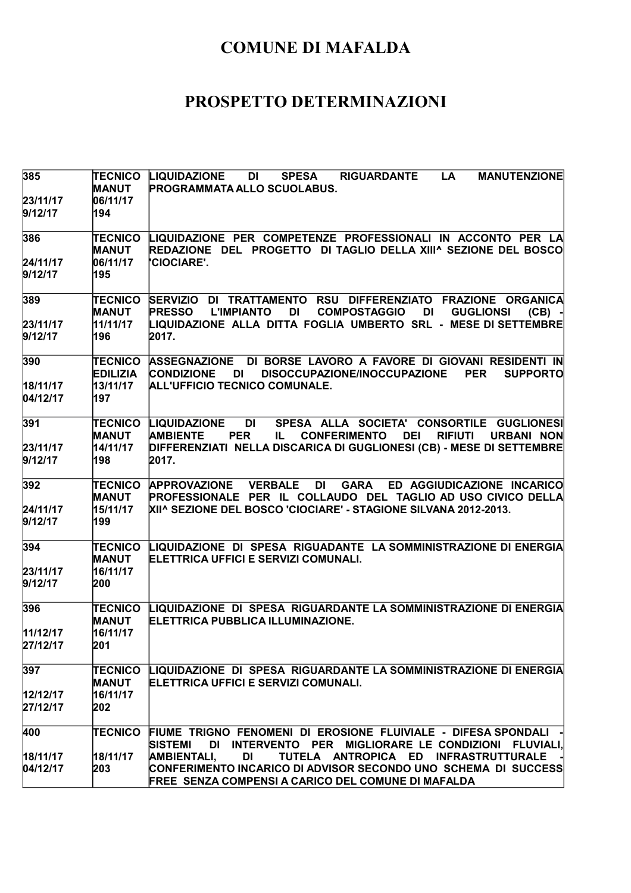# COMUNE DI MAFALDA

# PROSPETTO DETERMINAZIONI

| | | |
|---|---|---|
| 385<br><br>23/11/17<br>9/12/17 | TECNICO<br>MANUT<br>06/11/17<br>194 | LIQUIDAZIONE DI SPESA RIGUARDANTE LA MANUTENZIONE PROGRAMMATA ALLO SCUOLABUS. |
| 386<br><br>24/11/17<br>9/12/17 | TECNICO<br>MANUT<br>06/11/17<br>195 | LIQUIDAZIONE PER COMPETENZE PROFESSIONALI IN ACCONTO PER LA REDAZIONE DEL PROGETTO DI TAGLIO DELLA XIII^ SEZIONE DEL BOSCO 'CIOCIARE'. |
| 389<br><br>23/11/17<br>9/12/17 | TECNICO<br>MANUT<br>11/11/17<br>196 | SERVIZIO DI TRATTAMENTO RSU DIFFERENZIATO FRAZIONE ORGANICA PRESSO L'IMPIANTO DI COMPOSTAGGIO DI GUGLIONSI (CB) - LIQUIDAZIONE ALLA DITTA FOGLIA UMBERTO SRL - MESE DI SETTEMBRE 2017. |
| 390<br><br>18/11/17<br>04/12/17 | TECNICO<br>EDILIZIA<br>13/11/17<br>197 | ASSEGNAZIONE DI BORSE LAVORO A FAVORE DI GIOVANI RESIDENTI IN CONDIZIONE DI DISOCCUPAZIONE/INOCCUPAZIONE PER SUPPORTO ALL'UFFICIO TECNICO COMUNALE. |
| 391<br><br>23/11/17<br>9/12/17 | TECNICO<br>MANUT<br>14/11/17<br>198 | LIQUIDAZIONE DI SPESA ALLA SOCIETA' CONSORTILE GUGLIONESI AMBIENTE PER IL CONFERIMENTO DEI RIFIUTI URBANI NON DIFFERENZIATI NELLA DISCARICA DI GUGLIONESI (CB) - MESE DI SETTEMBRE 2017. |
| 392<br><br>24/11/17<br>9/12/17 | TECNICO<br>MANUT<br>15/11/17<br>199 | APPROVAZIONE VERBALE DI GARA ED AGGIUDICAZIONE INCARICO PROFESSIONALE PER IL COLLAUDO DEL TAGLIO AD USO CIVICO DELLA XII^ SEZIONE DEL BOSCO 'CIOCIARE' - STAGIONE SILVANA 2012-2013. |
| 394<br><br>23/11/17<br>9/12/17 | TECNICO<br>MANUT<br>16/11/17<br>200 | LIQUIDAZIONE DI SPESA RIGUADANTE LA SOMMINISTRAZIONE DI ENERGIA ELETTRICA UFFICI E SERVIZI COMUNALI. |
| 396<br><br>11/12/17<br>27/12/17 | TECNICO<br>MANUT<br>16/11/17<br>201 | LIQUIDAZIONE DI SPESA RIGUARDANTE LA SOMMINISTRAZIONE DI ENERGIA ELETTRICA PUBBLICA ILLUMINAZIONE. |
| 397<br><br>12/12/17<br>27/12/17 | TECNICO<br>MANUT<br>16/11/17<br>202 | LIQUIDAZIONE DI SPESA RIGUARDANTE LA SOMMINISTRAZIONE DI ENERGIA ELETTRICA UFFICI E SERVIZI COMUNALI. |
| 400<br><br>18/11/17<br>04/12/17 | TECNICO<br><br>18/11/17<br>203 | FIUME TRIGNO FENOMENI DI EROSIONE FLUIVIALE - DIFESA SPONDALI - SISTEMI DI INTERVENTO PER MIGLIORARE LE CONDIZIONI FLUVIALI, AMBIENTALI, DI TUTELA ANTROPICA ED INFRASTRUTTURALE - CONFERIMENTO INCARICO DI ADVISOR SECONDO UNO SCHEMA DI SUCCESS FREE SENZA COMPENSI A CARICO DEL COMUNE DI MAFALDA |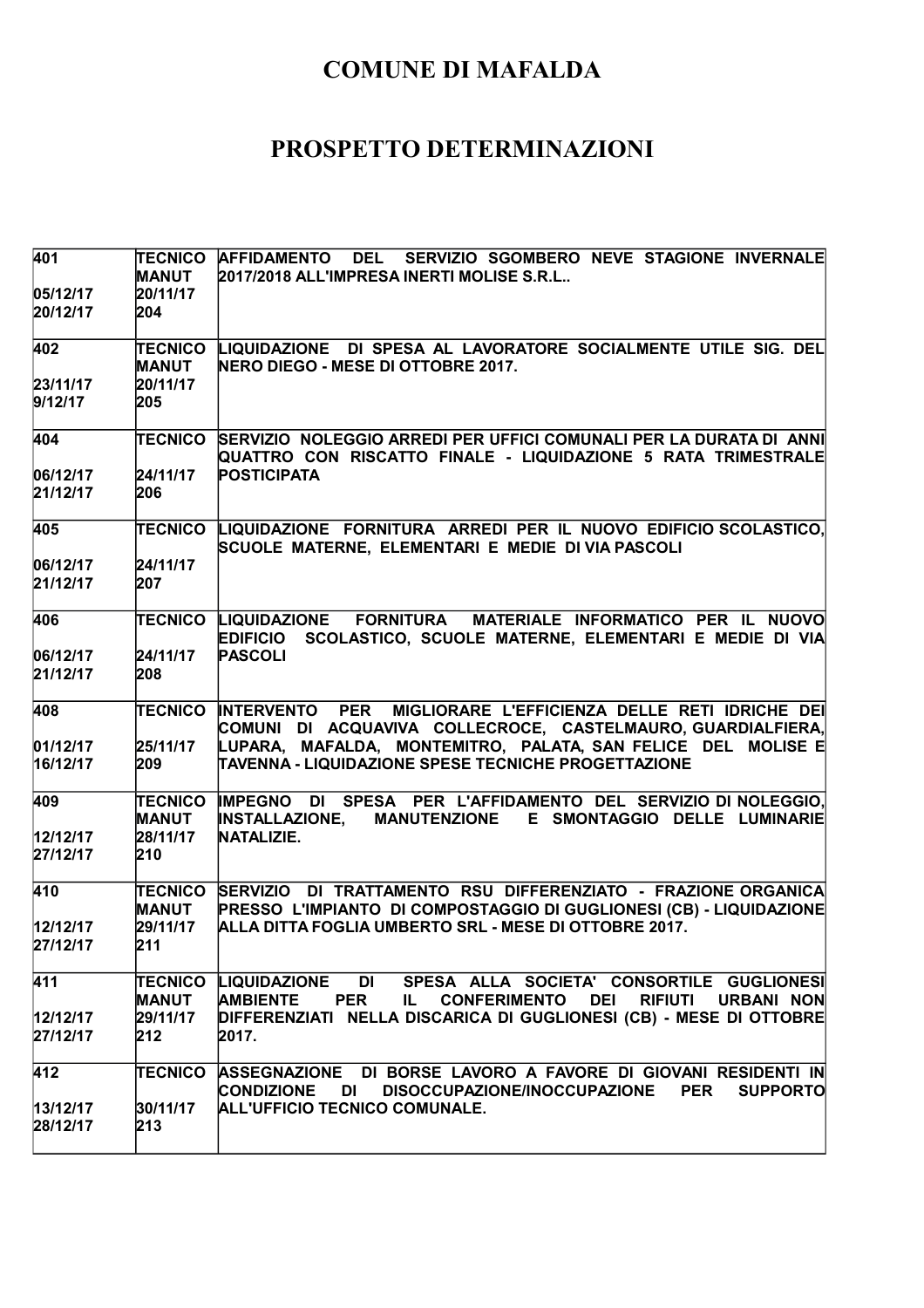# COMUNE DI MAFALDA

# PROSPETTO DETERMINAZIONI

| | | |
|---|---|---|
| 401<br><br>05/12/17<br>20/12/17 | TECNICO MANUT<br>20/11/17<br>204 | AFFIDAMENTO DEL SERVIZIO SGOMBERO NEVE STAGIONE INVERNALE 2017/2018 ALL'IMPRESA INERTI MOLISE S.R.L.. |
| 402<br><br>23/11/17<br>9/12/17 | TECNICO MANUT<br>20/11/17<br>205 | LIQUIDAZIONE DI SPESA AL LAVORATORE SOCIALMENTE UTILE SIG. DEL NERO DIEGO - MESE DI OTTOBRE 2017. |
| 404<br><br>06/12/17<br>21/12/17 | TECNICO<br><br>24/11/17<br>206 | SERVIZIO NOLEGGIO ARREDI PER UFFICI COMUNALI PER LA DURATA DI ANNI QUATTRO CON RISCATTO FINALE - LIQUIDAZIONE 5 RATA TRIMESTRALE POSTICIPATA |
| 405<br><br>06/12/17<br>21/12/17 | TECNICO<br><br>24/11/17<br>207 | LIQUIDAZIONE FORNITURA ARREDI PER IL NUOVO EDIFICIO SCOLASTICO, SCUOLE MATERNE, ELEMENTARI E MEDIE DI VIA PASCOLI |
| 406<br><br>06/12/17<br>21/12/17 | TECNICO<br><br>24/11/17<br>208 | LIQUIDAZIONE FORNITURA MATERIALE INFORMATICO PER IL NUOVO EDIFICIO SCOLASTICO, SCUOLE MATERNE, ELEMENTARI E MEDIE DI VIA PASCOLI |
| 408<br><br>01/12/17<br>16/12/17 | TECNICO<br><br>25/11/17<br>209 | INTERVENTO PER MIGLIORARE L'EFFICIENZA DELLE RETI IDRICHE DEI COMUNI DI ACQUAVIVA COLLECROCE, CASTELMAURO, GUARDIALFIERA, LUPARA, MAFALDA, MONTEMITRO, PALATA, SAN FELICE DEL MOLISE E TAVENNA - LIQUIDAZIONE SPESE TECNICHE PROGETTAZIONE |
| 409<br><br>12/12/17<br>27/12/17 | TECNICO MANUT<br>28/11/17<br>210 | IMPEGNO DI SPESA PER L'AFFIDAMENTO DEL SERVIZIO DI NOLEGGIO, INSTALLAZIONE, MANUTENZIONE E SMONTAGGIO DELLE LUMINARIE NATALIZIE. |
| 410<br><br>12/12/17<br>27/12/17 | TECNICO MANUT<br>29/11/17<br>211 | SERVIZIO DI TRATTAMENTO RSU DIFFERENZIATO - FRAZIONE ORGANICA PRESSO L'IMPIANTO DI COMPOSTAGGIO DI GUGLIONESI (CB) - LIQUIDAZIONE ALLA DITTA FOGLIA UMBERTO SRL - MESE DI OTTOBRE 2017. |
| 411<br><br>12/12/17<br>27/12/17 | TECNICO MANUT<br>29/11/17<br>212 | LIQUIDAZIONE DI SPESA ALLA SOCIETA' CONSORTILE GUGLIONESI AMBIENTE PER IL CONFERIMENTO DEI RIFIUTI URBANI NON DIFFERENZIATI NELLA DISCARICA DI GUGLIONESI (CB) - MESE DI OTTOBRE 2017. |
| 412<br><br>13/12/17<br>28/12/17 | TECNICO<br><br>30/11/17<br>213 | ASSEGNAZIONE DI BORSE LAVORO A FAVORE DI GIOVANI RESIDENTI IN CONDIZIONE DI DISOCCUPAZIONE/INOCCUPAZIONE PER SUPPORTO ALL'UFFICIO TECNICO COMUNALE. |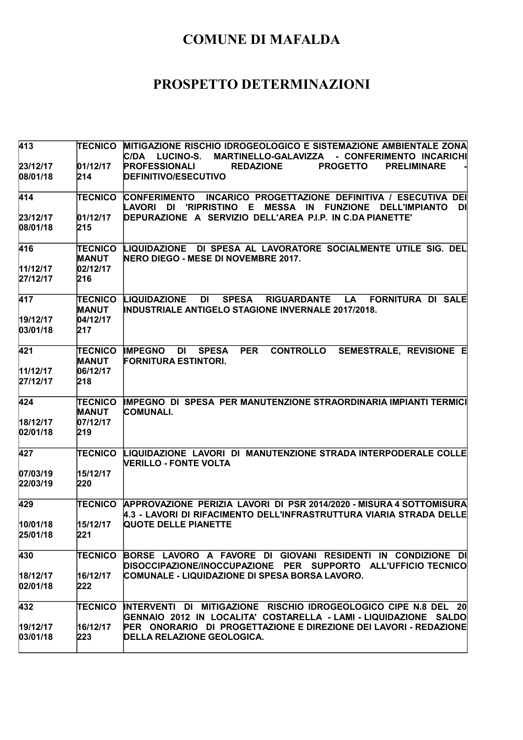# COMUNE DI MAFALDA

# PROSPETTO DETERMINAZIONI

| | | |
|---|---|---|
| 413<br><br>23/12/17<br>08/01/18 | TECNICO<br><br>01/12/17<br>214 | MITIGAZIONE RISCHIO IDROGEOLOGICO E SISTEMAZIONE AMBIENTALE ZONA C/DA LUCINO-S. MARTINELLO-GALAVIZZA - CONFERIMENTO INCARICHI PROFESSIONALI REDAZIONE PROGETTO PRELIMINARE - DEFINITIVO/ESECUTIVO |
| 414<br><br>23/12/17<br>08/01/18 | TECNICO<br><br>01/12/17<br>215 | CONFERIMENTO INCARICO PROGETTAZIONE DEFINITIVA / ESECUTIVA DEI LAVORI DI 'RIPRISTINO E MESSA IN FUNZIONE DELL'IMPIANTO DI DEPURAZIONE A SERVIZIO DELL'AREA P.I.P. IN C.DA PIANETTE' |
| 416<br><br>11/12/17<br>27/12/17 | TECNICO MANUT<br>02/12/17<br>216 | LIQUIDAZIONE DI SPESA AL LAVORATORE SOCIALMENTE UTILE SIG. DEL NERO DIEGO - MESE DI NOVEMBRE 2017. |
| 417<br><br>19/12/17<br>03/01/18 | TECNICO MANUT<br>04/12/17<br>217 | LIQUIDAZIONE DI SPESA RIGUARDANTE LA FORNITURA DI SALE INDUSTRIALE ANTIGELO STAGIONE INVERNALE 2017/2018. |
| 421<br><br>11/12/17<br>27/12/17 | TECNICO MANUT<br>06/12/17<br>218 | IMPEGNO DI SPESA PER CONTROLLO SEMESTRALE, REVISIONE E FORNITURA ESTINTORI. |
| 424<br><br>18/12/17<br>02/01/18 | TECNICO MANUT<br>07/12/17<br>219 | IMPEGNO DI SPESA PER MANUTENZIONE STRAORDINARIA IMPIANTI TERMICI COMUNALI. |
| 427<br><br>07/03/19<br>22/03/19 | TECNICO<br><br>15/12/17<br>220 | LIQUIDAZIONE LAVORI DI MANUTENZIONE STRADA INTERPODERALE COLLE VERILLO - FONTE VOLTA |
| 429<br><br>10/01/18<br>25/01/18 | TECNICO<br><br>15/12/17<br>221 | APPROVAZIONE PERIZIA LAVORI DI PSR 2014/2020 - MISURA 4 SOTTOMISURA 4.3 - LAVORI DI RIFACIMENTO DELL'INFRASTRUTTURA VIARIA STRADA DELLE QUOTE DELLE PIANETTE |
| 430<br><br>18/12/17<br>02/01/18 | TECNICO<br><br>16/12/17<br>222 | BORSE LAVORO A FAVORE DI GIOVANI RESIDENTI IN CONDIZIONE DI DISOCCIPAZIONE/INOCCUPAZIONE PER SUPPORTO ALL'UFFICIO TECNICO COMUNALE - LIQUIDAZIONE DI SPESA BORSA LAVORO. |
| 432<br><br>19/12/17<br>03/01/18 | TECNICO<br><br>16/12/17<br>223 | INTERVENTI DI MITIGAZIONE RISCHIO IDROGEOLOGICO CIPE N.8 DEL 20 GENNAIO 2012 IN LOCALITA' COSTARELLA - LAMI - LIQUIDAZIONE SALDO PER ONORARIO DI PROGETTAZIONE E DIREZIONE DEI LAVORI - REDAZIONE DELLA RELAZIONE GEOLOGICA. |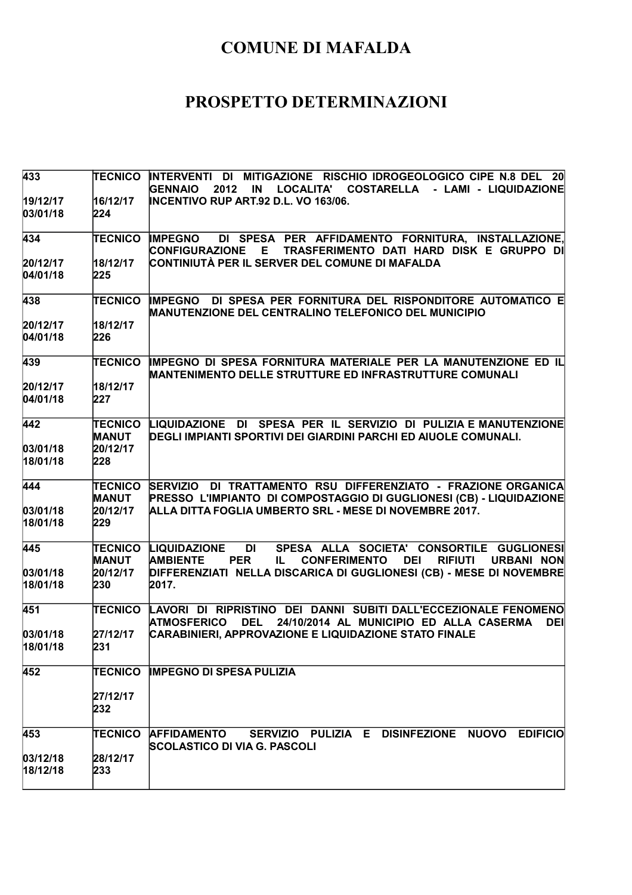# COMUNE DI MAFALDA

# PROSPETTO DETERMINAZIONI

| | | |
|---|---|---|
| 433<br><br>19/12/17<br>03/01/18 | TECNICO<br><br>16/12/17<br>224 | INTERVENTI DI MITIGAZIONE RISCHIO IDROGEOLOGICO CIPE N.8 DEL 20 GENNAIO 2012 IN LOCALITA' COSTARELLA - LAMI - LIQUIDAZIONE INCENTIVO RUP ART.92 D.L. VO 163/06. |
| 434<br><br>20/12/17<br>04/01/18 | TECNICO<br><br>18/12/17<br>225 | IMPEGNO DI SPESA PER AFFIDAMENTO FORNITURA, INSTALLAZIONE, CONFIGURAZIONE E TRASFERIMENTO DATI HARD DISK E GRUPPO DI CONTINIUTÀ PER IL SERVER DEL COMUNE DI MAFALDA |
| 438<br><br>20/12/17<br>04/01/18 | TECNICO<br><br>18/12/17<br>226 | IMPEGNO DI SPESA PER FORNITURA DEL RISPONDITORE AUTOMATICO E MANUTENZIONE DEL CENTRALINO TELEFONICO DEL MUNICIPIO |
| 439<br><br>20/12/17<br>04/01/18 | TECNICO<br><br>18/12/17<br>227 | IMPEGNO DI SPESA FORNITURA MATERIALE PER LA MANUTENZIONE ED IL MANTENIMENTO DELLE STRUTTURE ED INFRASTRUTTURE COMUNALI |
| 442<br><br>03/01/18<br>18/01/18 | TECNICO MANUT<br>20/12/17<br>228 | LIQUIDAZIONE DI SPESA PER IL SERVIZIO DI PULIZIA E MANUTENZIONE DEGLI IMPIANTI SPORTIVI DEI GIARDINI PARCHI ED AIUOLE COMUNALI. |
| 444<br><br>03/01/18<br>18/01/18 | TECNICO MANUT<br>20/12/17<br>229 | SERVIZIO DI TRATTAMENTO RSU DIFFERENZIATO - FRAZIONE ORGANICA PRESSO L'IMPIANTO DI COMPOSTAGGIO DI GUGLIONESI (CB) - LIQUIDAZIONE ALLA DITTA FOGLIA UMBERTO SRL - MESE DI NOVEMBRE 2017. |
| 445<br><br>03/01/18<br>18/01/18 | TECNICO MANUT<br>20/12/17<br>230 | LIQUIDAZIONE DI SPESA ALLA SOCIETA' CONSORTILE GUGLIONESI AMBIENTE PER IL CONFERIMENTO DEI RIFIUTI URBANI NON DIFFERENZIATI NELLA DISCARICA DI GUGLIONESI (CB) - MESE DI NOVEMBRE 2017. |
| 451<br><br>03/01/18<br>18/01/18 | TECNICO<br><br>27/12/17<br>231 | LAVORI DI RIPRISTINO DEI DANNI SUBITI DALL'ECCEZIONALE FENOMENO ATMOSFERICO DEL 24/10/2014 AL MUNICIPIO ED ALLA CASERMA DEI CARABINIERI, APPROVAZIONE E LIQUIDAZIONE STATO FINALE |
| 452 | TECNICO<br><br>27/12/17<br>232 | IMPEGNO DI SPESA PULIZIA |
| 453<br><br>03/12/18<br>18/12/18 | TECNICO<br><br>28/12/17<br>233 | AFFIDAMENTO SERVIZIO PULIZIA E DISINFEZIONE NUOVO EDIFICIO SCOLASTICO DI VIA G. PASCOLI |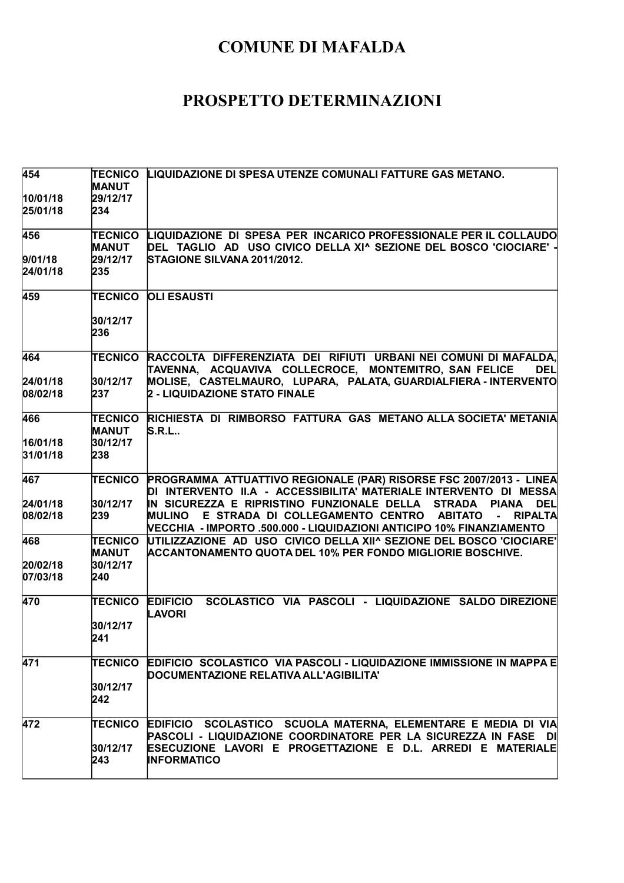# COMUNE DI MAFALDA

# PROSPETTO DETERMINAZIONI

| | | |
|---|---|---|
| 454<br><br>10/01/18<br>25/01/18 | TECNICO<br>MANUT<br>29/12/17<br>234 | LIQUIDAZIONE DI SPESA UTENZE COMUNALI FATTURE GAS METANO. |
| 456<br><br>9/01/18<br>24/01/18 | TECNICO<br>MANUT<br>29/12/17<br>235 | LIQUIDAZIONE DI SPESA PER INCARICO PROFESSIONALE PER IL COLLAUDO DEL TAGLIO AD USO CIVICO DELLA XI^ SEZIONE DEL BOSCO 'CIOCIARE' - STAGIONE SILVANA 2011/2012. |
| 459 | TECNICO<br><br>30/12/17<br>236 | OLI ESAUSTI |
| 464<br><br>24/01/18<br>08/02/18 | TECNICO<br><br>30/12/17<br>237 | RACCOLTA DIFFERENZIATA DEI RIFIUTI URBANI NEI COMUNI DI MAFALDA, TAVENNA, ACQUAVIVA COLLECROCE, MONTEMITRO, SAN FELICE DEL MOLISE, CASTELMAURO, LUPARA, PALATA, GUARDIALFIERA - INTERVENTO 2 - LIQUIDAZIONE STATO FINALE |
| 466<br><br>16/01/18<br>31/01/18 | TECNICO<br>MANUT<br>30/12/17<br>238 | RICHIESTA DI RIMBORSO FATTURA GAS METANO ALLA SOCIETA' METANIA S.R.L.. |
| 467<br><br>24/01/18<br>08/02/18 | TECNICO<br><br>30/12/17<br>239 | PROGRAMMA ATTUATTIVO REGIONALE (PAR) RISORSE FSC 2007/2013 - LINEA DI INTERVENTO II.A - ACCESSIBILITA' MATERIALE INTERVENTO DI MESSA IN SICUREZZA E RIPRISTINO FUNZIONALE DELLA STRADA PIANA DEL MULINO E STRADA DI COLLEGAMENTO CENTRO ABITATO - RIPALTA VECCHIA - IMPORTO .500.000 - LIQUIDAZIONI ANTICIPO 10% FINANZIAMENTO |
| 468<br><br>20/02/18<br>07/03/18 | TECNICO<br>MANUT<br>30/12/17<br>240 | UTILIZZAZIONE AD USO CIVICO DELLA XII^ SEZIONE DEL BOSCO 'CIOCIARE' ACCANTONAMENTO QUOTA DEL 10% PER FONDO MIGLIORIE BOSCHIVE. |
| 470 | TECNICO<br><br>30/12/17<br>241 | EDIFICIO SCOLASTICO VIA PASCOLI - LIQUIDAZIONE SALDO DIREZIONE LAVORI |
| 471 | TECNICO<br><br>30/12/17<br>242 | EDIFICIO SCOLASTICO VIA PASCOLI - LIQUIDAZIONE IMMISSIONE IN MAPPA E DOCUMENTAZIONE RELATIVA ALL'AGIBILITA' |
| 472 | TECNICO<br><br>30/12/17<br>243 | EDIFICIO SCOLASTICO SCUOLA MATERNA, ELEMENTARE E MEDIA DI VIA PASCOLI - LIQUIDAZIONE COORDINATORE PER LA SICUREZZA IN FASE DI ESECUZIONE LAVORI E PROGETTAZIONE E D.L. ARREDI E MATERIALE INFORMATICO |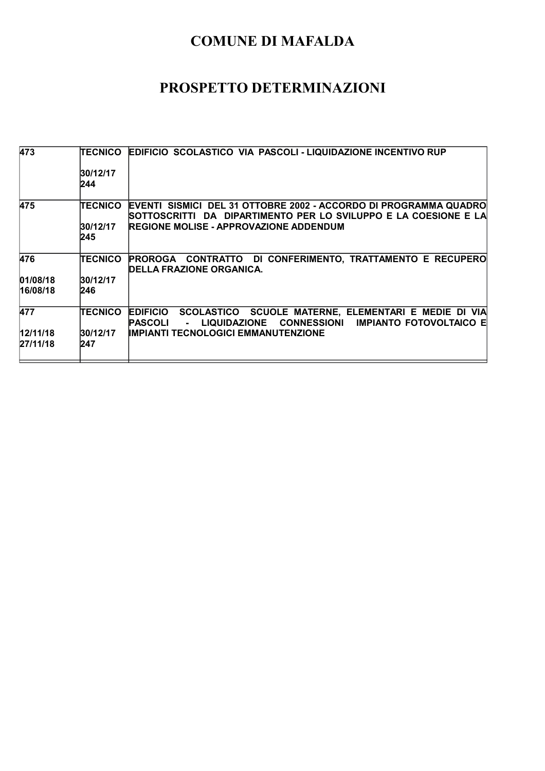# COMUNE DI MAFALDA

# PROSPETTO DETERMINAZIONI

| | | |
|---|---|---|
| 473 | TECNICO<br><br>30/12/17<br>244 | EDIFICIO SCOLASTICO VIA PASCOLI - LIQUIDAZIONE INCENTIVO RUP |
| 475 | TECNICO<br><br>30/12/17<br>245 | EVENTI SISMICI DEL 31 OTTOBRE 2002 - ACCORDO DI PROGRAMMA QUADRO SOTTOSCRITTI DA DIPARTIMENTO PER LO SVILUPPO E LA COESIONE E LA REGIONE MOLISE - APPROVAZIONE ADDENDUM |
| 476<br><br>01/08/18<br>16/08/18 | TECNICO<br><br>30/12/17<br>246 | PROROGA CONTRATTO DI CONFERIMENTO, TRATTAMENTO E RECUPERO DELLA FRAZIONE ORGANICA. |
| 477<br><br>12/11/18<br>27/11/18 | TECNICO<br><br>30/12/17<br>247 | EDIFICIO SCOLASTICO SCUOLE MATERNE, ELEMENTARI E MEDIE DI VIA PASCOLI - LIQUIDAZIONE CONNESSIONI IMPIANTO FOTOVOLTAICO E IMPIANTI TECNOLOGICI EMMANUTENZIONE |